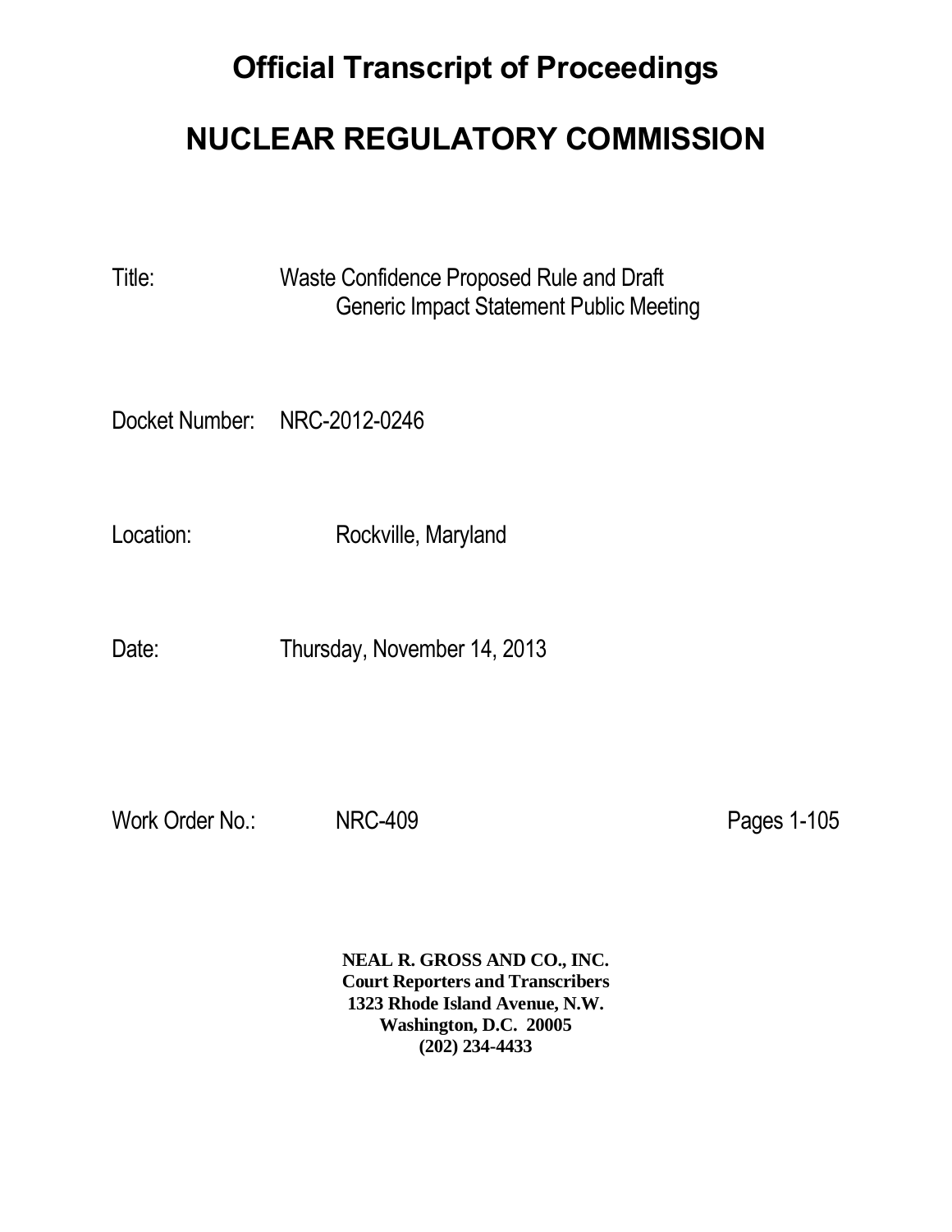# Official Transcript of Proceedings

# NUCLEAR REGULATORY COMMISSION

Title: Waste Confidence Proposed Rule and Draft Generic Impact Statement Public Meeting

Docket Number: NRC-2012-0246

Location: Rockville, Maryland

Date: Thursday, November 14, 2013

Work Order No.: NRC-409 Pages 1-105

**NEAL R. GROSS AND CO., INC.**
**Court Reporters and Transcribers**
**1323 Rhode Island Avenue, N.W.**
**Washington, D.C. 20005**
**(202) 234-4433**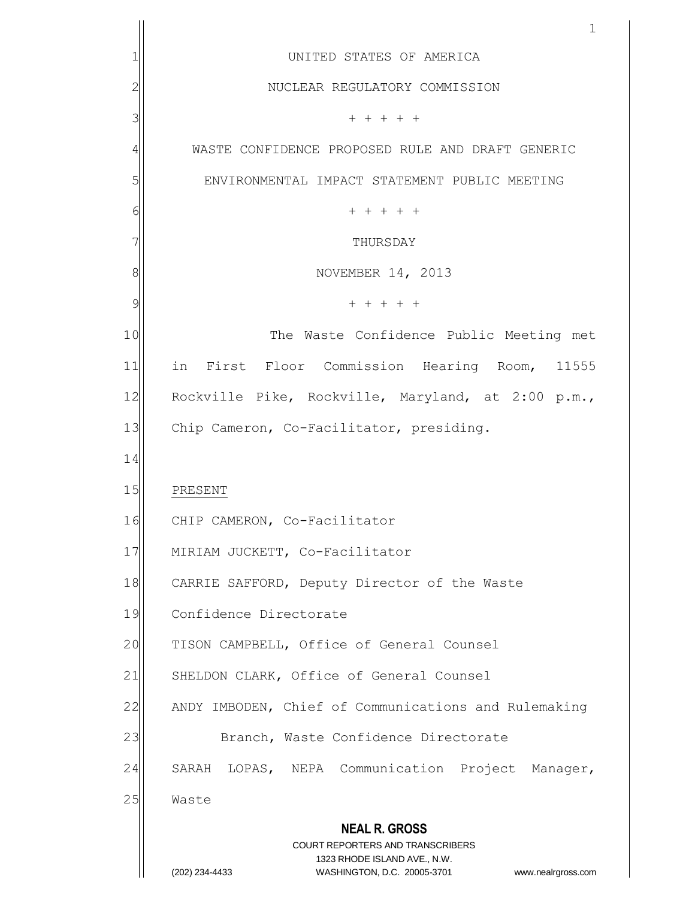UNITED STATES OF AMERICA

NUCLEAR REGULATORY COMMISSION

+ + + + +

WASTE CONFIDENCE PROPOSED RULE AND DRAFT GENERIC ENVIRONMENTAL IMPACT STATEMENT PUBLIC MEETING

+ + + + +

THURSDAY

NOVEMBER 14, 2013

+ + + + +

The Waste Confidence Public Meeting met in First Floor Commission Hearing Room, 11555 Rockville Pike, Rockville, Maryland, at 2:00 p.m., Chip Cameron, Co-Facilitator, presiding.

PRESENT

CHIP CAMERON, Co-Facilitator

MIRIAM JUCKETT, Co-Facilitator

CARRIE SAFFORD, Deputy Director of the Waste Confidence Directorate

TISON CAMPBELL, Office of General Counsel

SHELDON CLARK, Office of General Counsel

ANDY IMBODEN, Chief of Communications and Rulemaking Branch, Waste Confidence Directorate

SARAH LOPAS, NEPA Communication Project Manager, Waste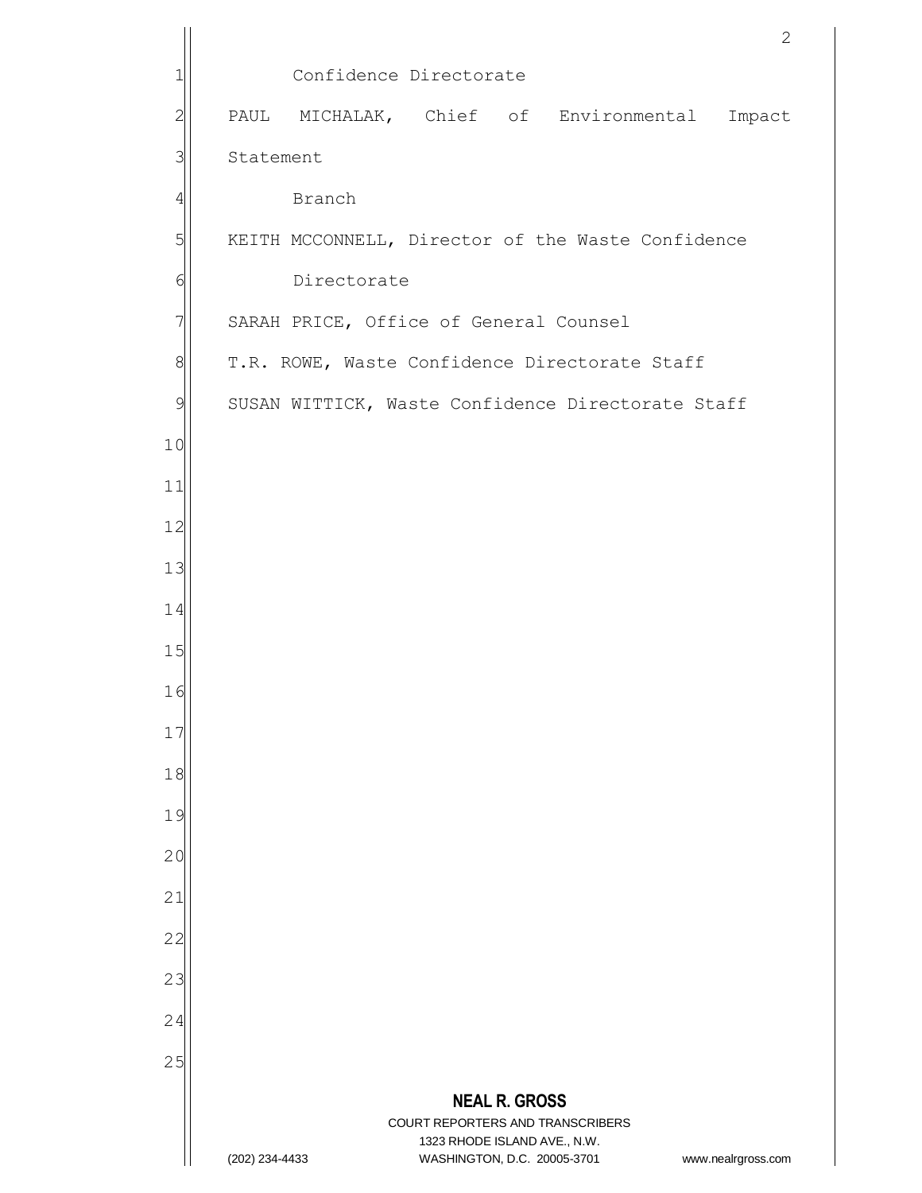Confidence Directorate

PAUL MICHALAK, Chief of Environmental Impact Statement

Branch

KEITH MCCONNELL, Director of the Waste Confidence

Directorate

SARAH PRICE, Office of General Counsel

T.R. ROWE, Waste Confidence Directorate Staff

SUSAN WITTICK, Waste Confidence Directorate Staff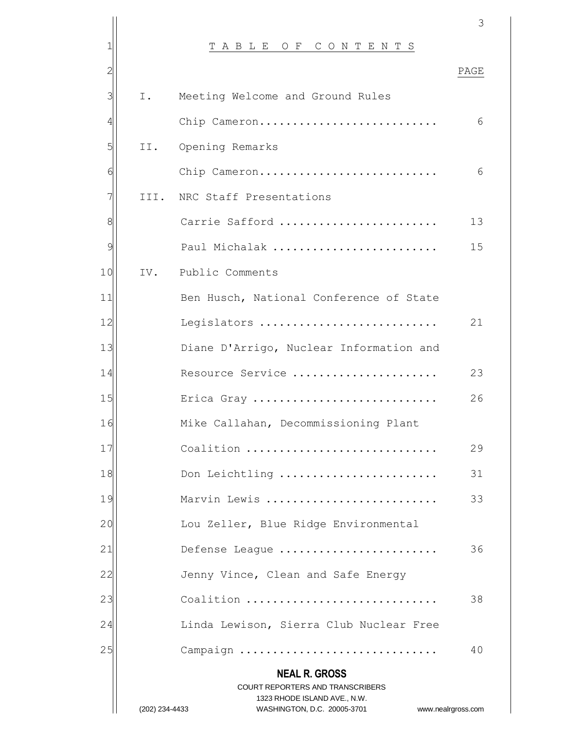# TABLE OF CONTENTS

| | | PAGE |
|---|---|---|
| I. | Meeting Welcome and Ground Rules | |
| | Chip Cameron | 6 |
| II. | Opening Remarks | |
| | Chip Cameron | 6 |
| III. | NRC Staff Presentations | |
| | Carrie Safford | 13 |
| | Paul Michalak | 15 |
| IV. | Public Comments | |
| | Ben Husch, National Conference of State Legislators | 21 |
| | Diane D'Arrigo, Nuclear Information and Resource Service | 23 |
| | Erica Gray | 26 |
| | Mike Callahan, Decommissioning Plant Coalition | 29 |
| | Don Leichtling | 31 |
| | Marvin Lewis | 33 |
| | Lou Zeller, Blue Ridge Environmental Defense League | 36 |
| | Jenny Vince, Clean and Safe Energy Coalition | 38 |
| | Linda Lewison, Sierra Club Nuclear Free Campaign | 40 |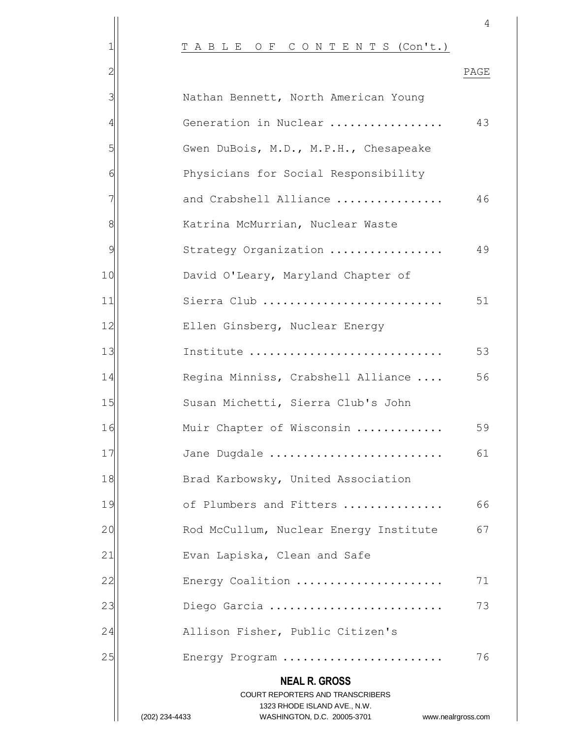TABLE OF CONTENTS (Con't.)

| | PAGE |
|---|---|
| Nathan Bennett, North American Young Generation in Nuclear | 43 |
| Gwen DuBois, M.D., M.P.H., Chesapeake Physicians for Social Responsibility and Crabshell Alliance | 46 |
| Katrina McMurrian, Nuclear Waste Strategy Organization | 49 |
| David O'Leary, Maryland Chapter of Sierra Club | 51 |
| Ellen Ginsberg, Nuclear Energy Institute | 53 |
| Regina Minniss, Crabshell Alliance | 56 |
| Susan Michetti, Sierra Club's John Muir Chapter of Wisconsin | 59 |
| Jane Dugdale | 61 |
| Brad Karbowsky, United Association of Plumbers and Fitters | 66 |
| Rod McCullum, Nuclear Energy Institute | 67 |
| Evan Lapiska, Clean and Safe Energy Coalition | 71 |
| Diego Garcia | 73 |
| Allison Fisher, Public Citizen's Energy Program | 76 |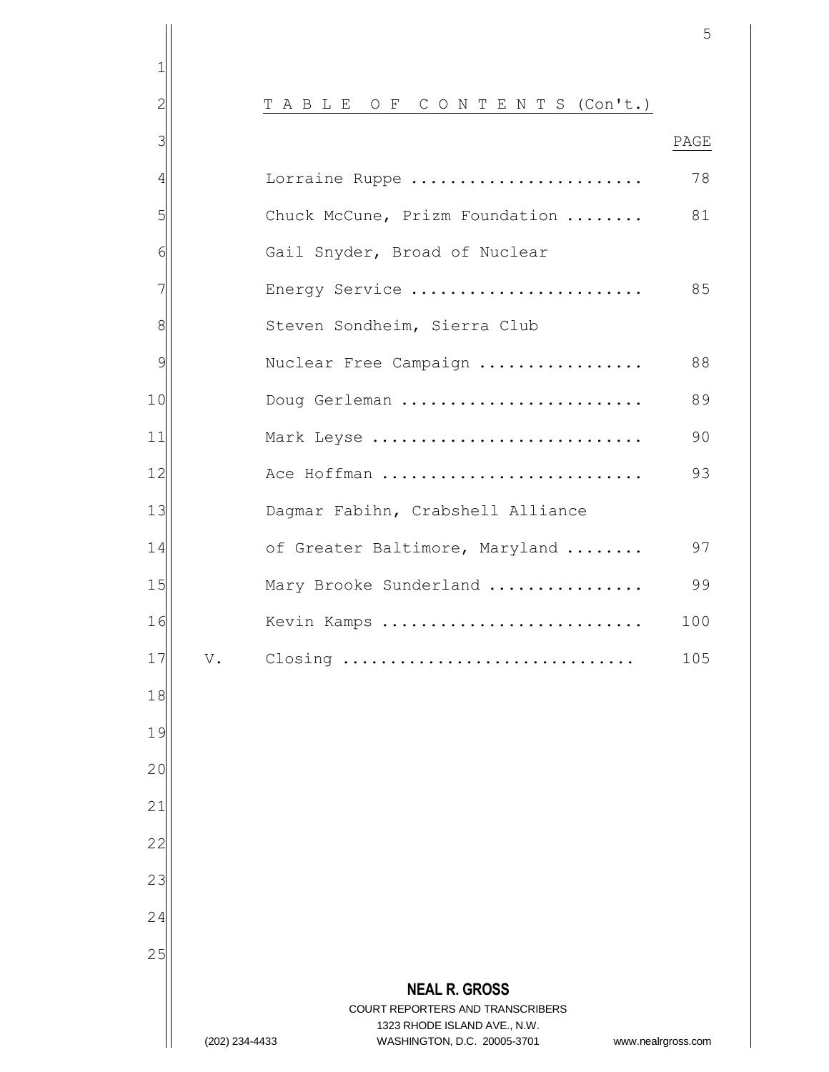## T A B L E   O F   C O N T E N T S (Con't.)

| | | PAGE |
|---|---|---|
| | Lorraine Ruppe | 78 |
| | Chuck McCune, Prizm Foundation | 81 |
| | Gail Snyder, Broad of Nuclear Energy Service | 85 |
| | Steven Sondheim, Sierra Club Nuclear Free Campaign | 88 |
| | Doug Gerleman | 89 |
| | Mark Leyse | 90 |
| | Ace Hoffman | 93 |
| | Dagmar Fabihn, Crabshell Alliance of Greater Baltimore, Maryland | 97 |
| | Mary Brooke Sunderland | 99 |
| | Kevin Kamps | 100 |
| V. | Closing | 105 |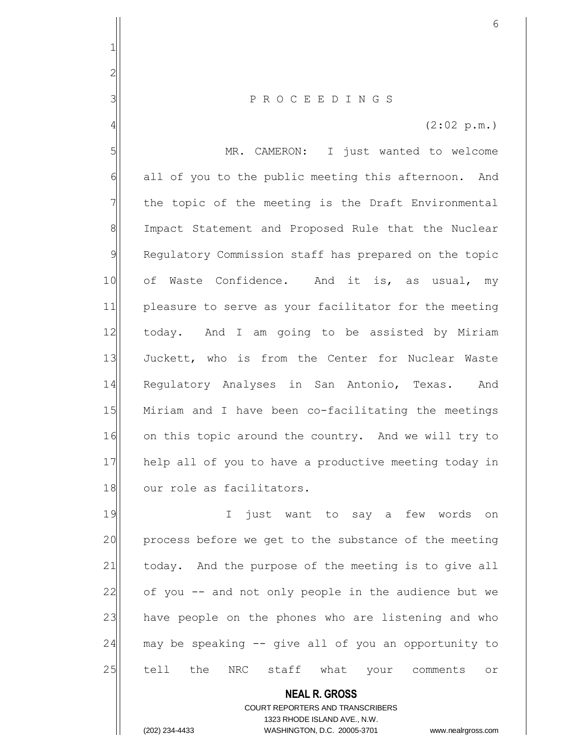P R O C E E D I N G S

(2:02 p.m.)

MR. CAMERON: I just wanted to welcome all of you to the public meeting this afternoon. And the topic of the meeting is the Draft Environmental Impact Statement and Proposed Rule that the Nuclear Regulatory Commission staff has prepared on the topic of Waste Confidence. And it is, as usual, my pleasure to serve as your facilitator for the meeting today. And I am going to be assisted by Miriam Juckett, who is from the Center for Nuclear Waste Regulatory Analyses in San Antonio, Texas. And Miriam and I have been co-facilitating the meetings on this topic around the country. And we will try to help all of you to have a productive meeting today in our role as facilitators.

I just want to say a few words on process before we get to the substance of the meeting today. And the purpose of the meeting is to give all of you -- and not only people in the audience but we have people on the phones who are listening and who may be speaking -- give all of you an opportunity to tell the NRC staff what your comments or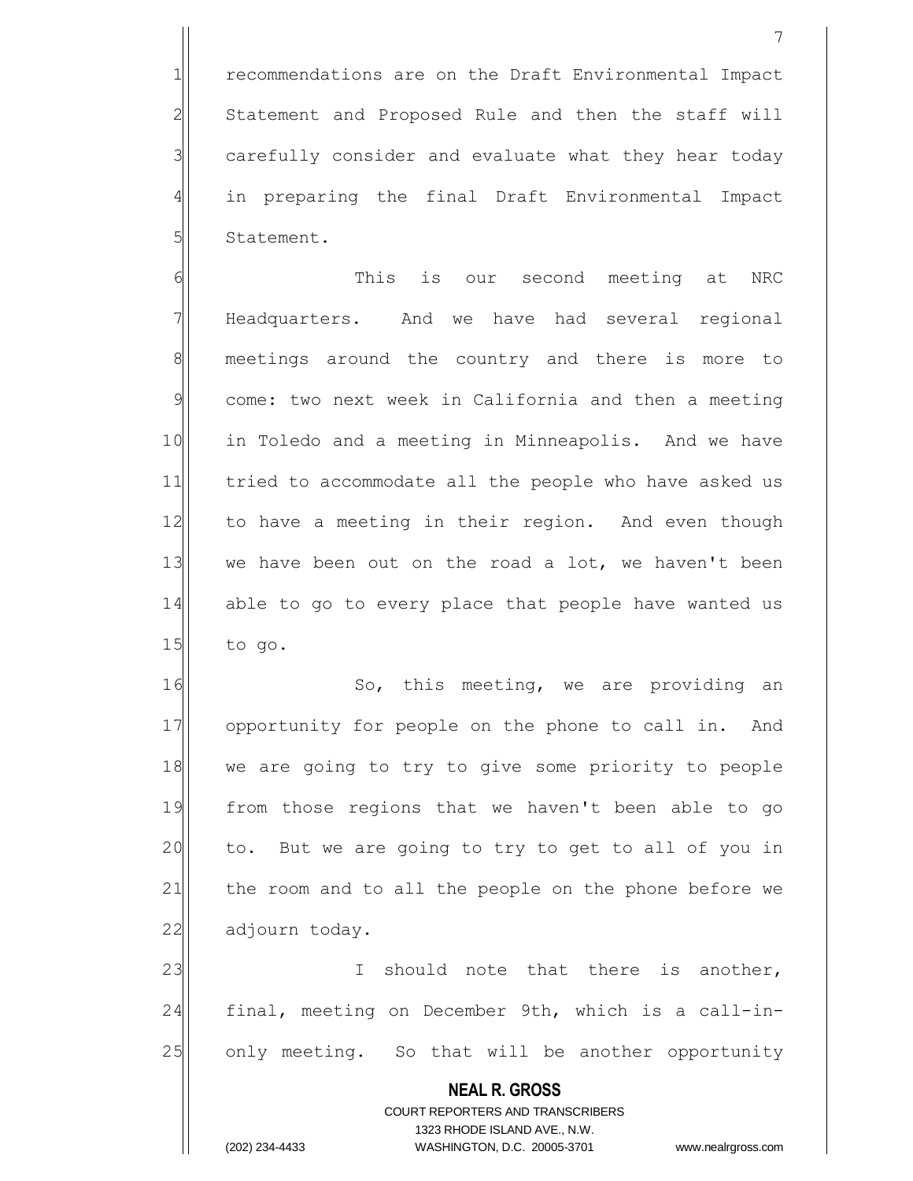recommendations are on the Draft Environmental Impact Statement and Proposed Rule and then the staff will carefully consider and evaluate what they hear today in preparing the final Draft Environmental Impact Statement.

This is our second meeting at NRC Headquarters. And we have had several regional meetings around the country and there is more to come: two next week in California and then a meeting in Toledo and a meeting in Minneapolis. And we have tried to accommodate all the people who have asked us to have a meeting in their region. And even though we have been out on the road a lot, we haven't been able to go to every place that people have wanted us to go.

So, this meeting, we are providing an opportunity for people on the phone to call in. And we are going to try to give some priority to people from those regions that we haven't been able to go to. But we are going to try to get to all of you in the room and to all the people on the phone before we adjourn today.

I should note that there is another, final, meeting on December 9th, which is a call-in-only meeting. So that will be another opportunity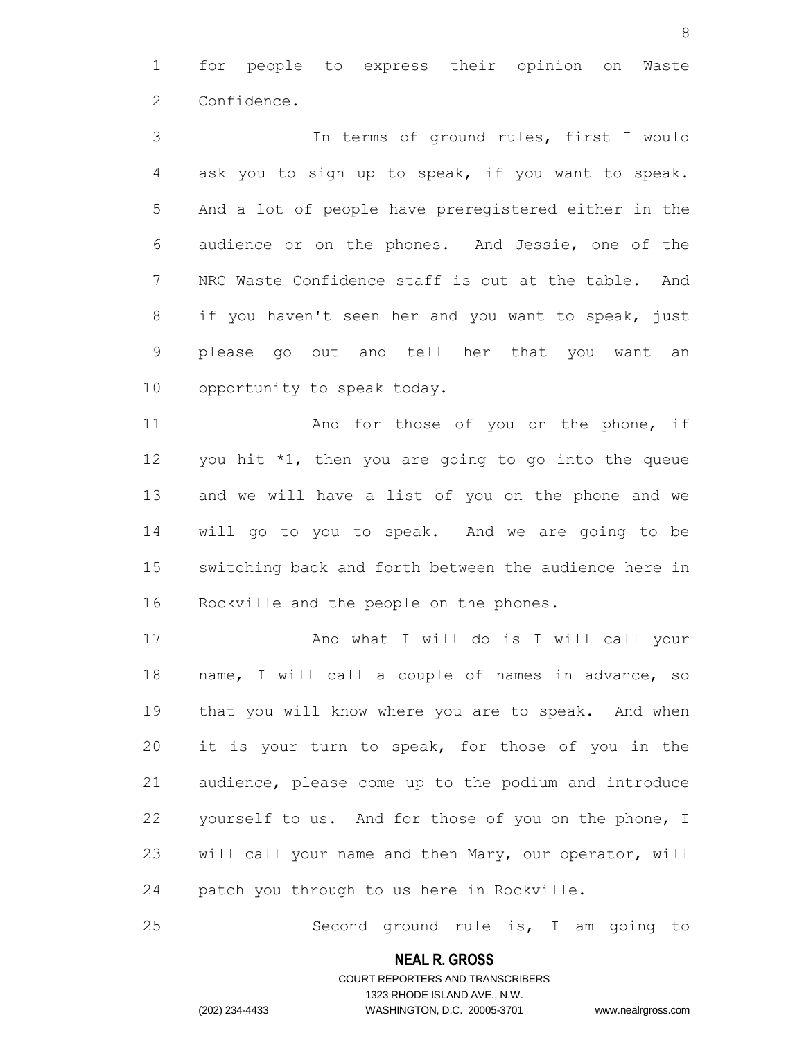for people to express their opinion on Waste Confidence.

In terms of ground rules, first I would ask you to sign up to speak, if you want to speak. And a lot of people have preregistered either in the audience or on the phones. And Jessie, one of the NRC Waste Confidence staff is out at the table. And if you haven't seen her and you want to speak, just please go out and tell her that you want an opportunity to speak today.

And for those of you on the phone, if you hit *1, then you are going to go into the queue and we will have a list of you on the phone and we will go to you to speak. And we are going to be switching back and forth between the audience here in Rockville and the people on the phones.

And what I will do is I will call your name, I will call a couple of names in advance, so that you will know where you are to speak. And when it is your turn to speak, for those of you in the audience, please come up to the podium and introduce yourself to us. And for those of you on the phone, I will call your name and then Mary, our operator, will patch you through to us here in Rockville.

Second ground rule is, I am going to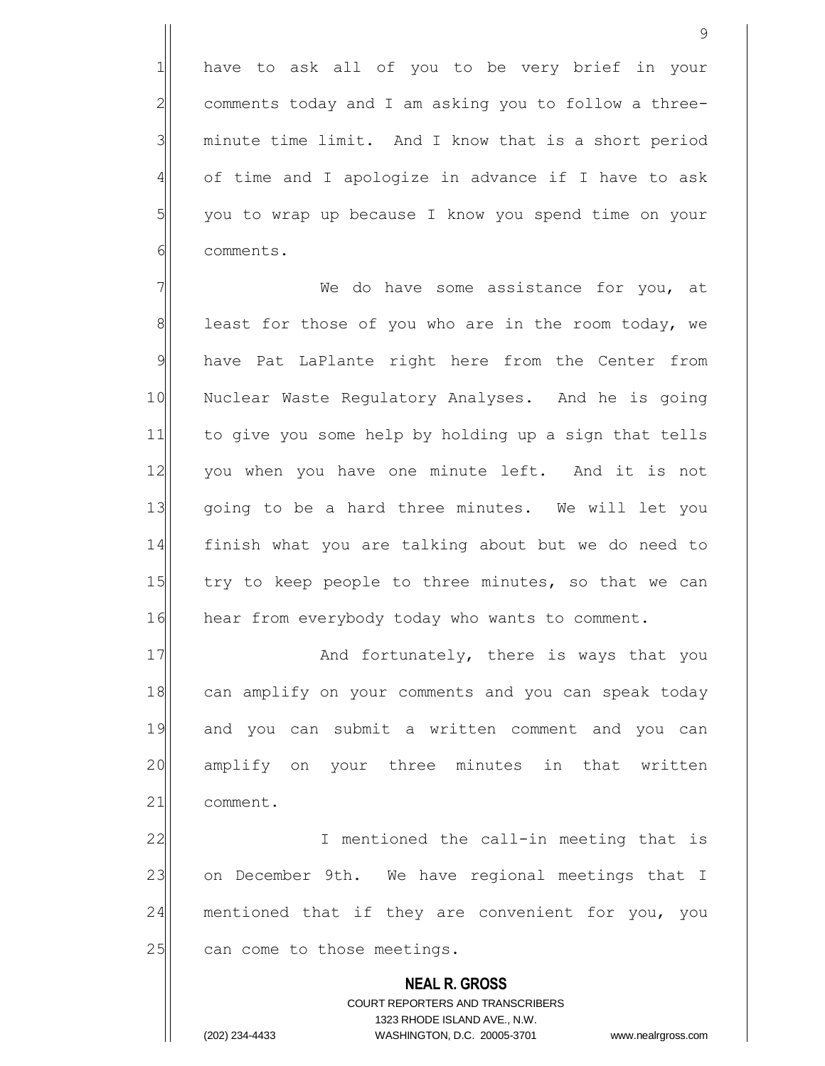have to ask all of you to be very brief in your comments today and I am asking you to follow a three-minute time limit. And I know that is a short period of time and I apologize in advance if I have to ask you to wrap up because I know you spend time on your comments.

We do have some assistance for you, at least for those of you who are in the room today, we have Pat LaPlante right here from the Center from Nuclear Waste Regulatory Analyses. And he is going to give you some help by holding up a sign that tells you when you have one minute left. And it is not going to be a hard three minutes. We will let you finish what you are talking about but we do need to try to keep people to three minutes, so that we can hear from everybody today who wants to comment.

And fortunately, there is ways that you can amplify on your comments and you can speak today and you can submit a written comment and you can amplify on your three minutes in that written comment.

I mentioned the call-in meeting that is on December 9th. We have regional meetings that I mentioned that if they are convenient for you, you can come to those meetings.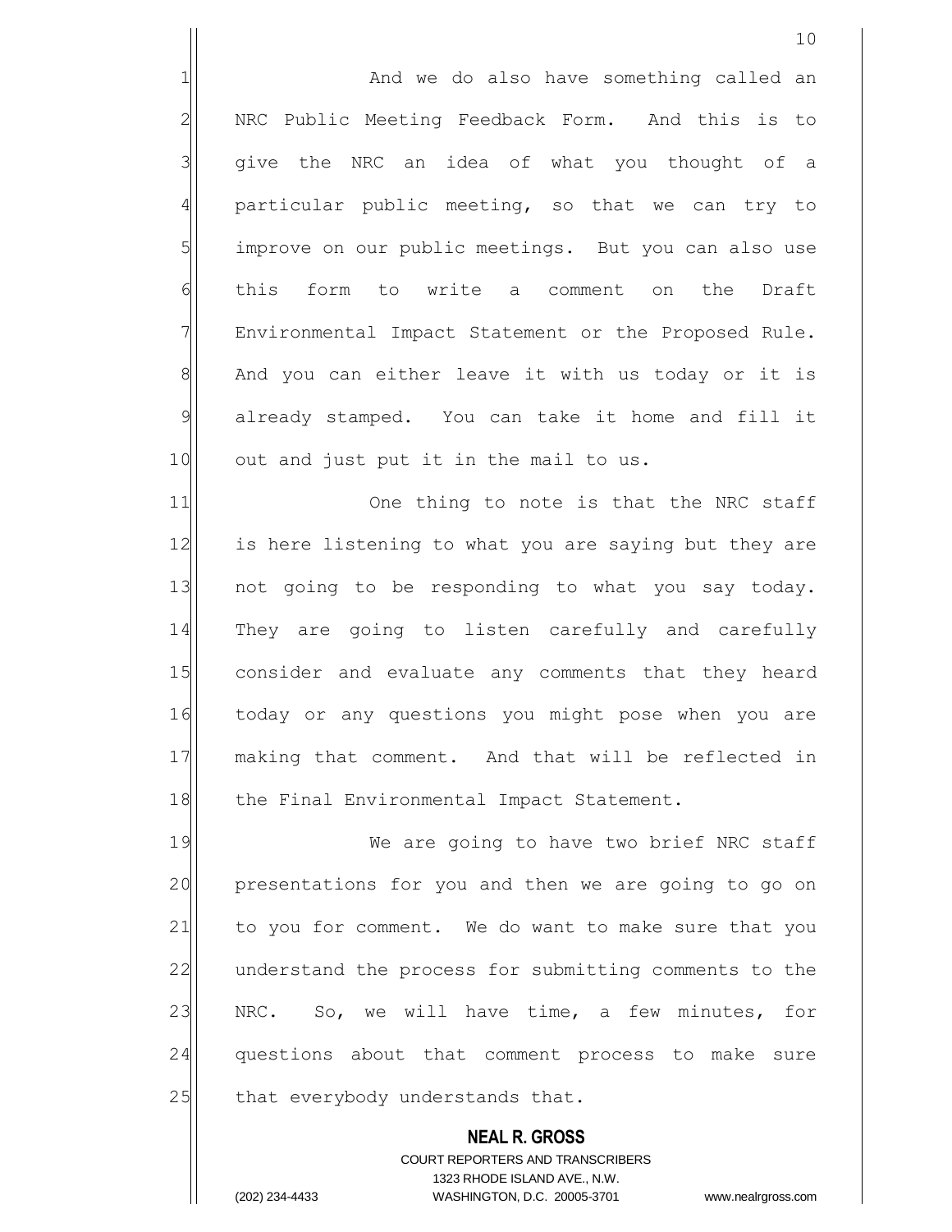And we do also have something called an NRC Public Meeting Feedback Form. And this is to give the NRC an idea of what you thought of a particular public meeting, so that we can try to improve on our public meetings. But you can also use this form to write a comment on the Draft Environmental Impact Statement or the Proposed Rule. And you can either leave it with us today or it is already stamped. You can take it home and fill it out and just put it in the mail to us.

One thing to note is that the NRC staff is here listening to what you are saying but they are not going to be responding to what you say today. They are going to listen carefully and carefully consider and evaluate any comments that they heard today or any questions you might pose when you are making that comment. And that will be reflected in the Final Environmental Impact Statement.

We are going to have two brief NRC staff presentations for you and then we are going to go on to you for comment. We do want to make sure that you understand the process for submitting comments to the NRC. So, we will have time, a few minutes, for questions about that comment process to make sure that everybody understands that.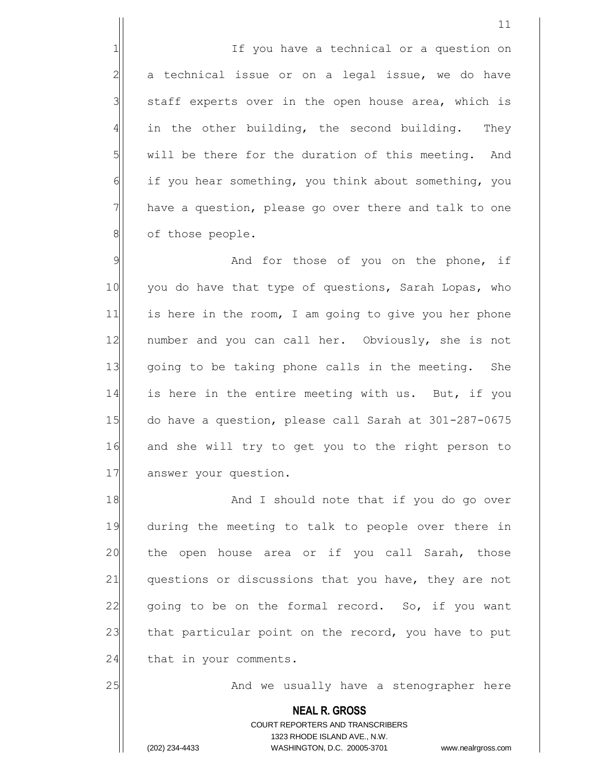If you have a technical or a question on a technical issue or on a legal issue, we do have staff experts over in the open house area, which is in the other building, the second building. They will be there for the duration of this meeting. And if you hear something, you think about something, you have a question, please go over there and talk to one of those people.

And for those of you on the phone, if you do have that type of questions, Sarah Lopas, who is here in the room, I am going to give you her phone number and you can call her. Obviously, she is not going to be taking phone calls in the meeting. She is here in the entire meeting with us. But, if you do have a question, please call Sarah at 301-287-0675 and she will try to get you to the right person to answer your question.

And I should note that if you do go over during the meeting to talk to people over there in the open house area or if you call Sarah, those questions or discussions that you have, they are not going to be on the formal record. So, if you want that particular point on the record, you have to put that in your comments.

And we usually have a stenographer here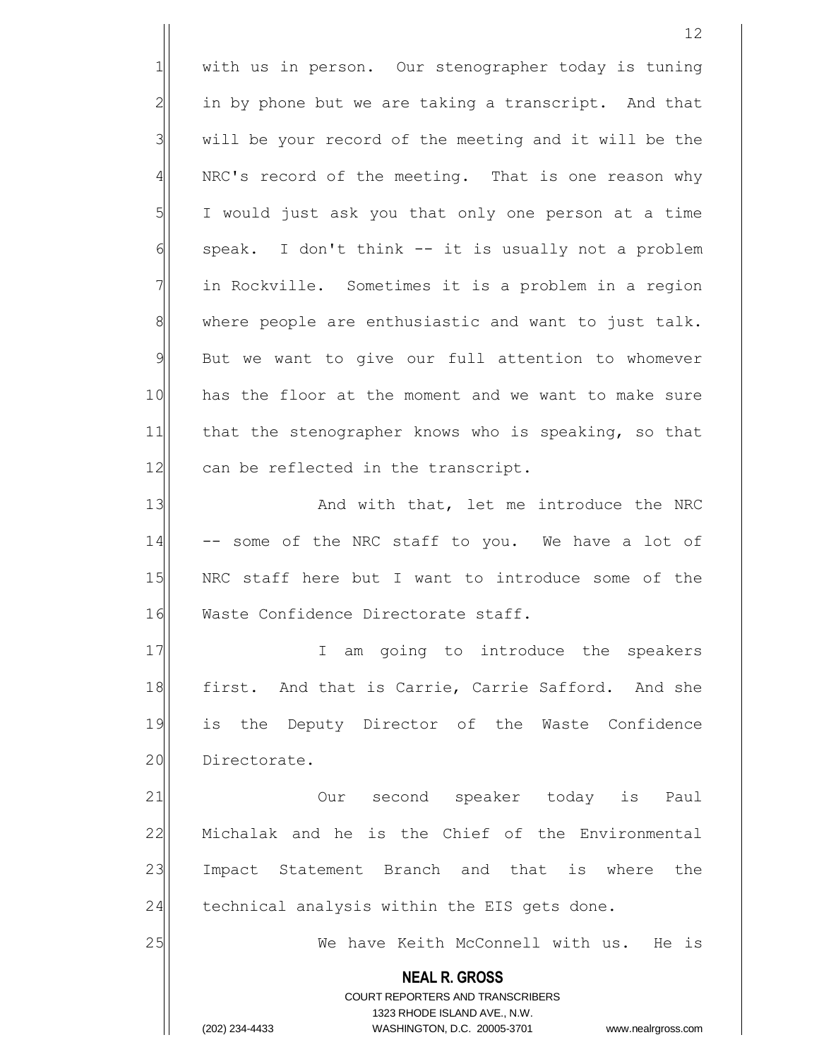with us in person. Our stenographer today is tuning in by phone but we are taking a transcript. And that will be your record of the meeting and it will be the NRC's record of the meeting. That is one reason why I would just ask you that only one person at a time speak. I don't think -- it is usually not a problem in Rockville. Sometimes it is a problem in a region where people are enthusiastic and want to just talk. But we want to give our full attention to whomever has the floor at the moment and we want to make sure that the stenographer knows who is speaking, so that can be reflected in the transcript.

And with that, let me introduce the NRC -- some of the NRC staff to you. We have a lot of NRC staff here but I want to introduce some of the Waste Confidence Directorate staff.

I am going to introduce the speakers first. And that is Carrie, Carrie Safford. And she is the Deputy Director of the Waste Confidence Directorate.

Our second speaker today is Paul Michalak and he is the Chief of the Environmental Impact Statement Branch and that is where the technical analysis within the EIS gets done.

We have Keith McConnell with us. He is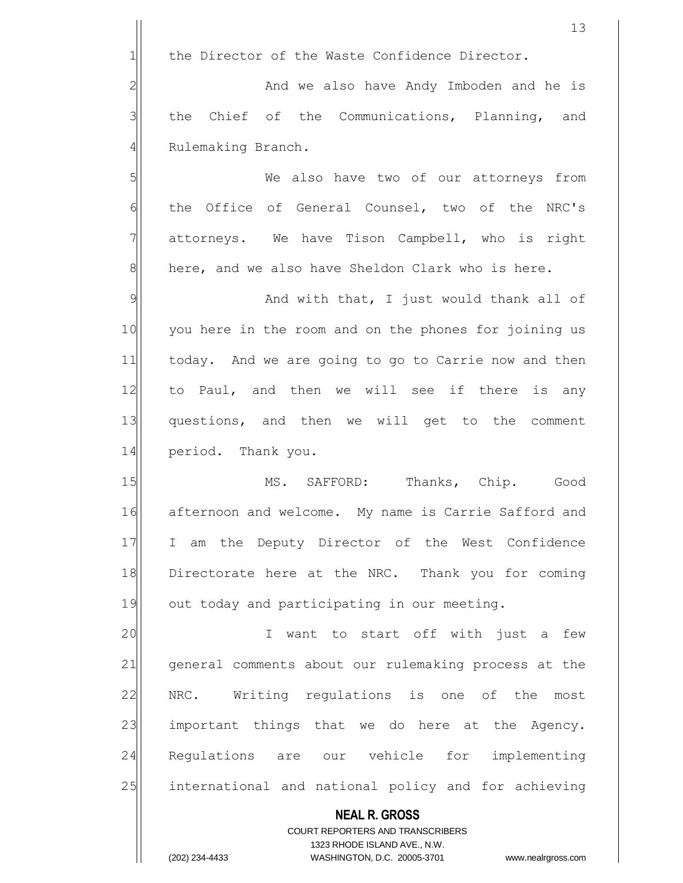the Director of the Waste Confidence Director.

And we also have Andy Imboden and he is the Chief of the Communications, Planning, and Rulemaking Branch.

We also have two of our attorneys from the Office of General Counsel, two of the NRC's attorneys. We have Tison Campbell, who is right here, and we also have Sheldon Clark who is here.

And with that, I just would thank all of you here in the room and on the phones for joining us today. And we are going to go to Carrie now and then to Paul, and then we will see if there is any questions, and then we will get to the comment period. Thank you.

MS. SAFFORD: Thanks, Chip. Good afternoon and welcome. My name is Carrie Safford and I am the Deputy Director of the West Confidence Directorate here at the NRC. Thank you for coming out today and participating in our meeting.

I want to start off with just a few general comments about our rulemaking process at the NRC. Writing regulations is one of the most important things that we do here at the Agency. Regulations are our vehicle for implementing international and national policy and for achieving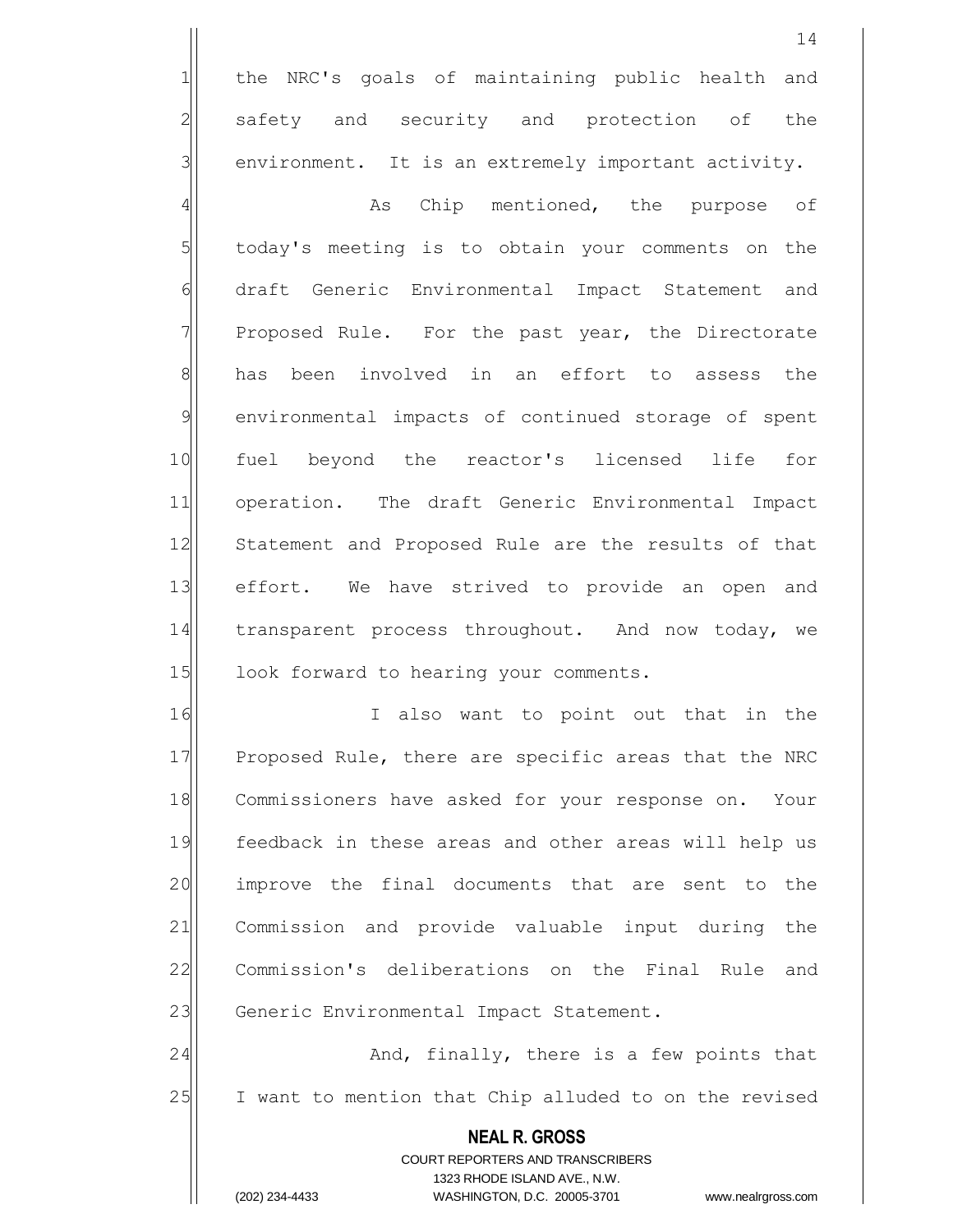the NRC's goals of maintaining public health and safety and security and protection of the environment. It is an extremely important activity.

As Chip mentioned, the purpose of today's meeting is to obtain your comments on the draft Generic Environmental Impact Statement and Proposed Rule. For the past year, the Directorate has been involved in an effort to assess the environmental impacts of continued storage of spent fuel beyond the reactor's licensed life for operation. The draft Generic Environmental Impact Statement and Proposed Rule are the results of that effort. We have strived to provide an open and transparent process throughout. And now today, we look forward to hearing your comments.

I also want to point out that in the Proposed Rule, there are specific areas that the NRC Commissioners have asked for your response on. Your feedback in these areas and other areas will help us improve the final documents that are sent to the Commission and provide valuable input during the Commission's deliberations on the Final Rule and Generic Environmental Impact Statement.

And, finally, there is a few points that I want to mention that Chip alluded to on the revised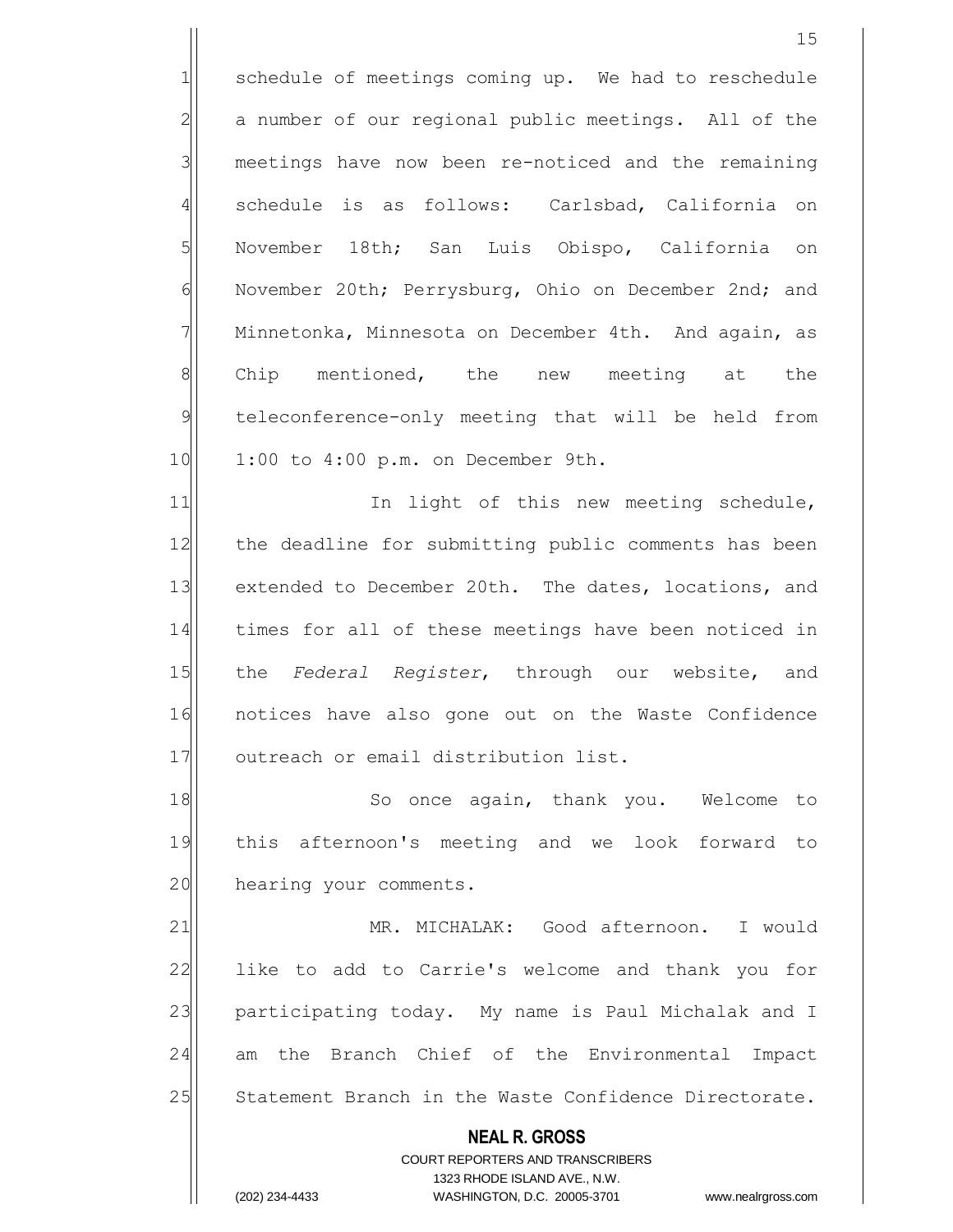schedule of meetings coming up. We had to reschedule a number of our regional public meetings. All of the meetings have now been re-noticed and the remaining schedule is as follows: Carlsbad, California on November 18th; San Luis Obispo, California on November 20th; Perrysburg, Ohio on December 2nd; and Minnetonka, Minnesota on December 4th. And again, as Chip mentioned, the new meeting at the teleconference-only meeting that will be held from 1:00 to 4:00 p.m. on December 9th.

In light of this new meeting schedule, the deadline for submitting public comments has been extended to December 20th. The dates, locations, and times for all of these meetings have been noticed in the *Federal Register*, through our website, and notices have also gone out on the Waste Confidence outreach or email distribution list.

So once again, thank you. Welcome to this afternoon's meeting and we look forward to hearing your comments.

MR. MICHALAK: Good afternoon. I would like to add to Carrie's welcome and thank you for participating today. My name is Paul Michalak and I am the Branch Chief of the Environmental Impact Statement Branch in the Waste Confidence Directorate.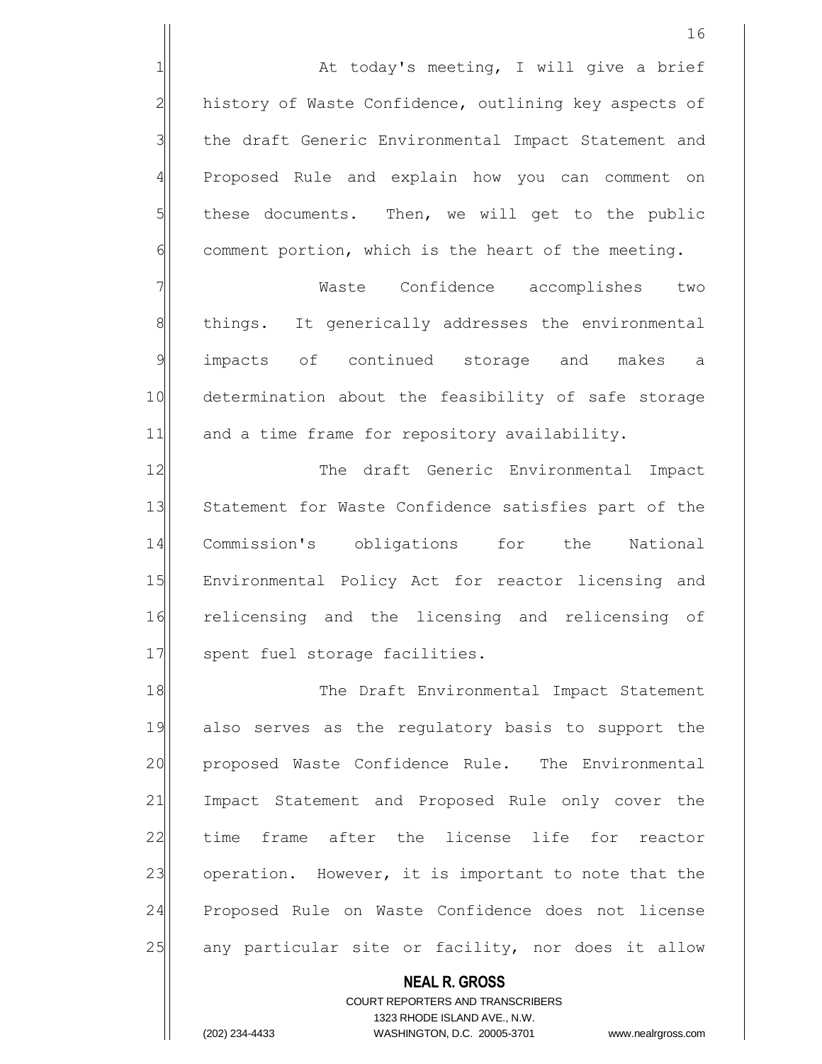At today's meeting, I will give a brief history of Waste Confidence, outlining key aspects of the draft Generic Environmental Impact Statement and Proposed Rule and explain how you can comment on these documents. Then, we will get to the public comment portion, which is the heart of the meeting.

Waste Confidence accomplishes two things. It generically addresses the environmental impacts of continued storage and makes a determination about the feasibility of safe storage and a time frame for repository availability.

The draft Generic Environmental Impact Statement for Waste Confidence satisfies part of the Commission's obligations for the National Environmental Policy Act for reactor licensing and relicensing and the licensing and relicensing of spent fuel storage facilities.

The Draft Environmental Impact Statement also serves as the regulatory basis to support the proposed Waste Confidence Rule. The Environmental Impact Statement and Proposed Rule only cover the time frame after the license life for reactor operation. However, it is important to note that the Proposed Rule on Waste Confidence does not license any particular site or facility, nor does it allow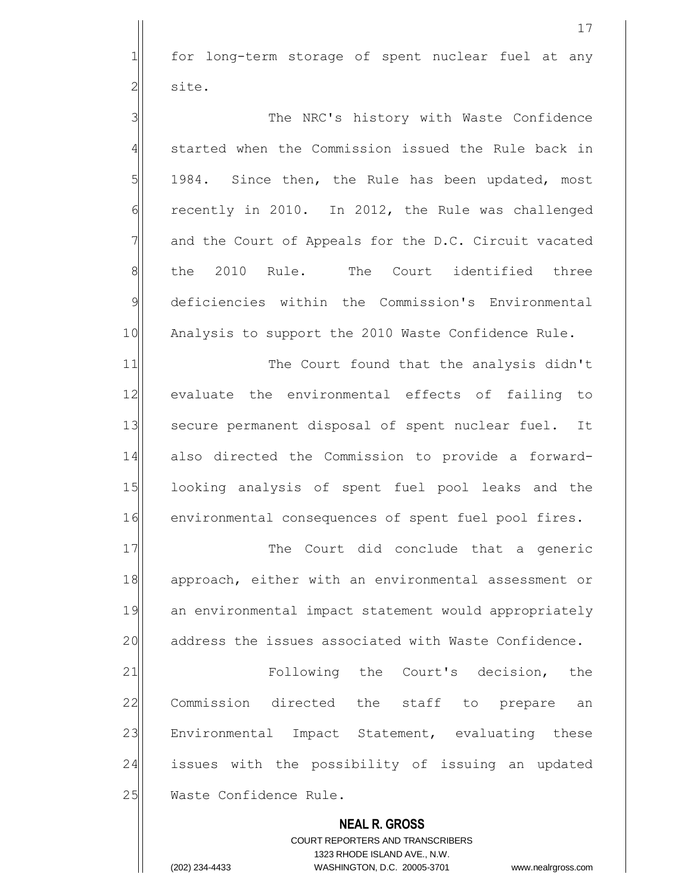for long-term storage of spent nuclear fuel at any site.

The NRC's history with Waste Confidence started when the Commission issued the Rule back in 1984. Since then, the Rule has been updated, most recently in 2010. In 2012, the Rule was challenged and the Court of Appeals for the D.C. Circuit vacated the 2010 Rule. The Court identified three deficiencies within the Commission's Environmental Analysis to support the 2010 Waste Confidence Rule.

The Court found that the analysis didn't evaluate the environmental effects of failing to secure permanent disposal of spent nuclear fuel. It also directed the Commission to provide a forward-looking analysis of spent fuel pool leaks and the environmental consequences of spent fuel pool fires.

The Court did conclude that a generic approach, either with an environmental assessment or an environmental impact statement would appropriately address the issues associated with Waste Confidence.

Following the Court's decision, the Commission directed the staff to prepare an Environmental Impact Statement, evaluating these issues with the possibility of issuing an updated Waste Confidence Rule.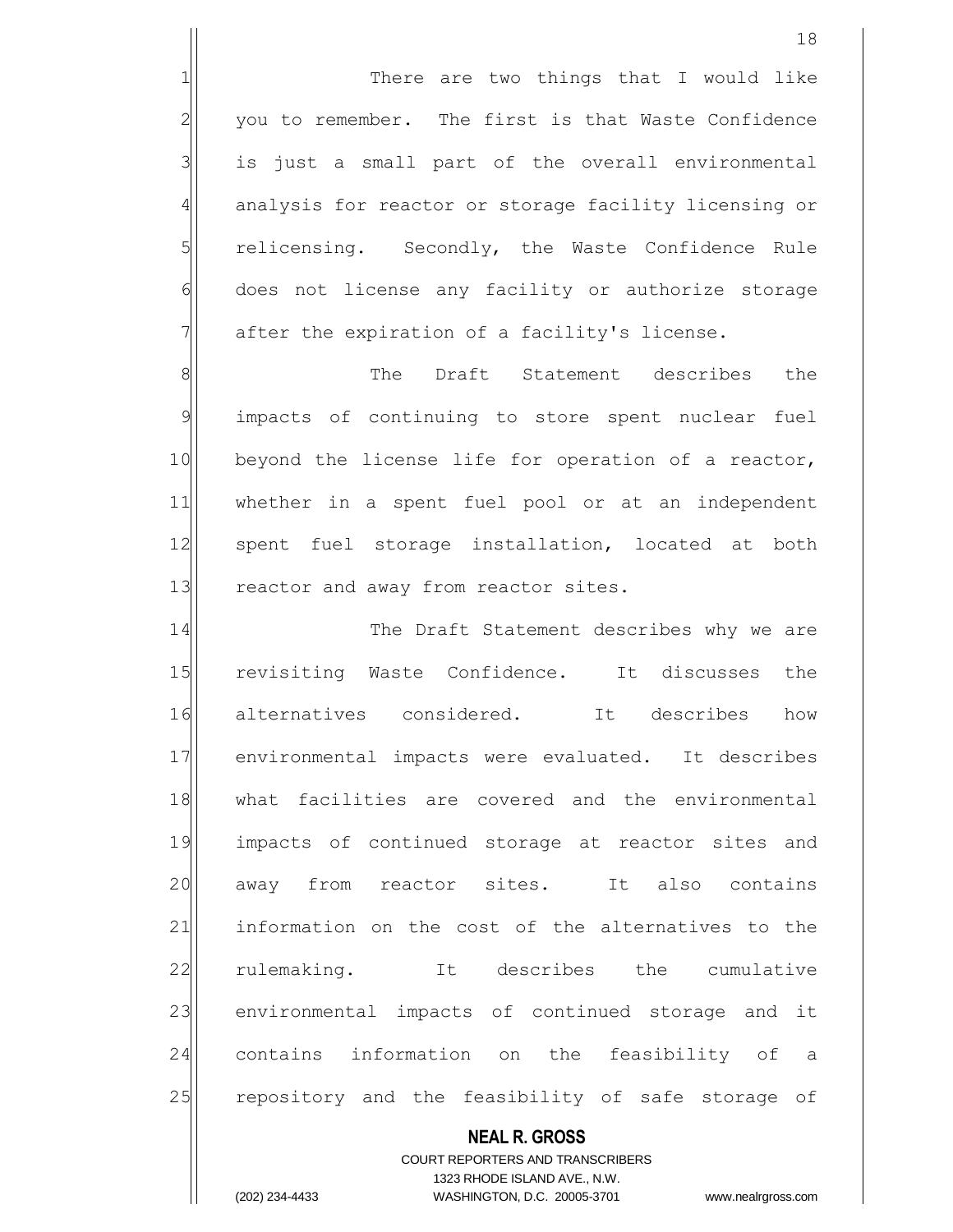There are two things that I would like you to remember. The first is that Waste Confidence is just a small part of the overall environmental analysis for reactor or storage facility licensing or relicensing. Secondly, the Waste Confidence Rule does not license any facility or authorize storage after the expiration of a facility's license.

The Draft Statement describes the impacts of continuing to store spent nuclear fuel beyond the license life for operation of a reactor, whether in a spent fuel pool or at an independent spent fuel storage installation, located at both reactor and away from reactor sites.

The Draft Statement describes why we are revisiting Waste Confidence. It discusses the alternatives considered. It describes how environmental impacts were evaluated. It describes what facilities are covered and the environmental impacts of continued storage at reactor sites and away from reactor sites. It also contains information on the cost of the alternatives to the rulemaking. It describes the cumulative environmental impacts of continued storage and it contains information on the feasibility of a repository and the feasibility of safe storage of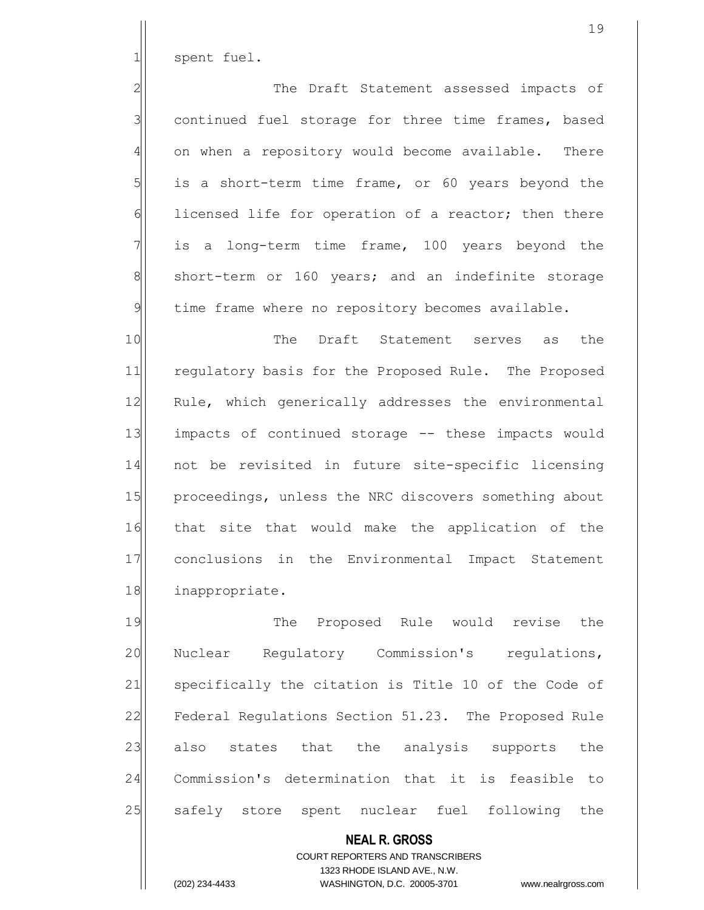spent fuel.

The Draft Statement assessed impacts of continued fuel storage for three time frames, based on when a repository would become available. There is a short-term time frame, or 60 years beyond the licensed life for operation of a reactor; then there is a long-term time frame, 100 years beyond the short-term or 160 years; and an indefinite storage time frame where no repository becomes available.

The Draft Statement serves as the regulatory basis for the Proposed Rule. The Proposed Rule, which generically addresses the environmental impacts of continued storage -- these impacts would not be revisited in future site-specific licensing proceedings, unless the NRC discovers something about that site that would make the application of the conclusions in the Environmental Impact Statement inappropriate.

The Proposed Rule would revise the Nuclear Regulatory Commission's regulations, specifically the citation is Title 10 of the Code of Federal Regulations Section 51.23. The Proposed Rule also states that the analysis supports the Commission's determination that it is feasible to safely store spent nuclear fuel following the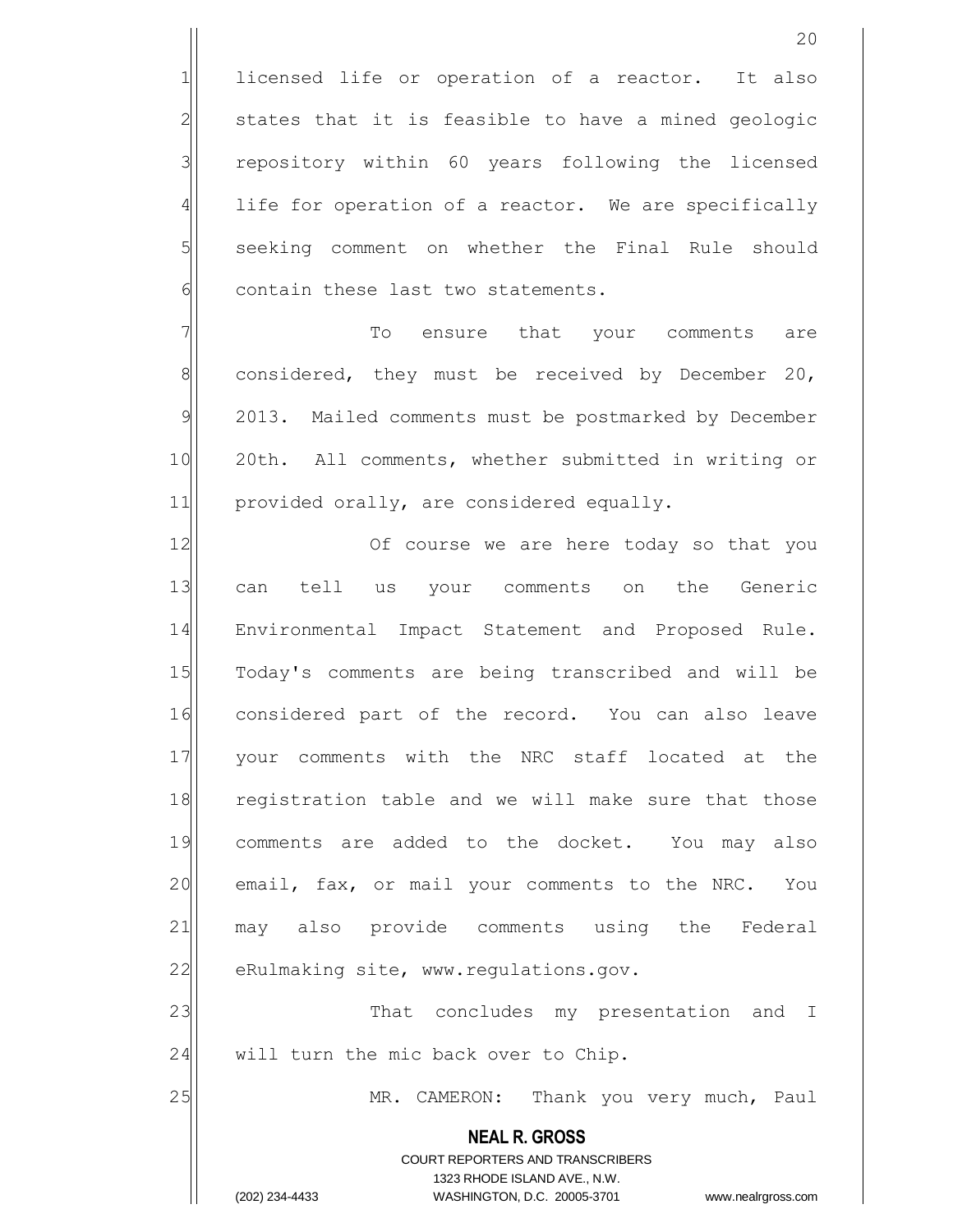licensed life or operation of a reactor. It also states that it is feasible to have a mined geologic repository within 60 years following the licensed life for operation of a reactor. We are specifically seeking comment on whether the Final Rule should contain these last two statements.

To ensure that your comments are considered, they must be received by December 20, 2013. Mailed comments must be postmarked by December 20th. All comments, whether submitted in writing or provided orally, are considered equally.

Of course we are here today so that you can tell us your comments on the Generic Environmental Impact Statement and Proposed Rule. Today's comments are being transcribed and will be considered part of the record. You can also leave your comments with the NRC staff located at the registration table and we will make sure that those comments are added to the docket. You may also email, fax, or mail your comments to the NRC. You may also provide comments using the Federal eRulmaking site, www.regulations.gov.

That concludes my presentation and I will turn the mic back over to Chip.

MR. CAMERON: Thank you very much, Paul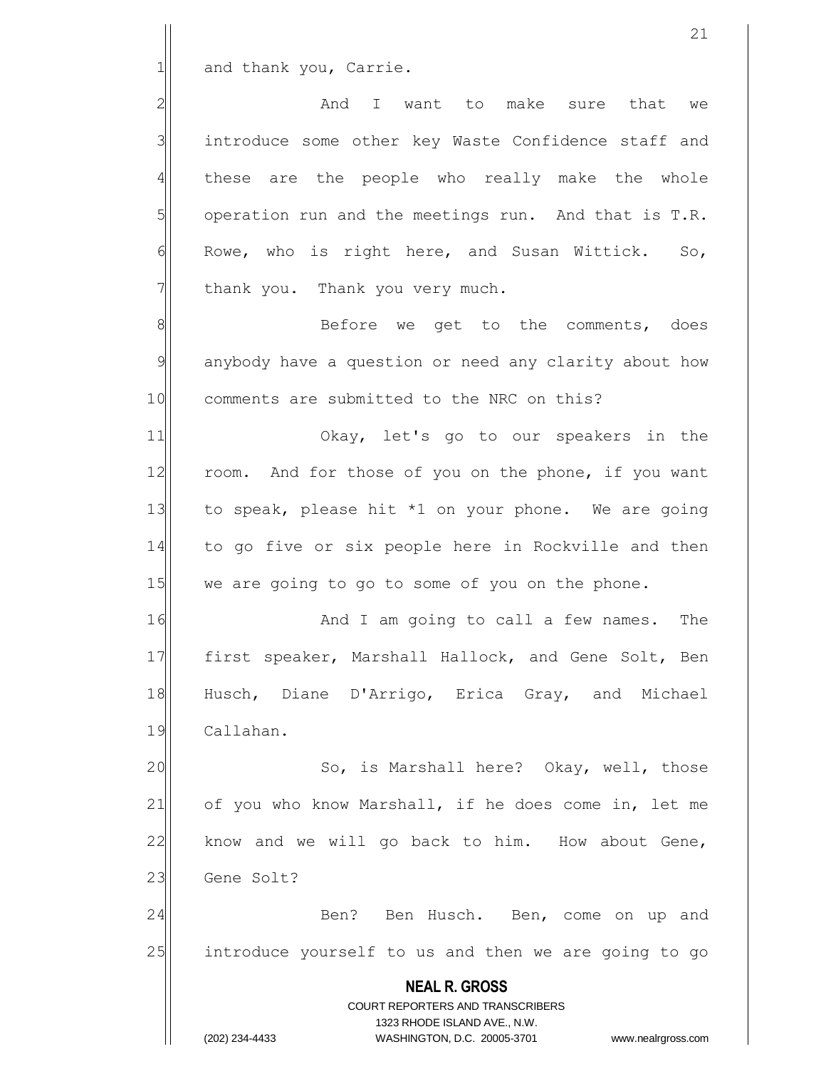and thank you, Carrie.

And I want to make sure that we introduce some other key Waste Confidence staff and these are the people who really make the whole operation run and the meetings run. And that is T.R. Rowe, who is right here, and Susan Wittick. So, thank you. Thank you very much.

Before we get to the comments, does anybody have a question or need any clarity about how comments are submitted to the NRC on this?

Okay, let's go to our speakers in the room. And for those of you on the phone, if you want to speak, please hit *1 on your phone. We are going to go five or six people here in Rockville and then we are going to go to some of you on the phone.

And I am going to call a few names. The first speaker, Marshall Hallock, and Gene Solt, Ben Husch, Diane D'Arrigo, Erica Gray, and Michael Callahan.

So, is Marshall here? Okay, well, those of you who know Marshall, if he does come in, let me know and we will go back to him. How about Gene, Gene Solt?

Ben? Ben Husch. Ben, come on up and introduce yourself to us and then we are going to go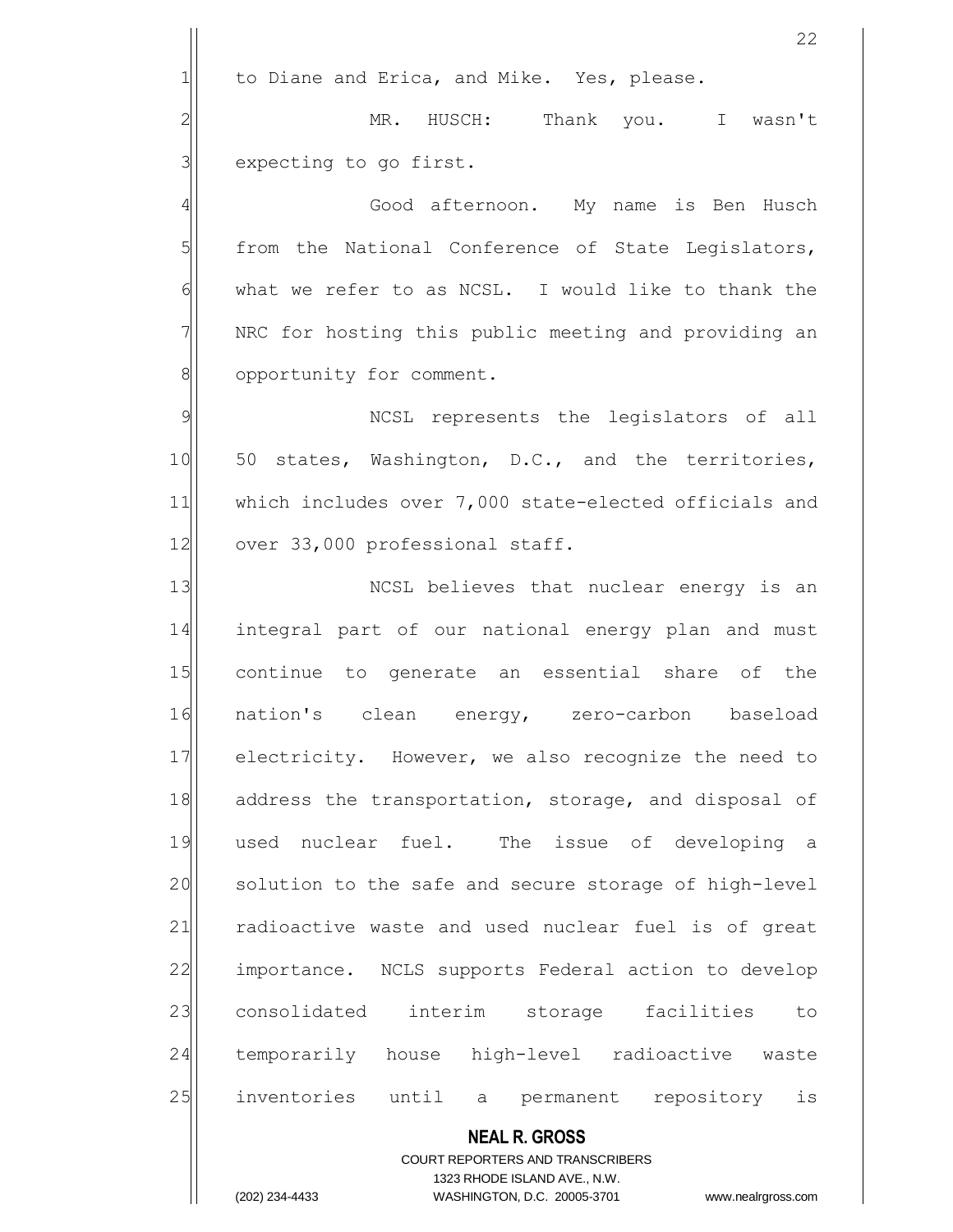to Diane and Erica, and Mike. Yes, please.

MR. HUSCH: Thank you. I wasn't expecting to go first.

Good afternoon. My name is Ben Husch from the National Conference of State Legislators, what we refer to as NCSL. I would like to thank the NRC for hosting this public meeting and providing an opportunity for comment.

NCSL represents the legislators of all 50 states, Washington, D.C., and the territories, which includes over 7,000 state-elected officials and over 33,000 professional staff.

NCSL believes that nuclear energy is an integral part of our national energy plan and must continue to generate an essential share of the nation's clean energy, zero-carbon baseload electricity. However, we also recognize the need to address the transportation, storage, and disposal of used nuclear fuel. The issue of developing a solution to the safe and secure storage of high-level radioactive waste and used nuclear fuel is of great importance. NCLS supports Federal action to develop consolidated interim storage facilities to temporarily house high-level radioactive waste inventories until a permanent repository is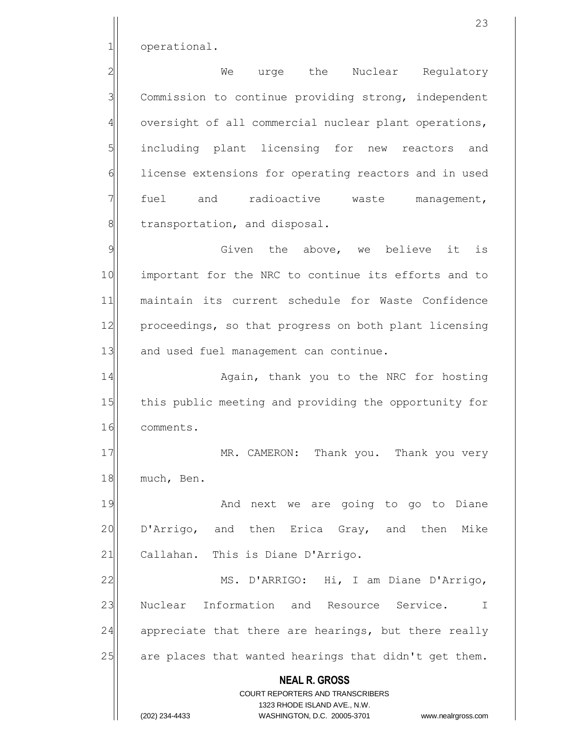operational.

We urge the Nuclear Regulatory Commission to continue providing strong, independent oversight of all commercial nuclear plant operations, including plant licensing for new reactors and license extensions for operating reactors and in used fuel and radioactive waste management, transportation, and disposal.

Given the above, we believe it is important for the NRC to continue its efforts and to maintain its current schedule for Waste Confidence proceedings, so that progress on both plant licensing and used fuel management can continue.

Again, thank you to the NRC for hosting this public meeting and providing the opportunity for comments.

MR. CAMERON: Thank you. Thank you very much, Ben.

And next we are going to go to Diane D'Arrigo, and then Erica Gray, and then Mike Callahan. This is Diane D'Arrigo.

MS. D'ARRIGO: Hi, I am Diane D'Arrigo, Nuclear Information and Resource Service. I appreciate that there are hearings, but there really are places that wanted hearings that didn't get them.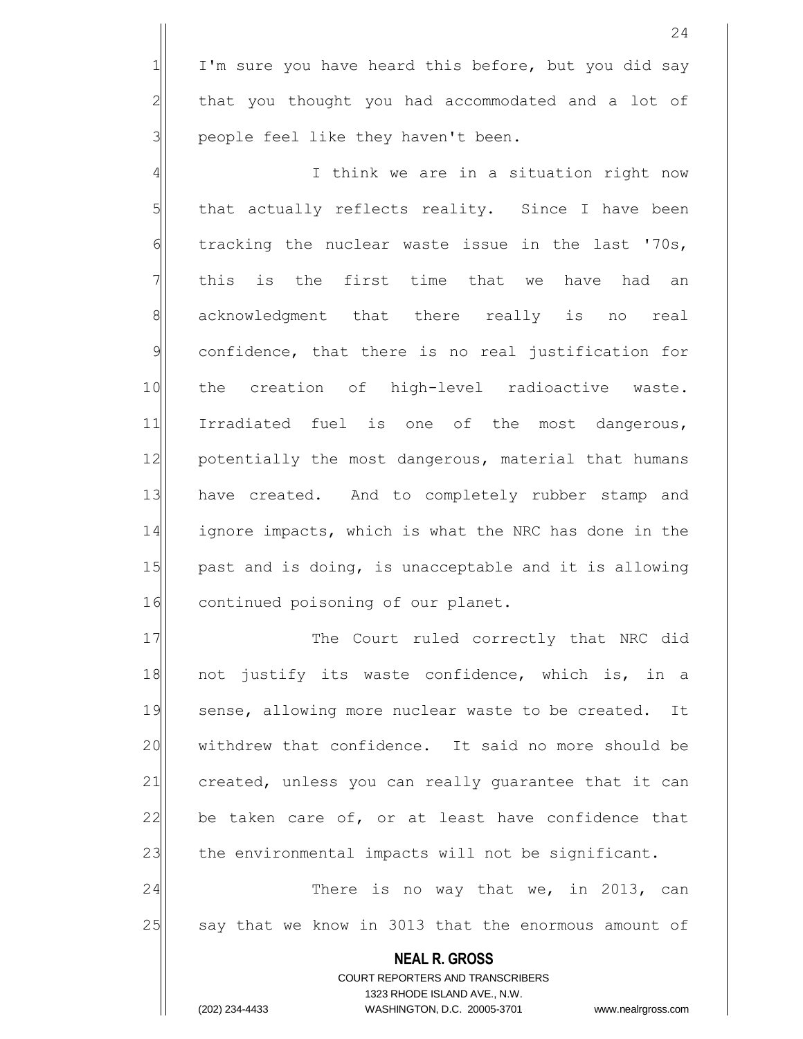I'm sure you have heard this before, but you did say that you thought you had accommodated and a lot of people feel like they haven't been.

I think we are in a situation right now that actually reflects reality. Since I have been tracking the nuclear waste issue in the last '70s, this is the first time that we have had an acknowledgment that there really is no real confidence, that there is no real justification for the creation of high-level radioactive waste. Irradiated fuel is one of the most dangerous, potentially the most dangerous, material that humans have created. And to completely rubber stamp and ignore impacts, which is what the NRC has done in the past and is doing, is unacceptable and it is allowing continued poisoning of our planet.

The Court ruled correctly that NRC did not justify its waste confidence, which is, in a sense, allowing more nuclear waste to be created. It withdrew that confidence. It said no more should be created, unless you can really guarantee that it can be taken care of, or at least have confidence that the environmental impacts will not be significant.

There is no way that we, in 2013, can say that we know in 3013 that the enormous amount of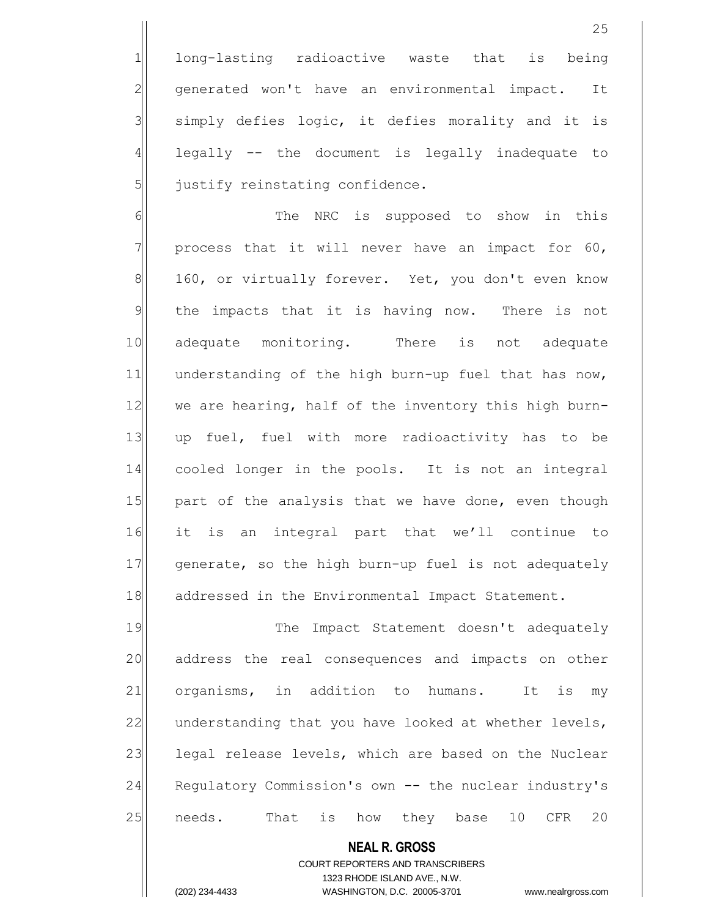long-lasting radioactive waste that is being generated won't have an environmental impact. It simply defies logic, it defies morality and it is legally -- the document is legally inadequate to justify reinstating confidence.

The NRC is supposed to show in this process that it will never have an impact for 60, 160, or virtually forever. Yet, you don't even know the impacts that it is having now. There is not adequate monitoring. There is not adequate understanding of the high burn-up fuel that has now, we are hearing, half of the inventory this high burn-up fuel, fuel with more radioactivity has to be cooled longer in the pools. It is not an integral part of the analysis that we have done, even though it is an integral part that we'll continue to generate, so the high burn-up fuel is not adequately addressed in the Environmental Impact Statement.

The Impact Statement doesn't adequately address the real consequences and impacts on other organisms, in addition to humans. It is my understanding that you have looked at whether levels, legal release levels, which are based on the Nuclear Regulatory Commission's own -- the nuclear industry's needs. That is how they base 10 CFR 20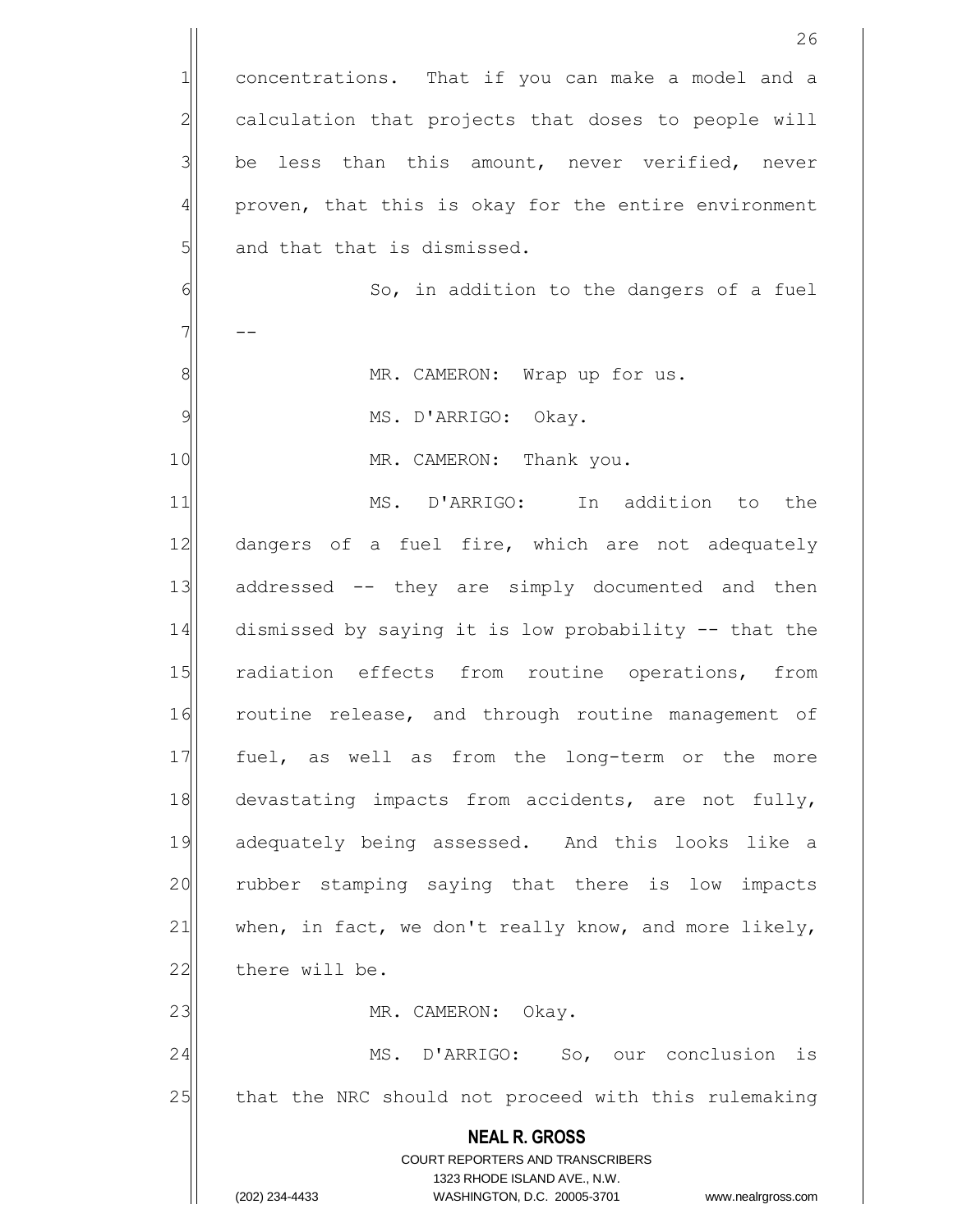concentrations. That if you can make a model and a calculation that projects that doses to people will be less than this amount, never verified, never proven, that this is okay for the entire environment and that that is dismissed.

So, in addition to the dangers of a fuel --

MR. CAMERON: Wrap up for us.

MS. D'ARRIGO: Okay.

MR. CAMERON: Thank you.

MS. D'ARRIGO: In addition to the dangers of a fuel fire, which are not adequately addressed -- they are simply documented and then dismissed by saying it is low probability -- that the radiation effects from routine operations, from routine release, and through routine management of fuel, as well as from the long-term or the more devastating impacts from accidents, are not fully, adequately being assessed. And this looks like a rubber stamping saying that there is low impacts when, in fact, we don't really know, and more likely, there will be.

MR. CAMERON: Okay.

MS. D'ARRIGO: So, our conclusion is that the NRC should not proceed with this rulemaking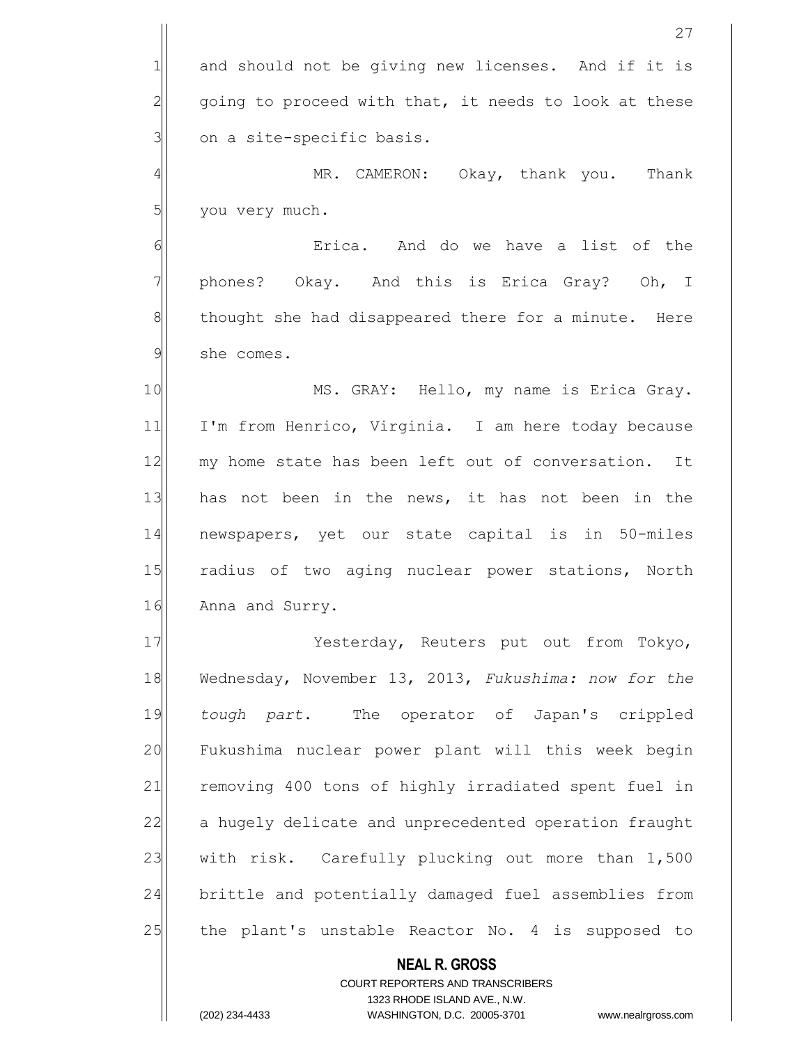and should not be giving new licenses. And if it is going to proceed with that, it needs to look at these on a site-specific basis.

MR. CAMERON: Okay, thank you. Thank you very much.

Erica. And do we have a list of the phones? Okay. And this is Erica Gray? Oh, I thought she had disappeared there for a minute. Here she comes.

MS. GRAY: Hello, my name is Erica Gray. I'm from Henrico, Virginia. I am here today because my home state has been left out of conversation. It has not been in the news, it has not been in the newspapers, yet our state capital is in 50-miles radius of two aging nuclear power stations, North Anna and Surry.

Yesterday, Reuters put out from Tokyo, Wednesday, November 13, 2013, *Fukushima: now for the tough part*. The operator of Japan's crippled Fukushima nuclear power plant will this week begin removing 400 tons of highly irradiated spent fuel in a hugely delicate and unprecedented operation fraught with risk. Carefully plucking out more than 1,500 brittle and potentially damaged fuel assemblies from the plant's unstable Reactor No. 4 is supposed to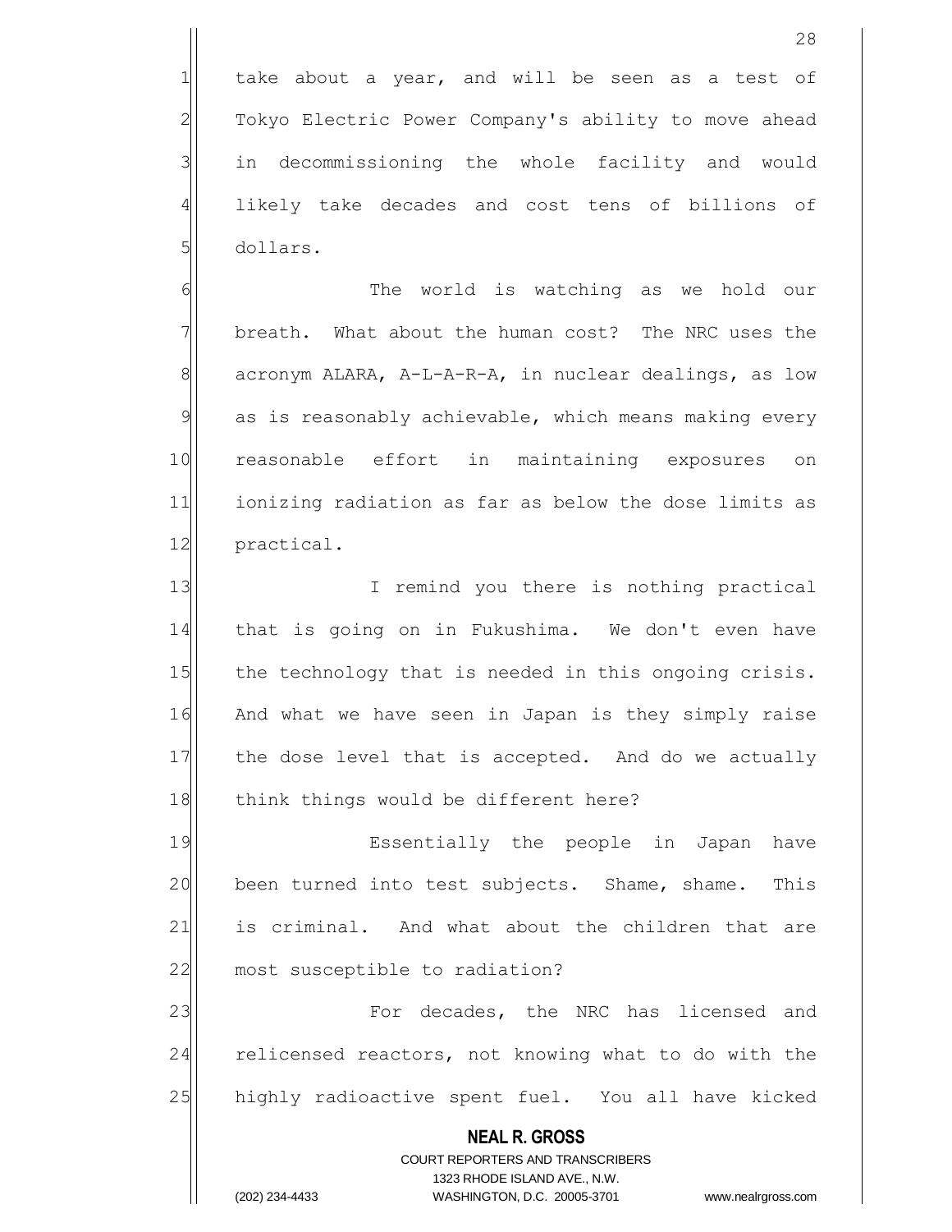take about a year, and will be seen as a test of Tokyo Electric Power Company's ability to move ahead in decommissioning the whole facility and would likely take decades and cost tens of billions of dollars.

The world is watching as we hold our breath. What about the human cost? The NRC uses the acronym ALARA, A-L-A-R-A, in nuclear dealings, as low as is reasonably achievable, which means making every reasonable effort in maintaining exposures on ionizing radiation as far as below the dose limits as practical.

I remind you there is nothing practical that is going on in Fukushima. We don't even have the technology that is needed in this ongoing crisis. And what we have seen in Japan is they simply raise the dose level that is accepted. And do we actually think things would be different here?

Essentially the people in Japan have been turned into test subjects. Shame, shame. This is criminal. And what about the children that are most susceptible to radiation?

For decades, the NRC has licensed and relicensed reactors, not knowing what to do with the highly radioactive spent fuel. You all have kicked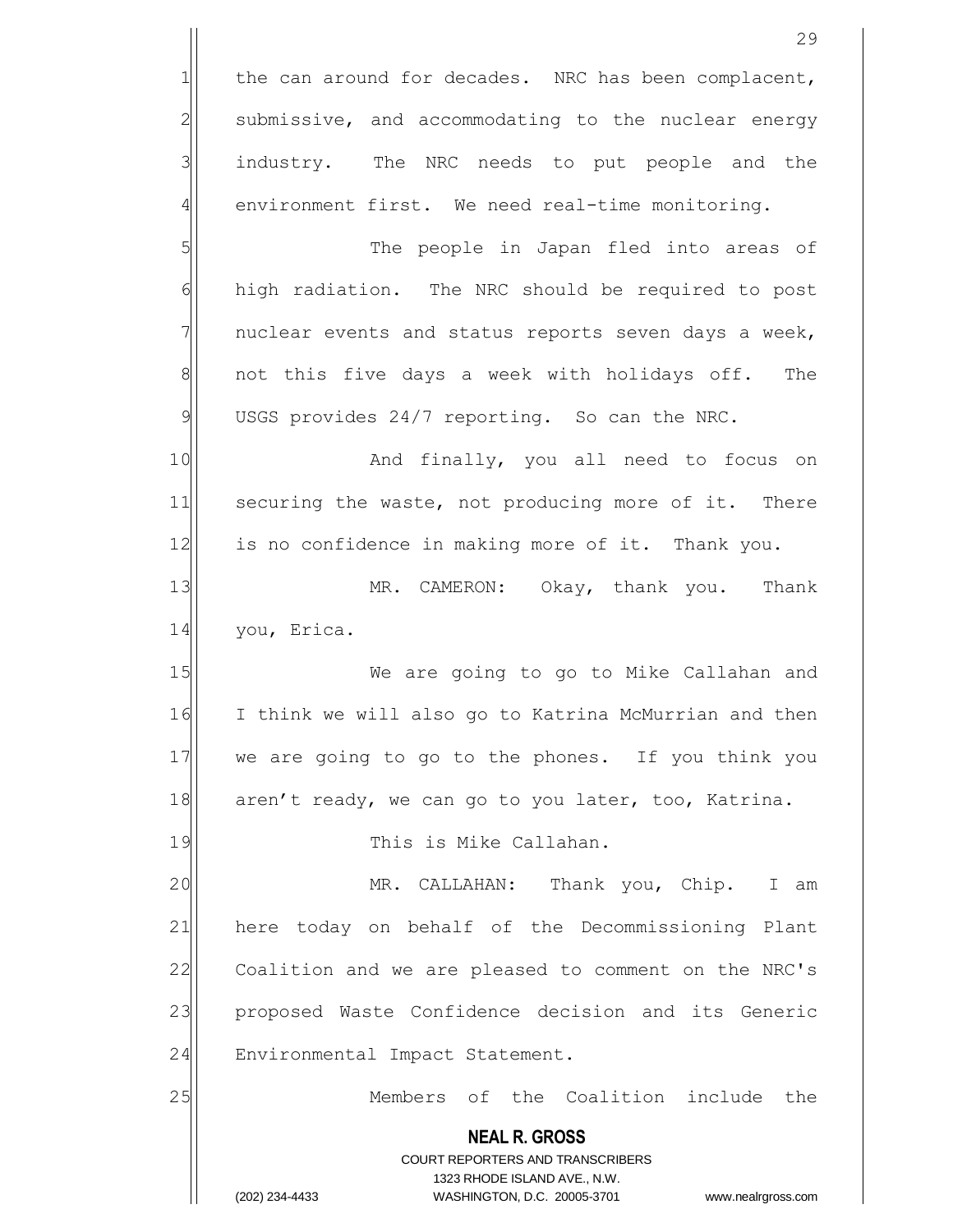the can around for decades. NRC has been complacent, submissive, and accommodating to the nuclear energy industry. The NRC needs to put people and the environment first. We need real-time monitoring.

The people in Japan fled into areas of high radiation. The NRC should be required to post nuclear events and status reports seven days a week, not this five days a week with holidays off. The USGS provides 24/7 reporting. So can the NRC.

And finally, you all need to focus on securing the waste, not producing more of it. There is no confidence in making more of it. Thank you.

MR. CAMERON: Okay, thank you. Thank you, Erica.

We are going to go to Mike Callahan and I think we will also go to Katrina McMurrian and then we are going to go to the phones. If you think you aren't ready, we can go to you later, too, Katrina.

This is Mike Callahan.

MR. CALLAHAN: Thank you, Chip. I am here today on behalf of the Decommissioning Plant Coalition and we are pleased to comment on the NRC's proposed Waste Confidence decision and its Generic Environmental Impact Statement.

Members of the Coalition include the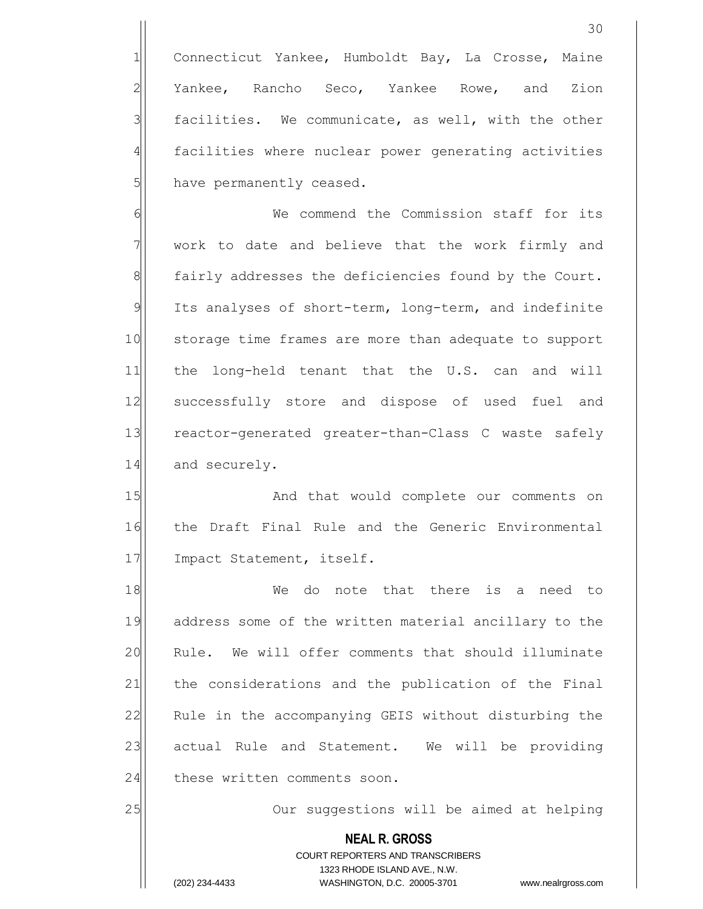Connecticut Yankee, Humboldt Bay, La Crosse, Maine Yankee, Rancho Seco, Yankee Rowe, and Zion facilities. We communicate, as well, with the other facilities where nuclear power generating activities have permanently ceased.

We commend the Commission staff for its work to date and believe that the work firmly and fairly addresses the deficiencies found by the Court. Its analyses of short-term, long-term, and indefinite storage time frames are more than adequate to support the long-held tenant that the U.S. can and will successfully store and dispose of used fuel and reactor-generated greater-than-Class C waste safely and securely.

And that would complete our comments on the Draft Final Rule and the Generic Environmental Impact Statement, itself.

We do note that there is a need to address some of the written material ancillary to the Rule. We will offer comments that should illuminate the considerations and the publication of the Final Rule in the accompanying GEIS without disturbing the actual Rule and Statement. We will be providing these written comments soon.

Our suggestions will be aimed at helping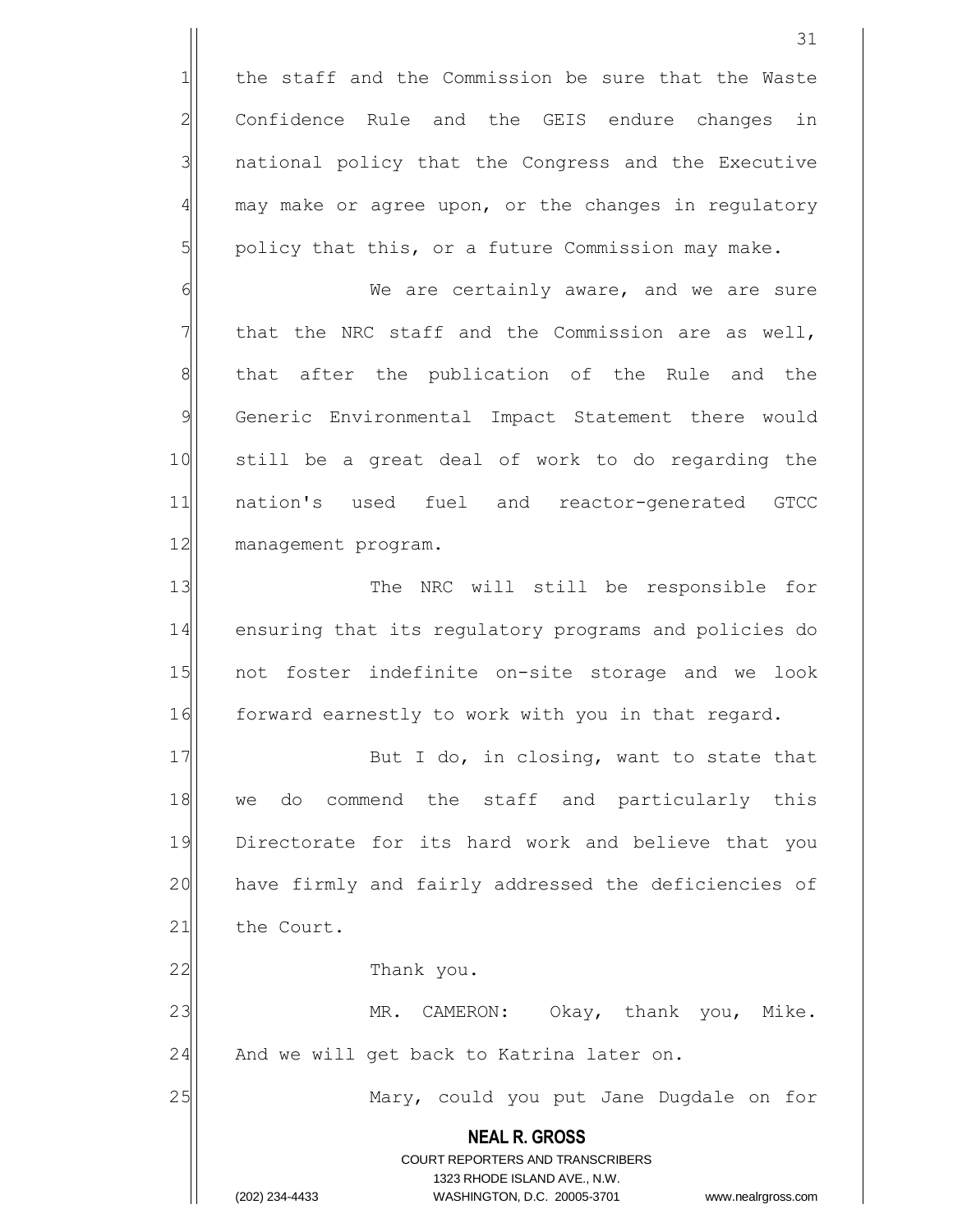the staff and the Commission be sure that the Waste Confidence Rule and the GEIS endure changes in national policy that the Congress and the Executive may make or agree upon, or the changes in regulatory policy that this, or a future Commission may make.

We are certainly aware, and we are sure that the NRC staff and the Commission are as well, that after the publication of the Rule and the Generic Environmental Impact Statement there would still be a great deal of work to do regarding the nation's used fuel and reactor-generated GTCC management program.

The NRC will still be responsible for ensuring that its regulatory programs and policies do not foster indefinite on-site storage and we look forward earnestly to work with you in that regard.

But I do, in closing, want to state that we do commend the staff and particularly this Directorate for its hard work and believe that you have firmly and fairly addressed the deficiencies of the Court.

Thank you.

MR. CAMERON: Okay, thank you, Mike. And we will get back to Katrina later on.

Mary, could you put Jane Dugdale on for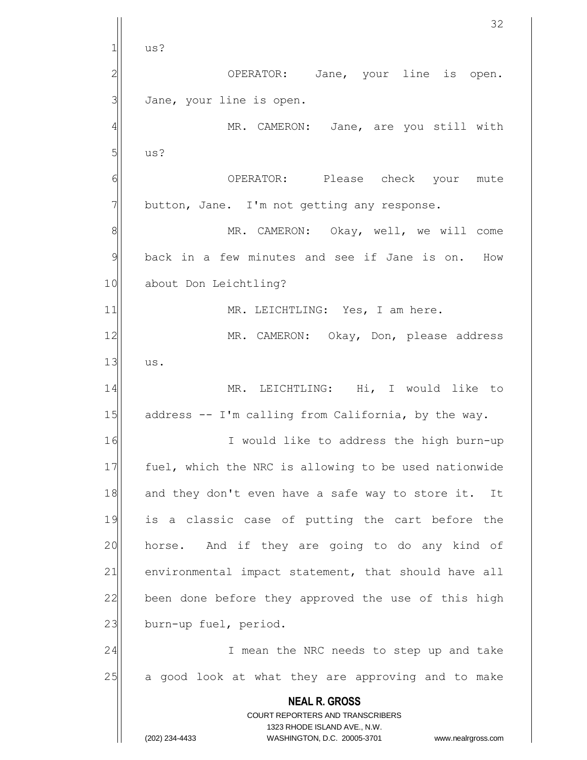us?

OPERATOR: Jane, your line is open. Jane, your line is open.

MR. CAMERON: Jane, are you still with us?

OPERATOR: Please check your mute button, Jane. I'm not getting any response.

MR. CAMERON: Okay, well, we will come back in a few minutes and see if Jane is on. How about Don Leichtling?

MR. LEICHTLING: Yes, I am here.

MR. CAMERON: Okay, Don, please address us.

MR. LEICHTLING: Hi, I would like to address -- I'm calling from California, by the way.

I would like to address the high burn-up fuel, which the NRC is allowing to be used nationwide and they don't even have a safe way to store it. It is a classic case of putting the cart before the horse. And if they are going to do any kind of environmental impact statement, that should have all been done before they approved the use of this high burn-up fuel, period.

I mean the NRC needs to step up and take a good look at what they are approving and to make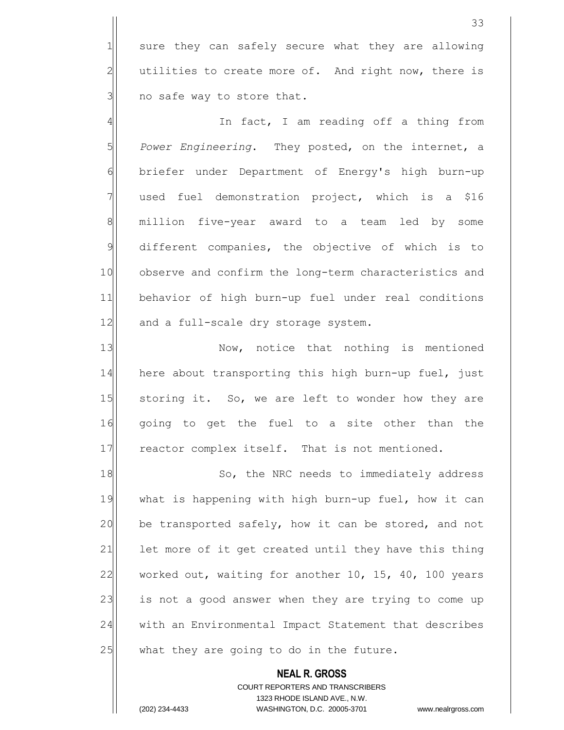sure they can safely secure what they are allowing utilities to create more of. And right now, there is no safe way to store that.

In fact, I am reading off a thing from *Power Engineering*. They posted, on the internet, a briefer under Department of Energy's high burn-up used fuel demonstration project, which is a $16 million five-year award to a team led by some different companies, the objective of which is to observe and confirm the long-term characteristics and behavior of high burn-up fuel under real conditions and a full-scale dry storage system.

Now, notice that nothing is mentioned here about transporting this high burn-up fuel, just storing it. So, we are left to wonder how they are going to get the fuel to a site other than the reactor complex itself. That is not mentioned.

So, the NRC needs to immediately address what is happening with high burn-up fuel, how it can be transported safely, how it can be stored, and not let more of it get created until they have this thing worked out, waiting for another 10, 15, 40, 100 years is not a good answer when they are trying to come up with an Environmental Impact Statement that describes what they are going to do in the future.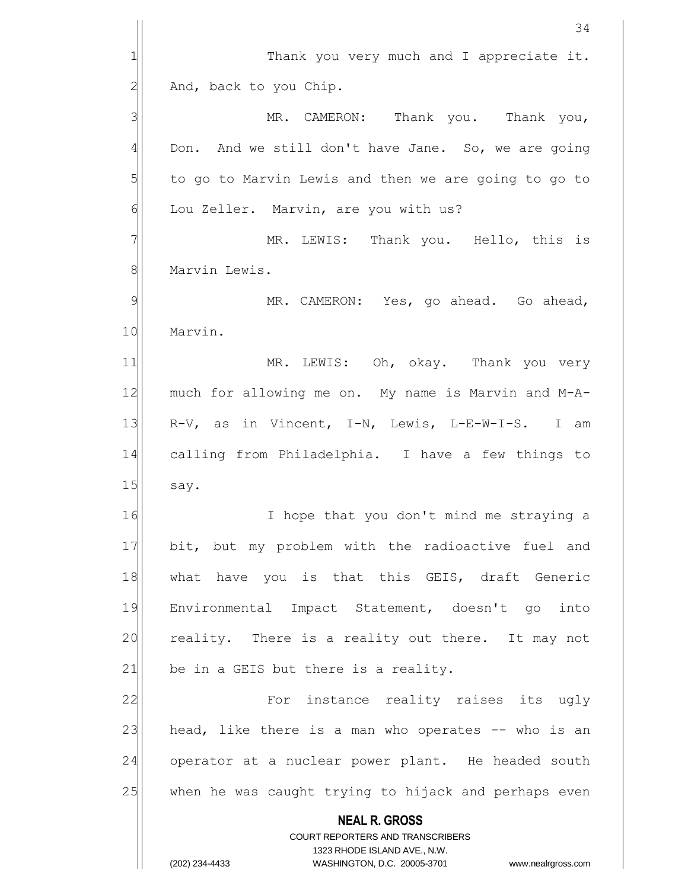Thank you very much and I appreciate it. And, back to you Chip.

MR. CAMERON: Thank you. Thank you, Don. And we still don't have Jane. So, we are going to go to Marvin Lewis and then we are going to go to Lou Zeller. Marvin, are you with us?

MR. LEWIS: Thank you. Hello, this is Marvin Lewis.

MR. CAMERON: Yes, go ahead. Go ahead, Marvin.

MR. LEWIS: Oh, okay. Thank you very much for allowing me on. My name is Marvin and M-A-R-V, as in Vincent, I-N, Lewis, L-E-W-I-S. I am calling from Philadelphia. I have a few things to say.

I hope that you don't mind me straying a bit, but my problem with the radioactive fuel and what have you is that this GEIS, draft Generic Environmental Impact Statement, doesn't go into reality. There is a reality out there. It may not be in a GEIS but there is a reality.

For instance reality raises its ugly head, like there is a man who operates -- who is an operator at a nuclear power plant. He headed south when he was caught trying to hijack and perhaps even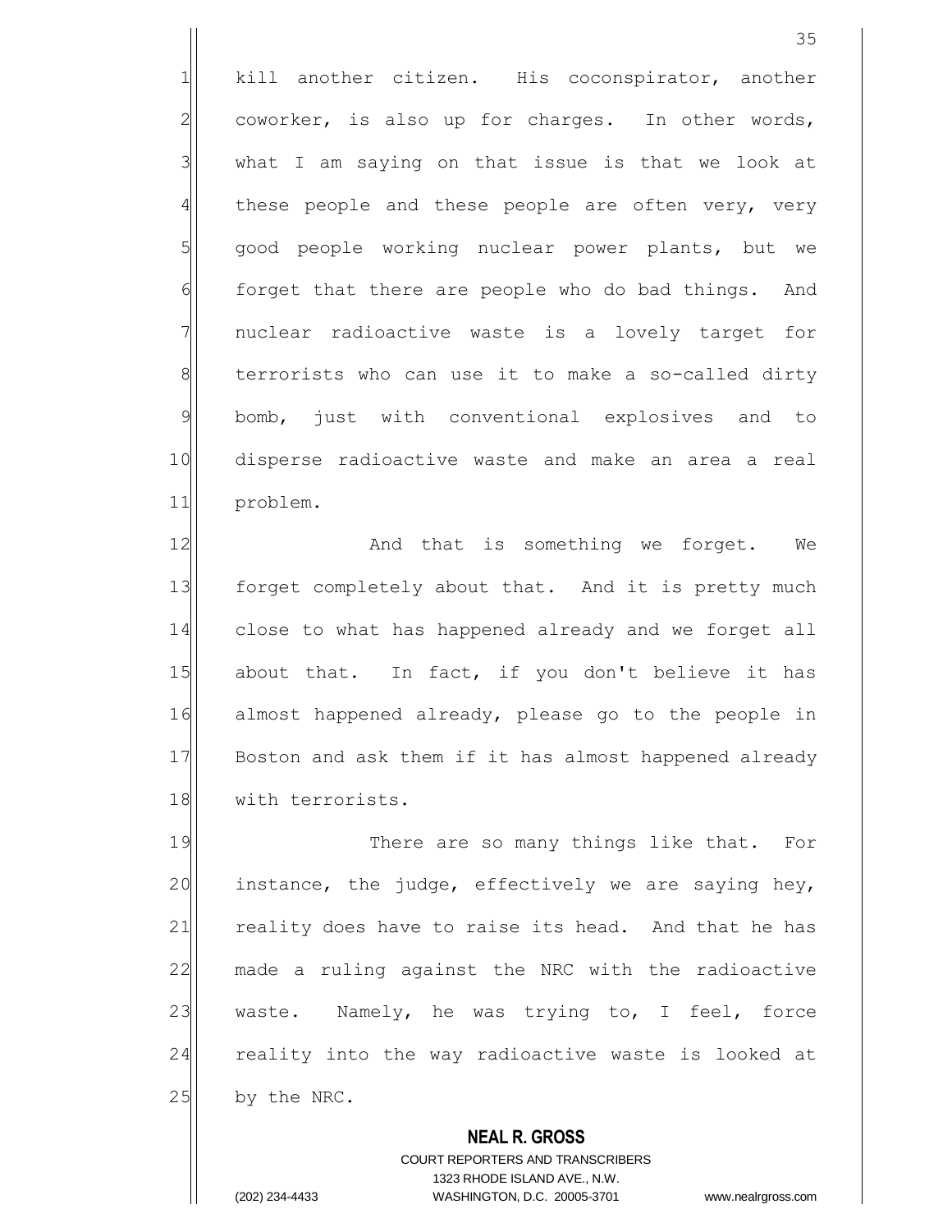kill another citizen. His coconspirator, another coworker, is also up for charges. In other words, what I am saying on that issue is that we look at these people and these people are often very, very good people working nuclear power plants, but we forget that there are people who do bad things. And nuclear radioactive waste is a lovely target for terrorists who can use it to make a so-called dirty bomb, just with conventional explosives and to disperse radioactive waste and make an area a real problem.

And that is something we forget. We forget completely about that. And it is pretty much close to what has happened already and we forget all about that. In fact, if you don't believe it has almost happened already, please go to the people in Boston and ask them if it has almost happened already with terrorists.

There are so many things like that. For instance, the judge, effectively we are saying hey, reality does have to raise its head. And that he has made a ruling against the NRC with the radioactive waste. Namely, he was trying to, I feel, force reality into the way radioactive waste is looked at by the NRC.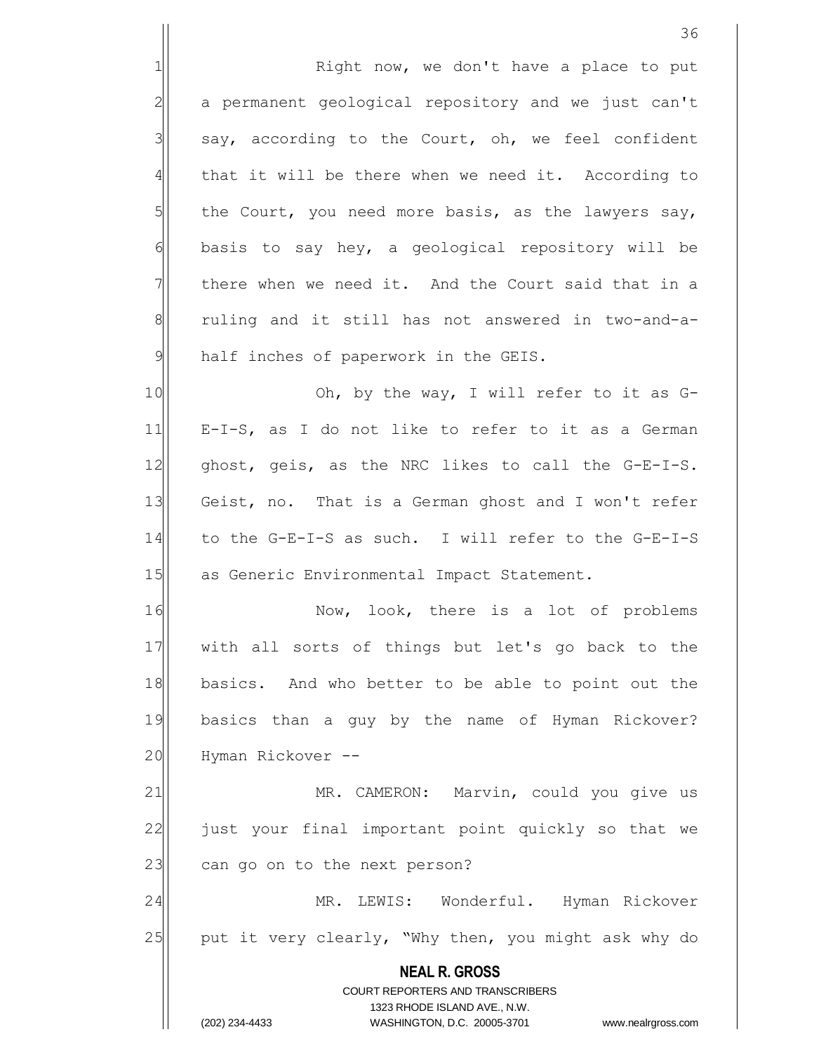Right now, we don't have a place to put a permanent geological repository and we just can't say, according to the Court, oh, we feel confident that it will be there when we need it. According to the Court, you need more basis, as the lawyers say, basis to say hey, a geological repository will be there when we need it. And the Court said that in a ruling and it still has not answered in two-and-a-half inches of paperwork in the GEIS.

Oh, by the way, I will refer to it as G-E-I-S, as I do not like to refer to it as a German ghost, geis, as the NRC likes to call the G-E-I-S. Geist, no. That is a German ghost and I won't refer to the G-E-I-S as such. I will refer to the G-E-I-S as Generic Environmental Impact Statement.

Now, look, there is a lot of problems with all sorts of things but let's go back to the basics. And who better to be able to point out the basics than a guy by the name of Hyman Rickover? Hyman Rickover --

MR. CAMERON: Marvin, could you give us just your final important point quickly so that we can go on to the next person?

MR. LEWIS: Wonderful. Hyman Rickover put it very clearly, "Why then, you might ask why do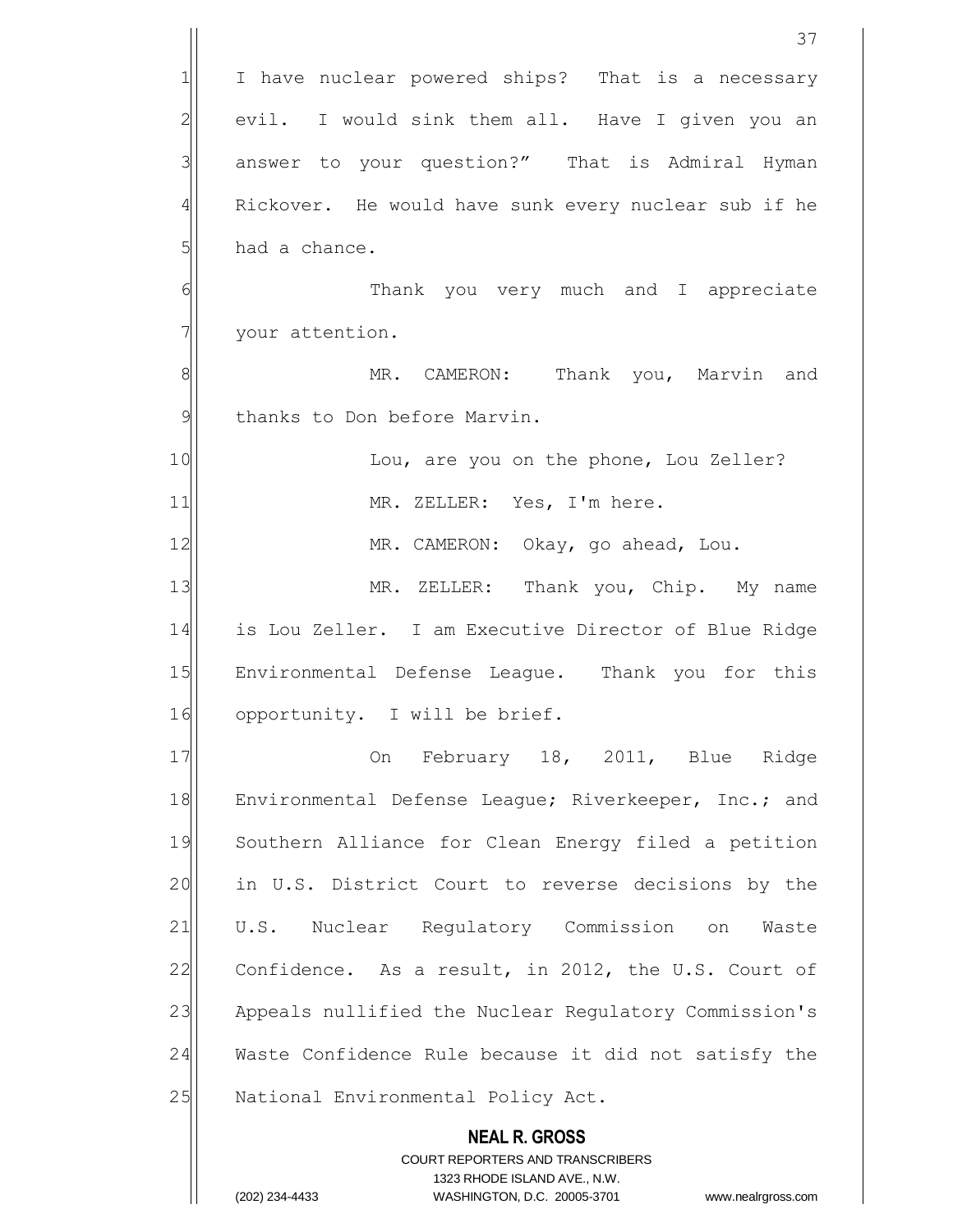I have nuclear powered ships? That is a necessary evil. I would sink them all. Have I given you an answer to your question?" That is Admiral Hyman Rickover. He would have sunk every nuclear sub if he had a chance.

Thank you very much and I appreciate your attention.

MR. CAMERON: Thank you, Marvin and thanks to Don before Marvin.

Lou, are you on the phone, Lou Zeller?

MR. ZELLER: Yes, I'm here.

MR. CAMERON: Okay, go ahead, Lou.

MR. ZELLER: Thank you, Chip. My name is Lou Zeller. I am Executive Director of Blue Ridge Environmental Defense League. Thank you for this opportunity. I will be brief.

On February 18, 2011, Blue Ridge Environmental Defense League; Riverkeeper, Inc.; and Southern Alliance for Clean Energy filed a petition in U.S. District Court to reverse decisions by the U.S. Nuclear Regulatory Commission on Waste Confidence. As a result, in 2012, the U.S. Court of Appeals nullified the Nuclear Regulatory Commission's Waste Confidence Rule because it did not satisfy the National Environmental Policy Act.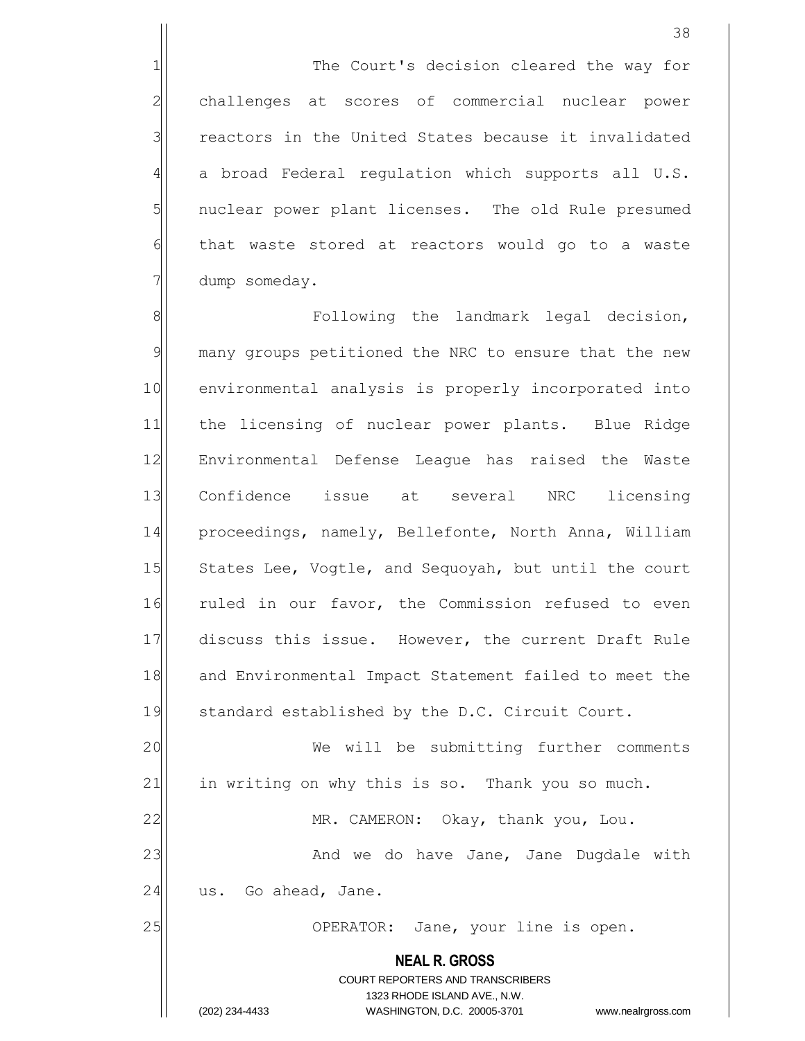The Court's decision cleared the way for challenges at scores of commercial nuclear power reactors in the United States because it invalidated a broad Federal regulation which supports all U.S. nuclear power plant licenses. The old Rule presumed that waste stored at reactors would go to a waste dump someday.

Following the landmark legal decision, many groups petitioned the NRC to ensure that the new environmental analysis is properly incorporated into the licensing of nuclear power plants. Blue Ridge Environmental Defense League has raised the Waste Confidence issue at several NRC licensing proceedings, namely, Bellefonte, North Anna, William States Lee, Vogtle, and Sequoyah, but until the court ruled in our favor, the Commission refused to even discuss this issue. However, the current Draft Rule and Environmental Impact Statement failed to meet the standard established by the D.C. Circuit Court.

We will be submitting further comments in writing on why this is so. Thank you so much.

MR. CAMERON: Okay, thank you, Lou.

And we do have Jane, Jane Dugdale with us. Go ahead, Jane.

OPERATOR: Jane, your line is open.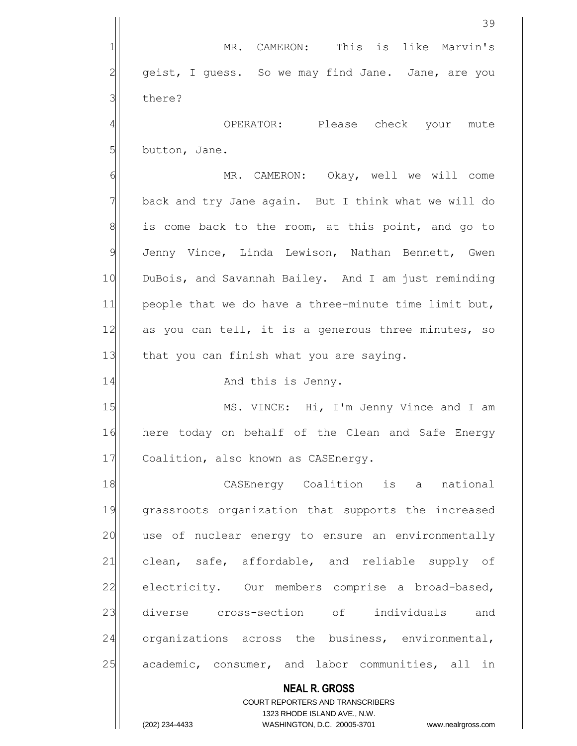MR. CAMERON: This is like Marvin's geist, I guess. So we may find Jane. Jane, are you there?

OPERATOR: Please check your mute button, Jane.

MR. CAMERON: Okay, well we will come back and try Jane again. But I think what we will do is come back to the room, at this point, and go to Jenny Vince, Linda Lewison, Nathan Bennett, Gwen DuBois, and Savannah Bailey. And I am just reminding people that we do have a three-minute time limit but, as you can tell, it is a generous three minutes, so that you can finish what you are saying.

And this is Jenny.

MS. VINCE: Hi, I'm Jenny Vince and I am here today on behalf of the Clean and Safe Energy Coalition, also known as CASEnergy.

CASEnergy Coalition is a national grassroots organization that supports the increased use of nuclear energy to ensure an environmentally clean, safe, affordable, and reliable supply of electricity. Our members comprise a broad-based, diverse cross-section of individuals and organizations across the business, environmental, academic, consumer, and labor communities, all in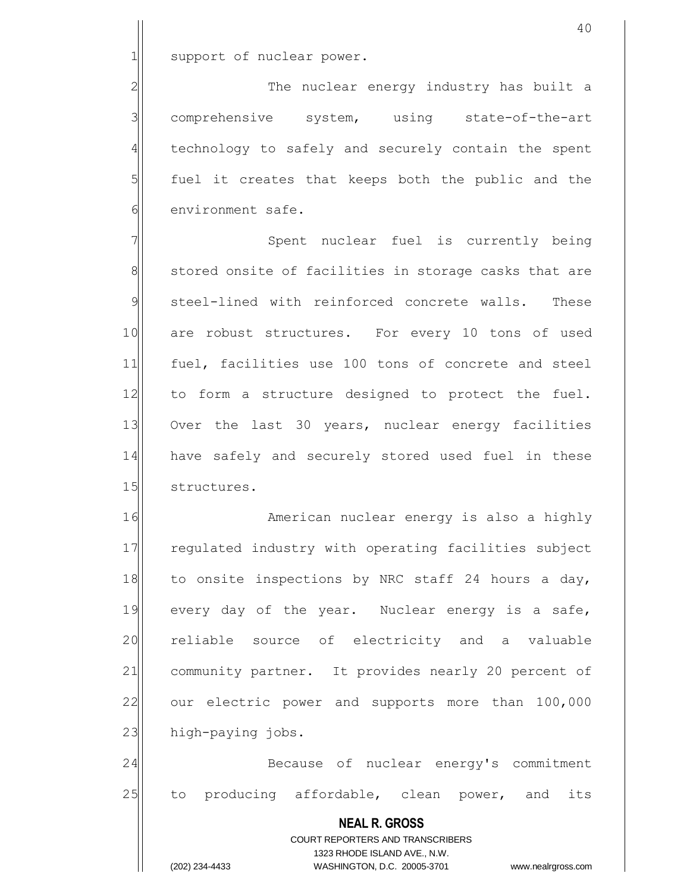support of nuclear power.

The nuclear energy industry has built a comprehensive system, using state-of-the-art technology to safely and securely contain the spent fuel it creates that keeps both the public and the environment safe.

Spent nuclear fuel is currently being stored onsite of facilities in storage casks that are steel-lined with reinforced concrete walls. These are robust structures. For every 10 tons of used fuel, facilities use 100 tons of concrete and steel to form a structure designed to protect the fuel. Over the last 30 years, nuclear energy facilities have safely and securely stored used fuel in these structures.

American nuclear energy is also a highly regulated industry with operating facilities subject to onsite inspections by NRC staff 24 hours a day, every day of the year. Nuclear energy is a safe, reliable source of electricity and a valuable community partner. It provides nearly 20 percent of our electric power and supports more than 100,000 high-paying jobs.

Because of nuclear energy's commitment to producing affordable, clean power, and its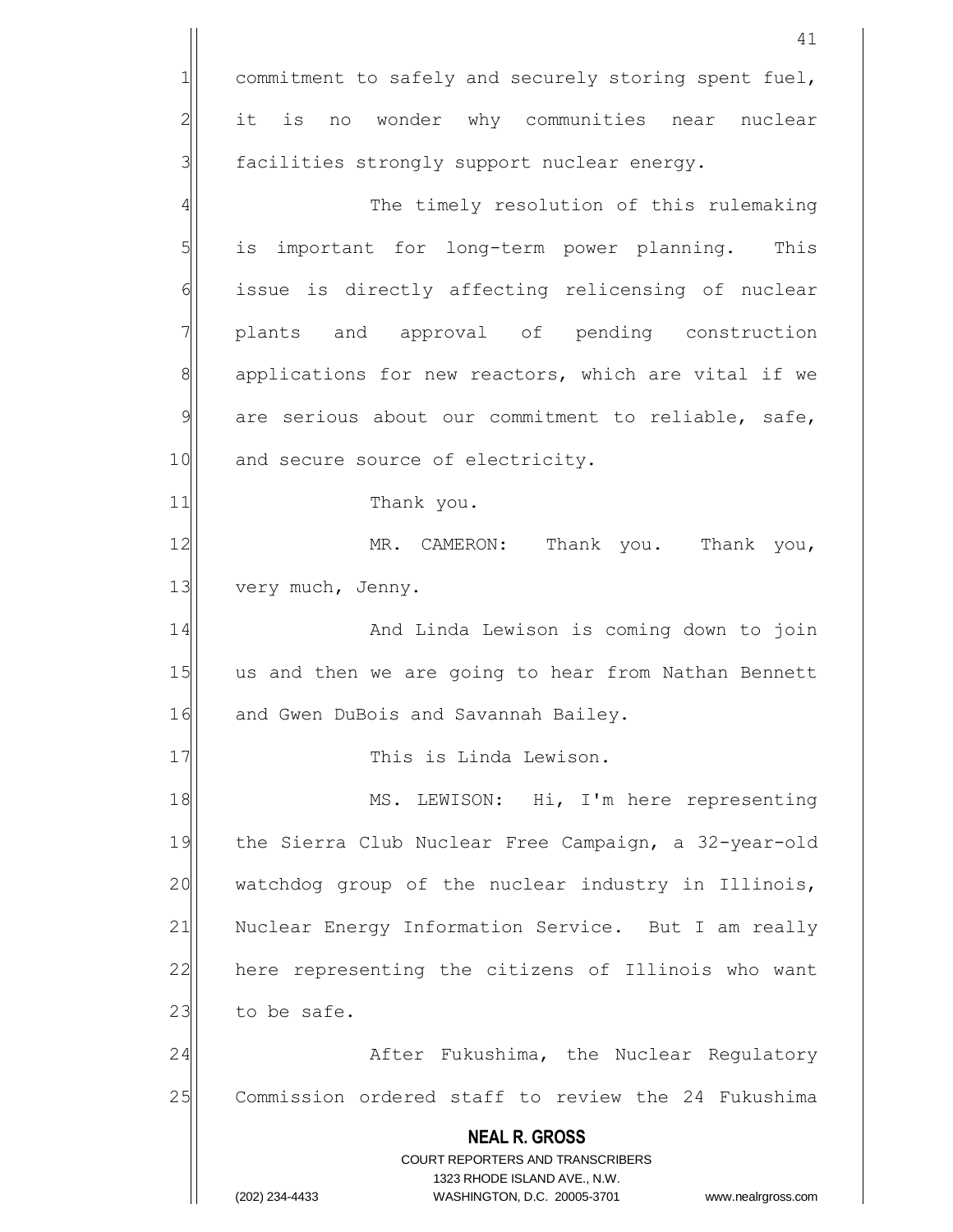commitment to safely and securely storing spent fuel, it is no wonder why communities near nuclear facilities strongly support nuclear energy.

The timely resolution of this rulemaking is important for long-term power planning. This issue is directly affecting relicensing of nuclear plants and approval of pending construction applications for new reactors, which are vital if we are serious about our commitment to reliable, safe, and secure source of electricity.

Thank you.

MR. CAMERON: Thank you. Thank you, very much, Jenny.

And Linda Lewison is coming down to join us and then we are going to hear from Nathan Bennett and Gwen DuBois and Savannah Bailey.

This is Linda Lewison.

MS. LEWISON: Hi, I'm here representing the Sierra Club Nuclear Free Campaign, a 32-year-old watchdog group of the nuclear industry in Illinois, Nuclear Energy Information Service. But I am really here representing the citizens of Illinois who want to be safe.

After Fukushima, the Nuclear Regulatory Commission ordered staff to review the 24 Fukushima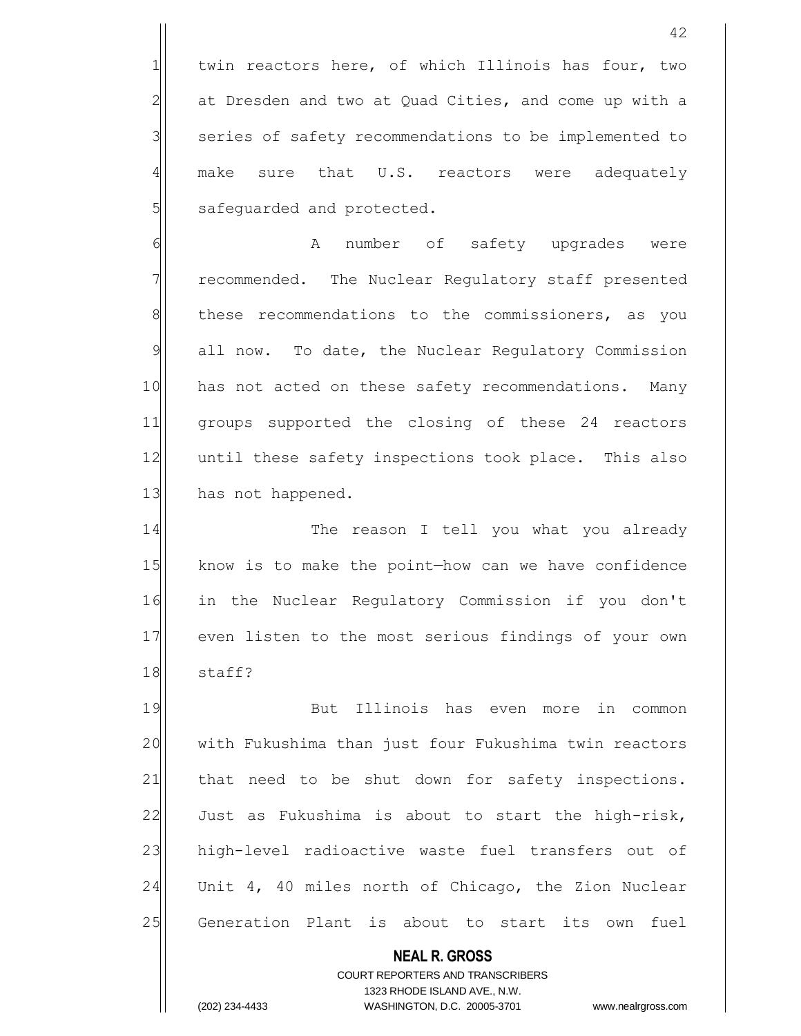twin reactors here, of which Illinois has four, two at Dresden and two at Quad Cities, and come up with a series of safety recommendations to be implemented to make sure that U.S. reactors were adequately safeguarded and protected.

A number of safety upgrades were recommended. The Nuclear Regulatory staff presented these recommendations to the commissioners, as you all now. To date, the Nuclear Regulatory Commission has not acted on these safety recommendations. Many groups supported the closing of these 24 reactors until these safety inspections took place. This also has not happened.

The reason I tell you what you already know is to make the point—how can we have confidence in the Nuclear Regulatory Commission if you don't even listen to the most serious findings of your own staff?

But Illinois has even more in common with Fukushima than just four Fukushima twin reactors that need to be shut down for safety inspections. Just as Fukushima is about to start the high-risk, high-level radioactive waste fuel transfers out of Unit 4, 40 miles north of Chicago, the Zion Nuclear Generation Plant is about to start its own fuel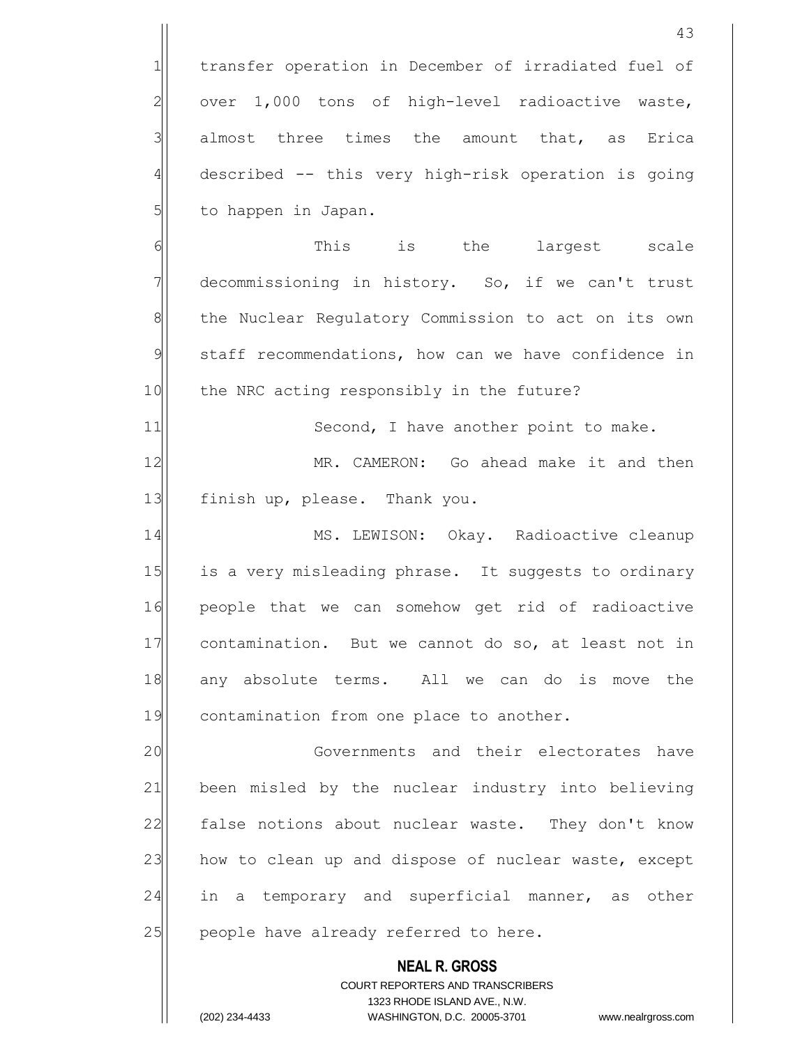transfer operation in December of irradiated fuel of over 1,000 tons of high-level radioactive waste, almost three times the amount that, as Erica described -- this very high-risk operation is going to happen in Japan.

This is the largest scale decommissioning in history. So, if we can't trust the Nuclear Regulatory Commission to act on its own staff recommendations, how can we have confidence in the NRC acting responsibly in the future?

Second, I have another point to make.

MR. CAMERON: Go ahead make it and then finish up, please. Thank you.

MS. LEWISON: Okay. Radioactive cleanup is a very misleading phrase. It suggests to ordinary people that we can somehow get rid of radioactive contamination. But we cannot do so, at least not in any absolute terms. All we can do is move the contamination from one place to another.

Governments and their electorates have been misled by the nuclear industry into believing false notions about nuclear waste. They don't know how to clean up and dispose of nuclear waste, except in a temporary and superficial manner, as other people have already referred to here.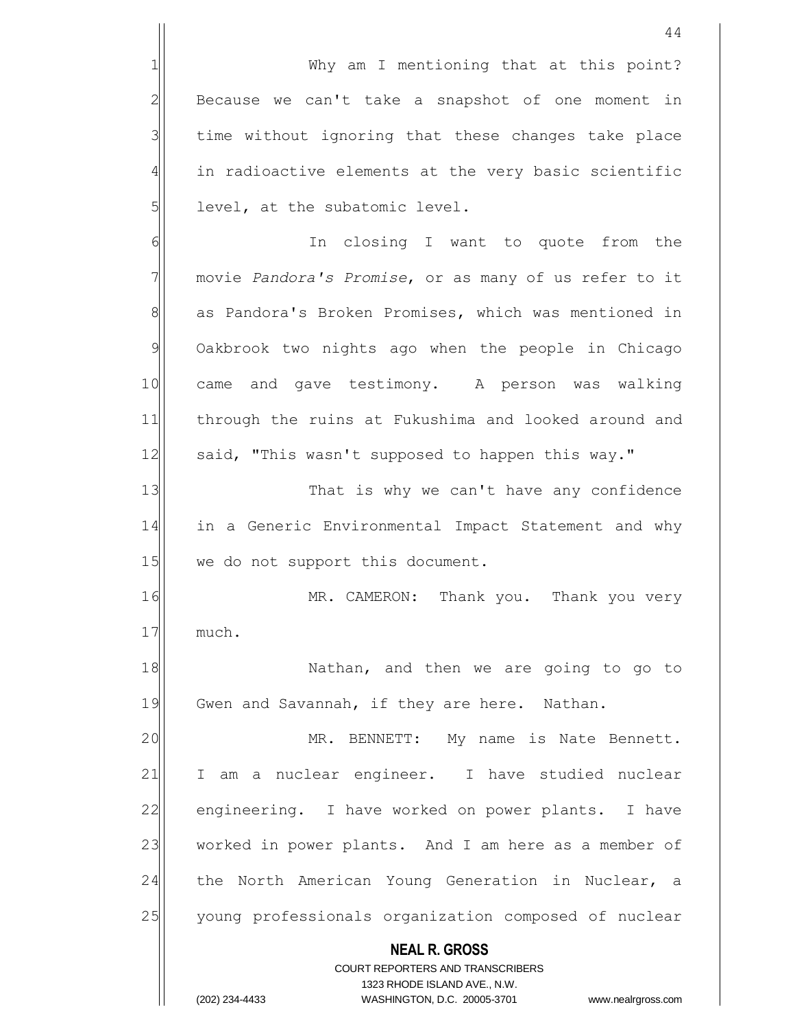Why am I mentioning that at this point? Because we can't take a snapshot of one moment in time without ignoring that these changes take place in radioactive elements at the very basic scientific level, at the subatomic level.

In closing I want to quote from the movie *Pandora's Promise*, or as many of us refer to it as Pandora's Broken Promises, which was mentioned in Oakbrook two nights ago when the people in Chicago came and gave testimony. A person was walking through the ruins at Fukushima and looked around and said, "This wasn't supposed to happen this way."

That is why we can't have any confidence in a Generic Environmental Impact Statement and why we do not support this document.

MR. CAMERON: Thank you. Thank you very much.

Nathan, and then we are going to go to Gwen and Savannah, if they are here. Nathan.

MR. BENNETT: My name is Nate Bennett. I am a nuclear engineer. I have studied nuclear engineering. I have worked on power plants. I have worked in power plants. And I am here as a member of the North American Young Generation in Nuclear, a young professionals organization composed of nuclear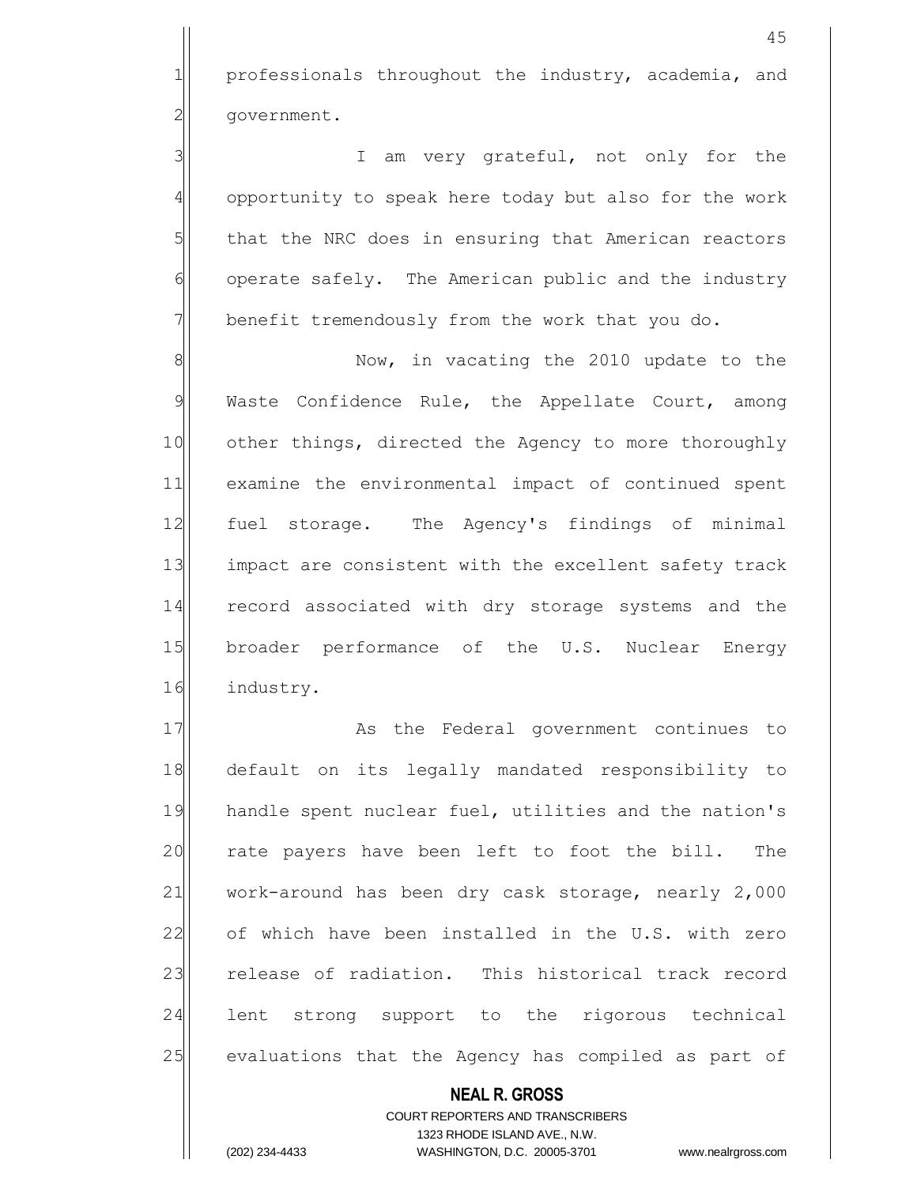professionals throughout the industry, academia, and government.

I am very grateful, not only for the opportunity to speak here today but also for the work that the NRC does in ensuring that American reactors operate safely. The American public and the industry benefit tremendously from the work that you do.

Now, in vacating the 2010 update to the Waste Confidence Rule, the Appellate Court, among other things, directed the Agency to more thoroughly examine the environmental impact of continued spent fuel storage. The Agency's findings of minimal impact are consistent with the excellent safety track record associated with dry storage systems and the broader performance of the U.S. Nuclear Energy industry.

As the Federal government continues to default on its legally mandated responsibility to handle spent nuclear fuel, utilities and the nation's rate payers have been left to foot the bill. The work-around has been dry cask storage, nearly 2,000 of which have been installed in the U.S. with zero release of radiation. This historical track record lent strong support to the rigorous technical evaluations that the Agency has compiled as part of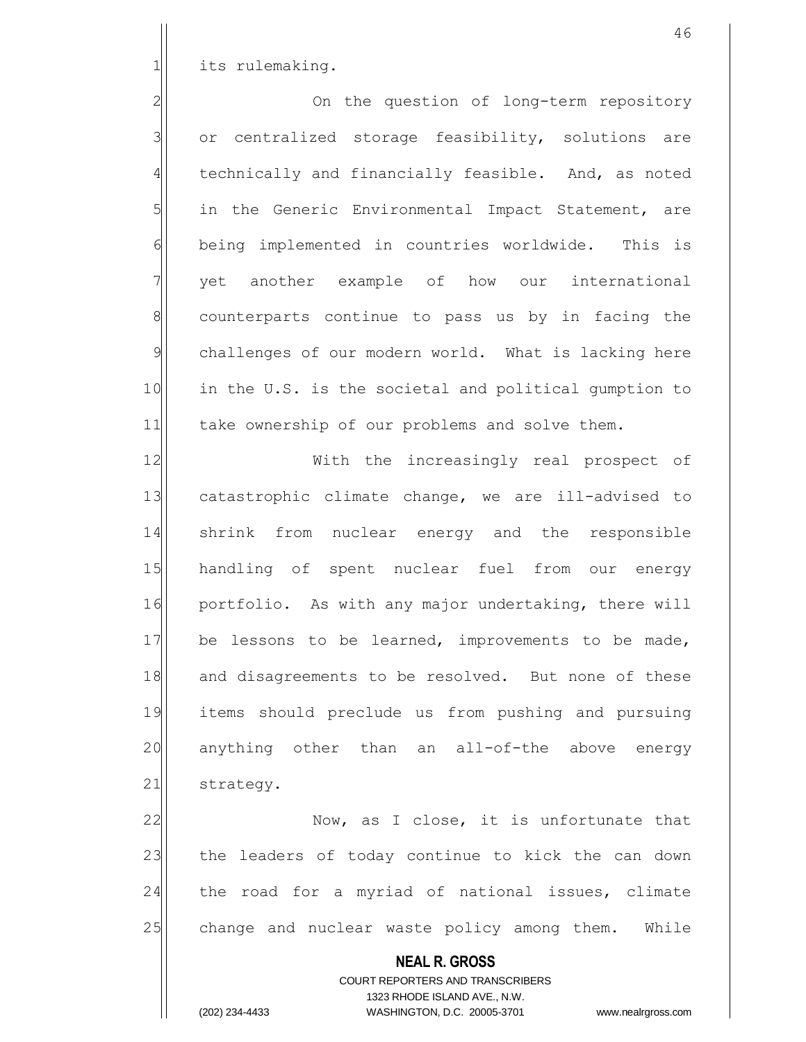its rulemaking.

On the question of long-term repository or centralized storage feasibility, solutions are technically and financially feasible. And, as noted in the Generic Environmental Impact Statement, are being implemented in countries worldwide. This is yet another example of how our international counterparts continue to pass us by in facing the challenges of our modern world. What is lacking here in the U.S. is the societal and political gumption to take ownership of our problems and solve them.

With the increasingly real prospect of catastrophic climate change, we are ill-advised to shrink from nuclear energy and the responsible handling of spent nuclear fuel from our energy portfolio. As with any major undertaking, there will be lessons to be learned, improvements to be made, and disagreements to be resolved. But none of these items should preclude us from pushing and pursuing anything other than an all-of-the above energy strategy.

Now, as I close, it is unfortunate that the leaders of today continue to kick the can down the road for a myriad of national issues, climate change and nuclear waste policy among them. While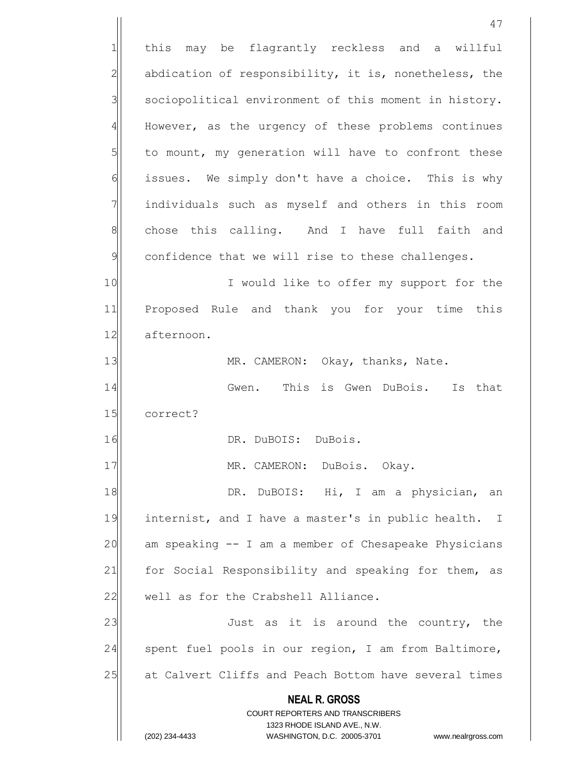this may be flagrantly reckless and a willful abdication of responsibility, it is, nonetheless, the sociopolitical environment of this moment in history. However, as the urgency of these problems continues to mount, my generation will have to confront these issues. We simply don't have a choice. This is why individuals such as myself and others in this room chose this calling. And I have full faith and confidence that we will rise to these challenges.

I would like to offer my support for the Proposed Rule and thank you for your time this afternoon.

MR. CAMERON: Okay, thanks, Nate.

Gwen. This is Gwen DuBois. Is that correct?

DR. DuBOIS: DuBois.

MR. CAMERON: DuBois. Okay.

DR. DuBOIS: Hi, I am a physician, an internist, and I have a master's in public health. I am speaking -- I am a member of Chesapeake Physicians for Social Responsibility and speaking for them, as well as for the Crabshell Alliance.

Just as it is around the country, the spent fuel pools in our region, I am from Baltimore, at Calvert Cliffs and Peach Bottom have several times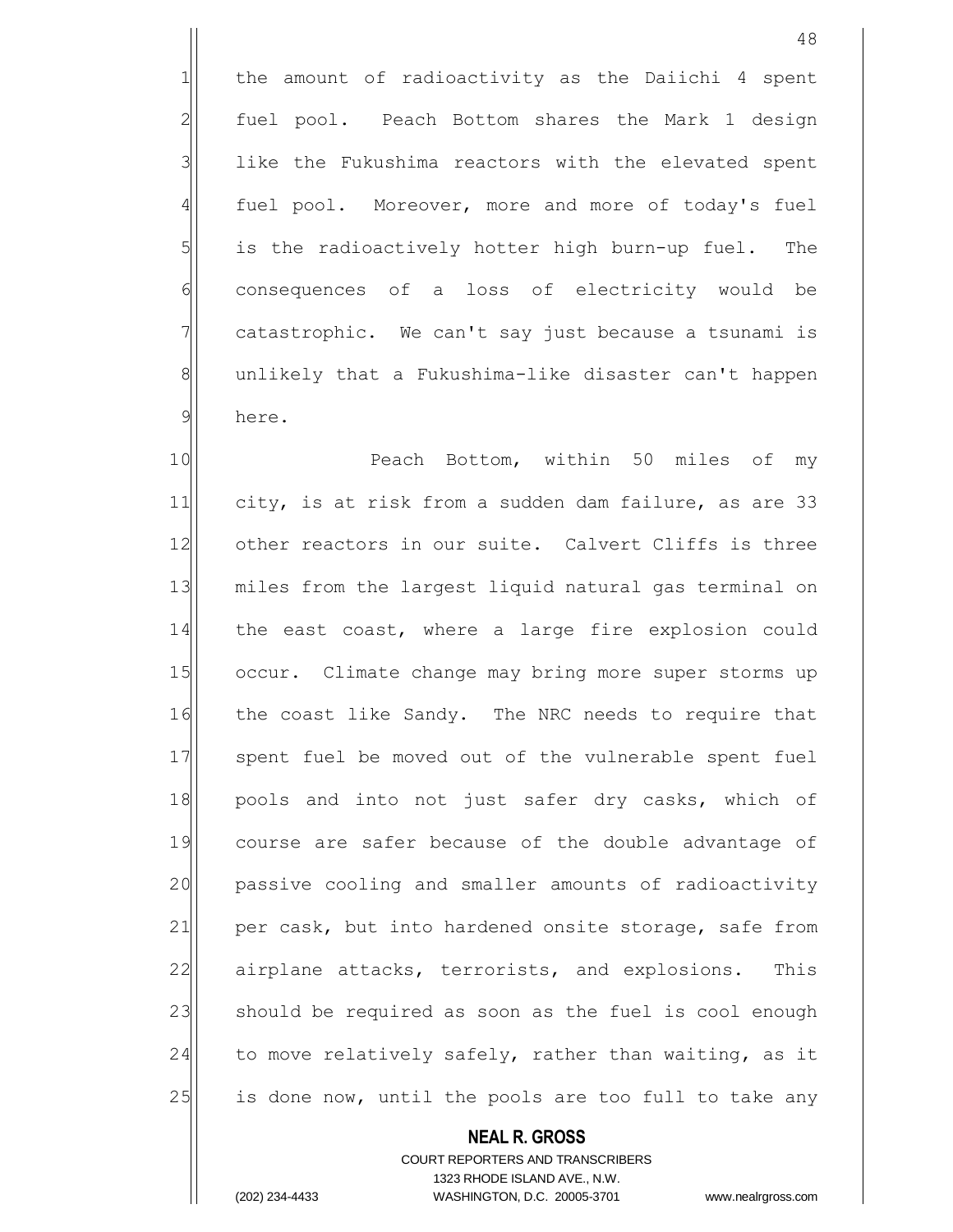the amount of radioactivity as the Daiichi 4 spent fuel pool. Peach Bottom shares the Mark 1 design like the Fukushima reactors with the elevated spent fuel pool. Moreover, more and more of today's fuel is the radioactively hotter high burn-up fuel. The consequences of a loss of electricity would be catastrophic. We can't say just because a tsunami is unlikely that a Fukushima-like disaster can't happen here.

Peach Bottom, within 50 miles of my city, is at risk from a sudden dam failure, as are 33 other reactors in our suite. Calvert Cliffs is three miles from the largest liquid natural gas terminal on the east coast, where a large fire explosion could occur. Climate change may bring more super storms up the coast like Sandy. The NRC needs to require that spent fuel be moved out of the vulnerable spent fuel pools and into not just safer dry casks, which of course are safer because of the double advantage of passive cooling and smaller amounts of radioactivity per cask, but into hardened onsite storage, safe from airplane attacks, terrorists, and explosions. This should be required as soon as the fuel is cool enough to move relatively safely, rather than waiting, as it is done now, until the pools are too full to take any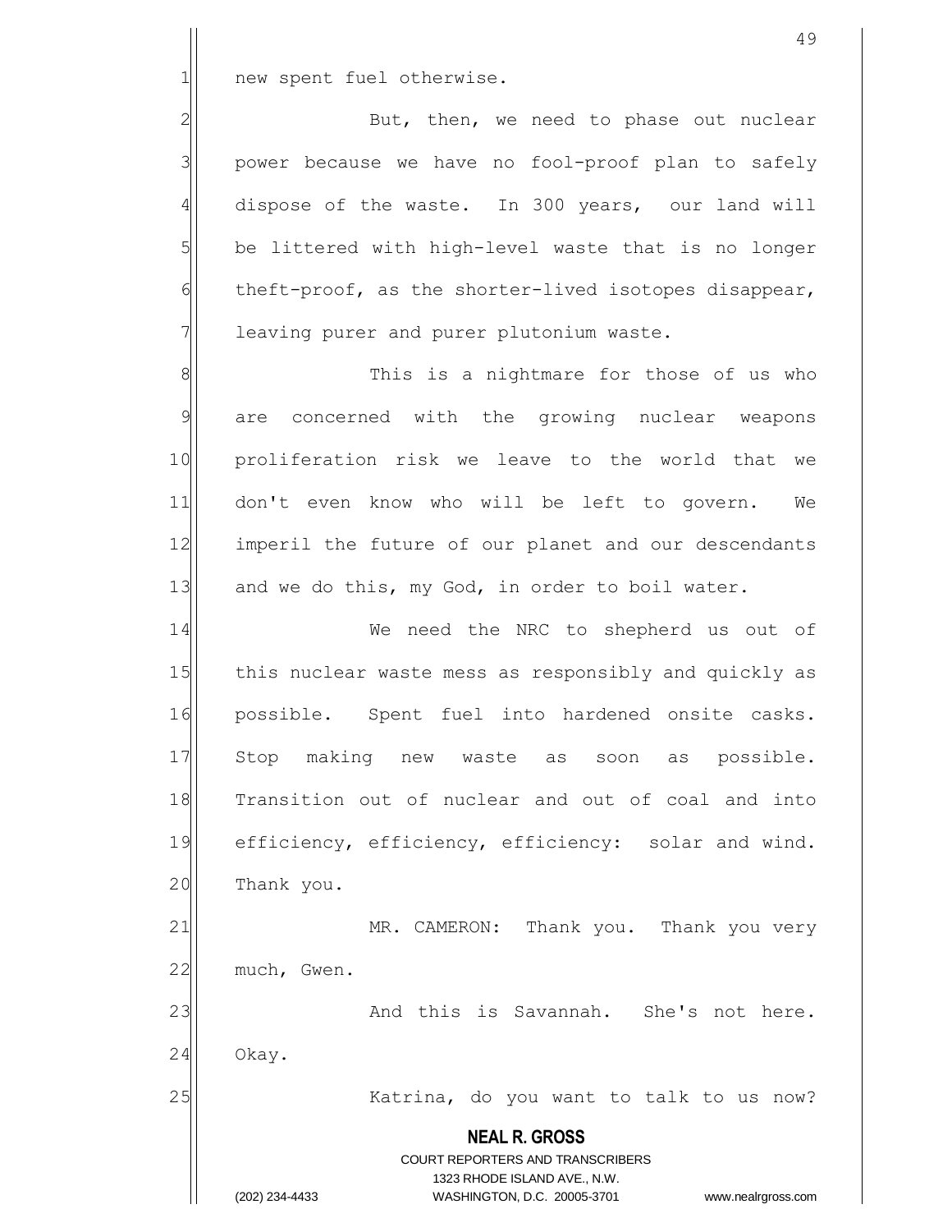new spent fuel otherwise.

But, then, we need to phase out nuclear power because we have no fool-proof plan to safely dispose of the waste. In 300 years, our land will be littered with high-level waste that is no longer theft-proof, as the shorter-lived isotopes disappear, leaving purer and purer plutonium waste.

This is a nightmare for those of us who are concerned with the growing nuclear weapons proliferation risk we leave to the world that we don't even know who will be left to govern. We imperil the future of our planet and our descendants and we do this, my God, in order to boil water.

We need the NRC to shepherd us out of this nuclear waste mess as responsibly and quickly as possible. Spent fuel into hardened onsite casks. Stop making new waste as soon as possible. Transition out of nuclear and out of coal and into efficiency, efficiency, efficiency: solar and wind. Thank you.

MR. CAMERON: Thank you. Thank you very much, Gwen.

And this is Savannah. She's not here. Okay.

Katrina, do you want to talk to us now?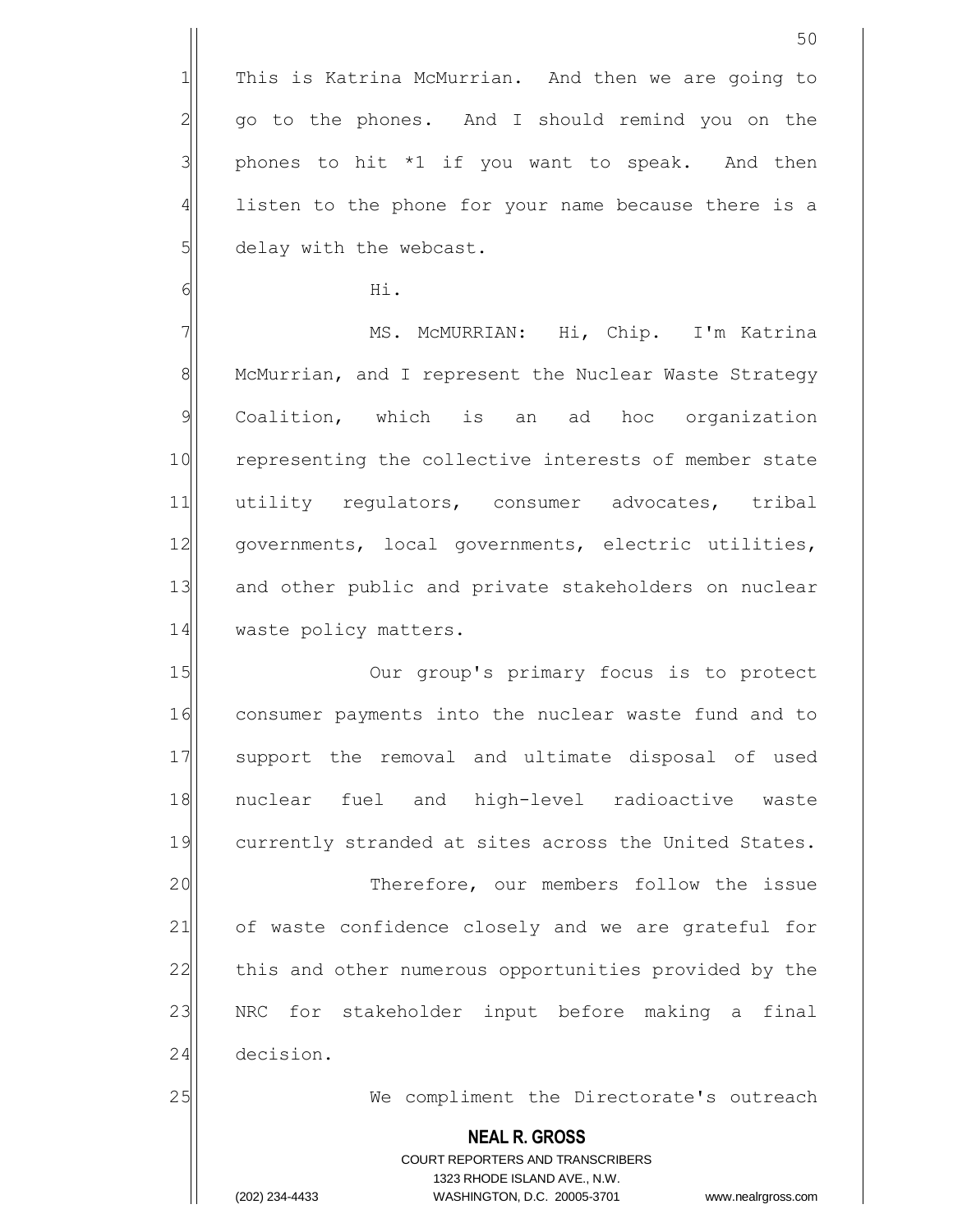This is Katrina McMurrian. And then we are going to go to the phones. And I should remind you on the phones to hit *1 if you want to speak. And then listen to the phone for your name because there is a delay with the webcast.

Hi.

MS. McMURRIAN: Hi, Chip. I'm Katrina McMurrian, and I represent the Nuclear Waste Strategy Coalition, which is an ad hoc organization representing the collective interests of member state utility regulators, consumer advocates, tribal governments, local governments, electric utilities, and other public and private stakeholders on nuclear waste policy matters.

Our group's primary focus is to protect consumer payments into the nuclear waste fund and to support the removal and ultimate disposal of used nuclear fuel and high-level radioactive waste currently stranded at sites across the United States.

Therefore, our members follow the issue of waste confidence closely and we are grateful for this and other numerous opportunities provided by the NRC for stakeholder input before making a final decision.

We compliment the Directorate's outreach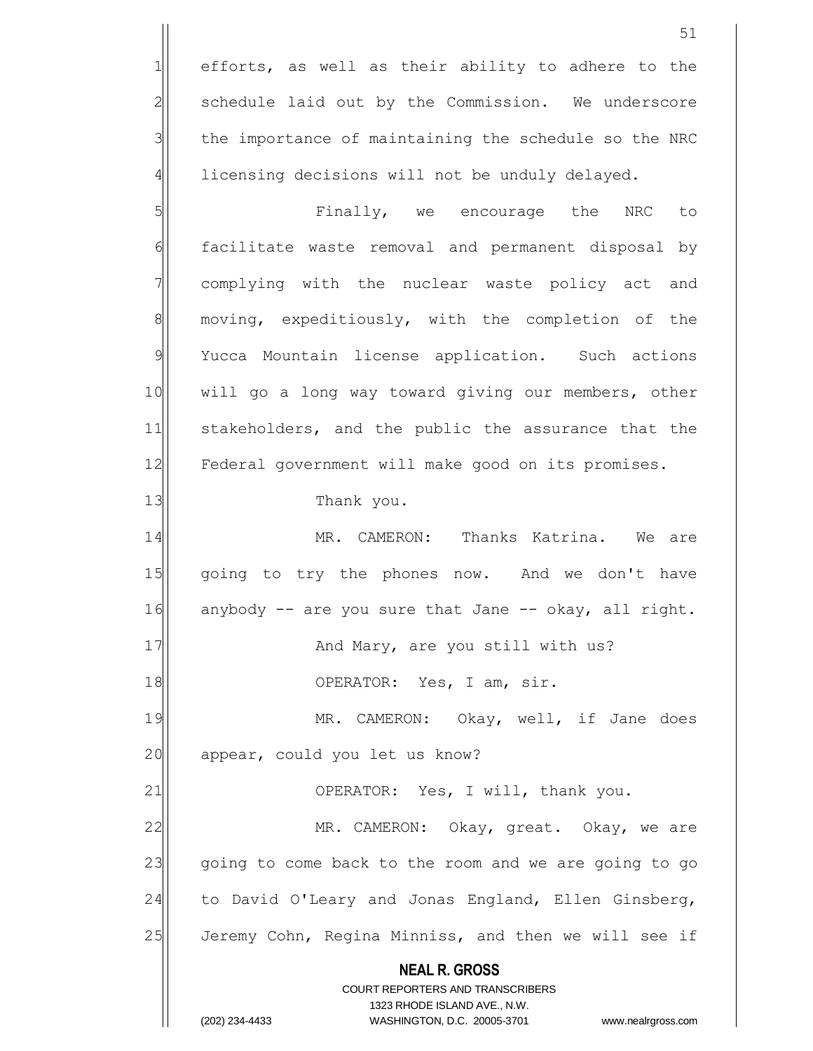efforts, as well as their ability to adhere to the schedule laid out by the Commission. We underscore the importance of maintaining the schedule so the NRC licensing decisions will not be unduly delayed.

Finally, we encourage the NRC to facilitate waste removal and permanent disposal by complying with the nuclear waste policy act and moving, expeditiously, with the completion of the Yucca Mountain license application. Such actions will go a long way toward giving our members, other stakeholders, and the public the assurance that the Federal government will make good on its promises.

Thank you.

MR. CAMERON: Thanks Katrina. We are going to try the phones now. And we don't have anybody -- are you sure that Jane -- okay, all right.

And Mary, are you still with us?

OPERATOR: Yes, I am, sir.

MR. CAMERON: Okay, well, if Jane does appear, could you let us know?

OPERATOR: Yes, I will, thank you.

MR. CAMERON: Okay, great. Okay, we are going to come back to the room and we are going to go to David O'Leary and Jonas England, Ellen Ginsberg, Jeremy Cohn, Regina Minniss, and then we will see if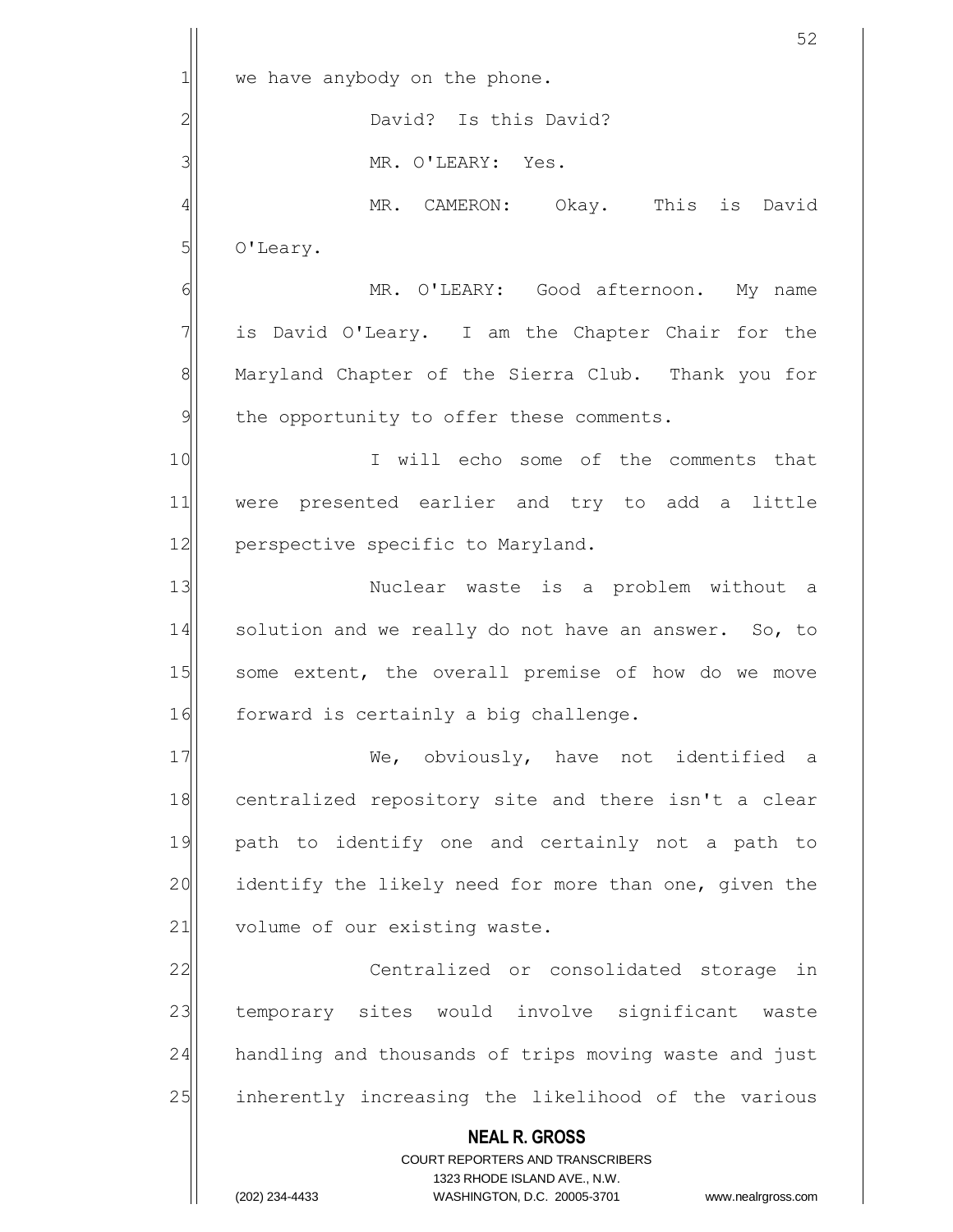we have anybody on the phone.

David? Is this David?

MR. O'LEARY: Yes.

MR. CAMERON: Okay. This is David O'Leary.

MR. O'LEARY: Good afternoon. My name is David O'Leary. I am the Chapter Chair for the Maryland Chapter of the Sierra Club. Thank you for the opportunity to offer these comments.

I will echo some of the comments that were presented earlier and try to add a little perspective specific to Maryland.

Nuclear waste is a problem without a solution and we really do not have an answer. So, to some extent, the overall premise of how do we move forward is certainly a big challenge.

We, obviously, have not identified a centralized repository site and there isn't a clear path to identify one and certainly not a path to identify the likely need for more than one, given the volume of our existing waste.

Centralized or consolidated storage in temporary sites would involve significant waste handling and thousands of trips moving waste and just inherently increasing the likelihood of the various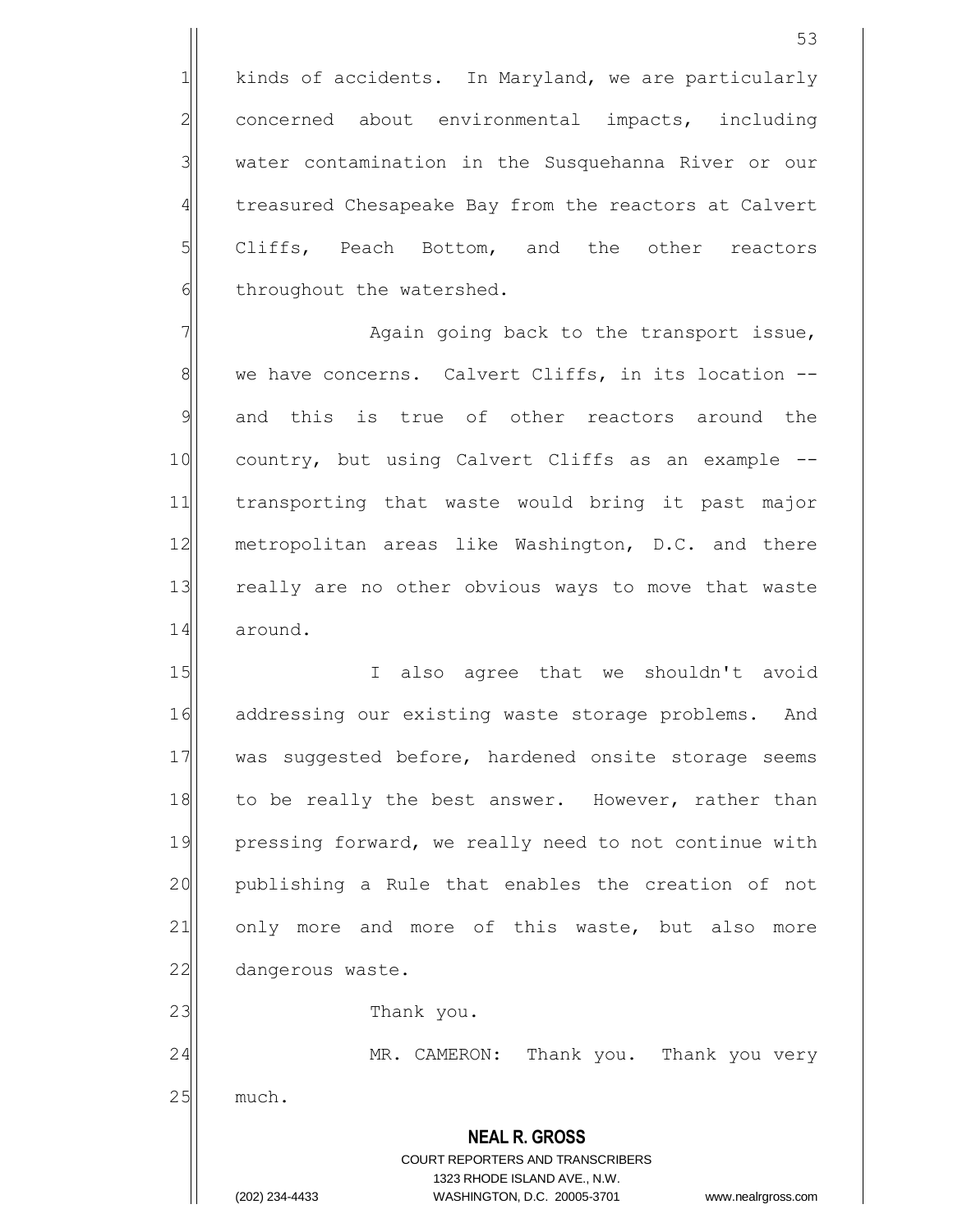kinds of accidents. In Maryland, we are particularly concerned about environmental impacts, including water contamination in the Susquehanna River or our treasured Chesapeake Bay from the reactors at Calvert Cliffs, Peach Bottom, and the other reactors throughout the watershed.

Again going back to the transport issue, we have concerns. Calvert Cliffs, in its location -- and this is true of other reactors around the country, but using Calvert Cliffs as an example -- transporting that waste would bring it past major metropolitan areas like Washington, D.C. and there really are no other obvious ways to move that waste around.

I also agree that we shouldn't avoid addressing our existing waste storage problems. And was suggested before, hardened onsite storage seems to be really the best answer. However, rather than pressing forward, we really need to not continue with publishing a Rule that enables the creation of not only more and more of this waste, but also more dangerous waste.

Thank you.

MR. CAMERON: Thank you. Thank you very much.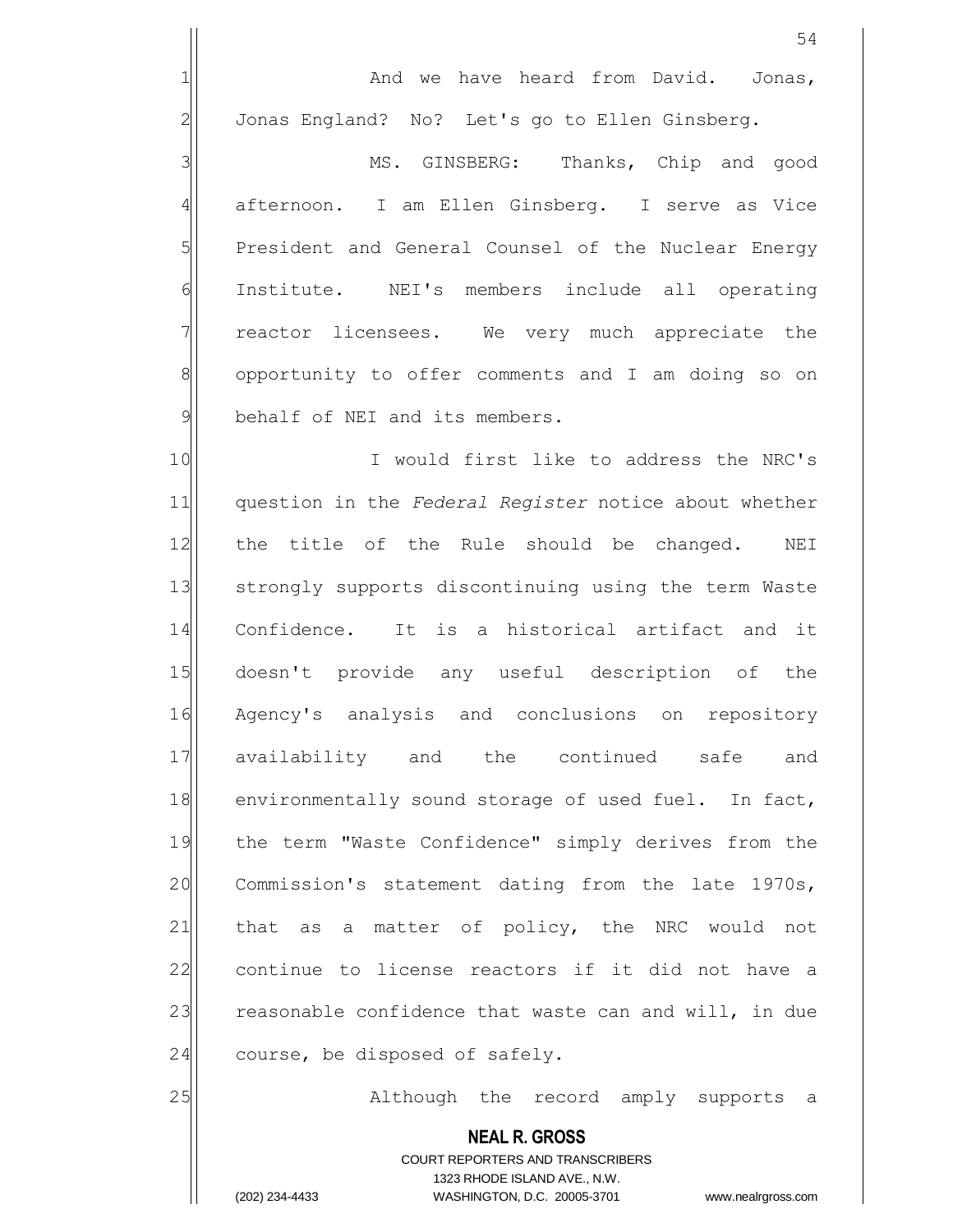And we have heard from David. Jonas, Jonas England? No? Let's go to Ellen Ginsberg.

MS. GINSBERG: Thanks, Chip and good afternoon. I am Ellen Ginsberg. I serve as Vice President and General Counsel of the Nuclear Energy Institute. NEI's members include all operating reactor licensees. We very much appreciate the opportunity to offer comments and I am doing so on behalf of NEI and its members.

I would first like to address the NRC's question in the *Federal Register* notice about whether the title of the Rule should be changed. NEI strongly supports discontinuing using the term Waste Confidence. It is a historical artifact and it doesn't provide any useful description of the Agency's analysis and conclusions on repository availability and the continued safe and environmentally sound storage of used fuel. In fact, the term "Waste Confidence" simply derives from the Commission's statement dating from the late 1970s, that as a matter of policy, the NRC would not continue to license reactors if it did not have a reasonable confidence that waste can and will, in due course, be disposed of safely.

Although the record amply supports a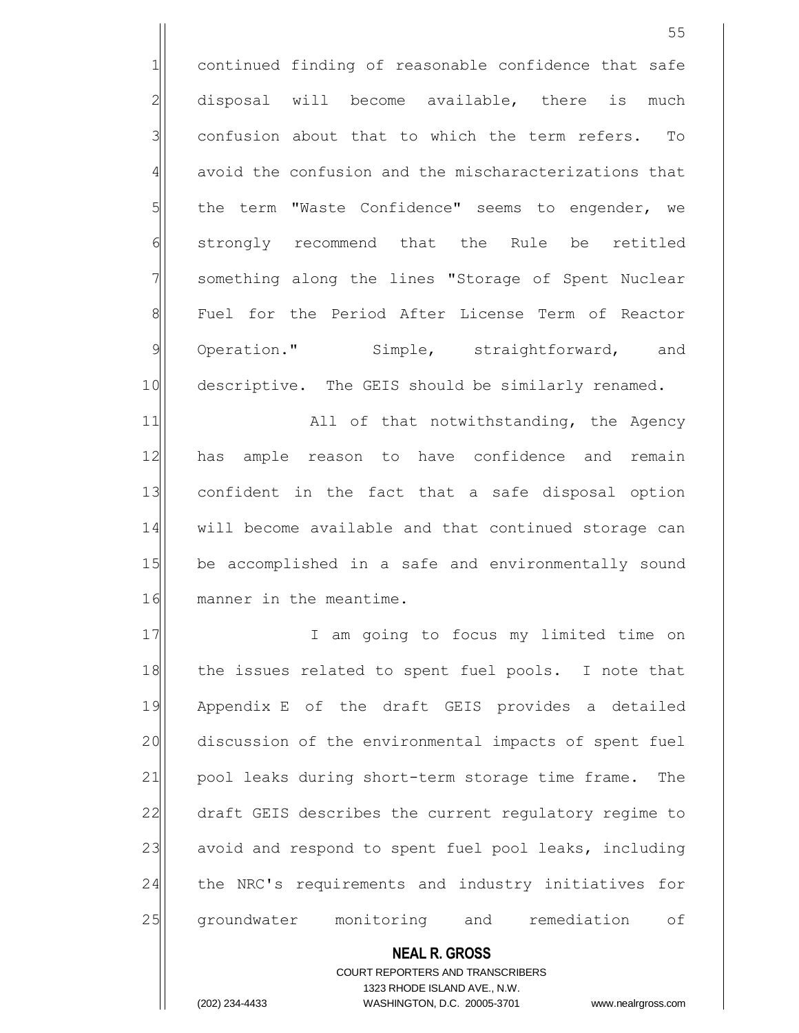continued finding of reasonable confidence that safe disposal will become available, there is much confusion about that to which the term refers. To avoid the confusion and the mischaracterizations that the term "Waste Confidence" seems to engender, we strongly recommend that the Rule be retitled something along the lines "Storage of Spent Nuclear Fuel for the Period After License Term of Reactor Operation." Simple, straightforward, and descriptive. The GEIS should be similarly renamed.

All of that notwithstanding, the Agency has ample reason to have confidence and remain confident in the fact that a safe disposal option will become available and that continued storage can be accomplished in a safe and environmentally sound manner in the meantime.

I am going to focus my limited time on the issues related to spent fuel pools. I note that Appendix E of the draft GEIS provides a detailed discussion of the environmental impacts of spent fuel pool leaks during short-term storage time frame. The draft GEIS describes the current regulatory regime to avoid and respond to spent fuel pool leaks, including the NRC's requirements and industry initiatives for groundwater monitoring and remediation of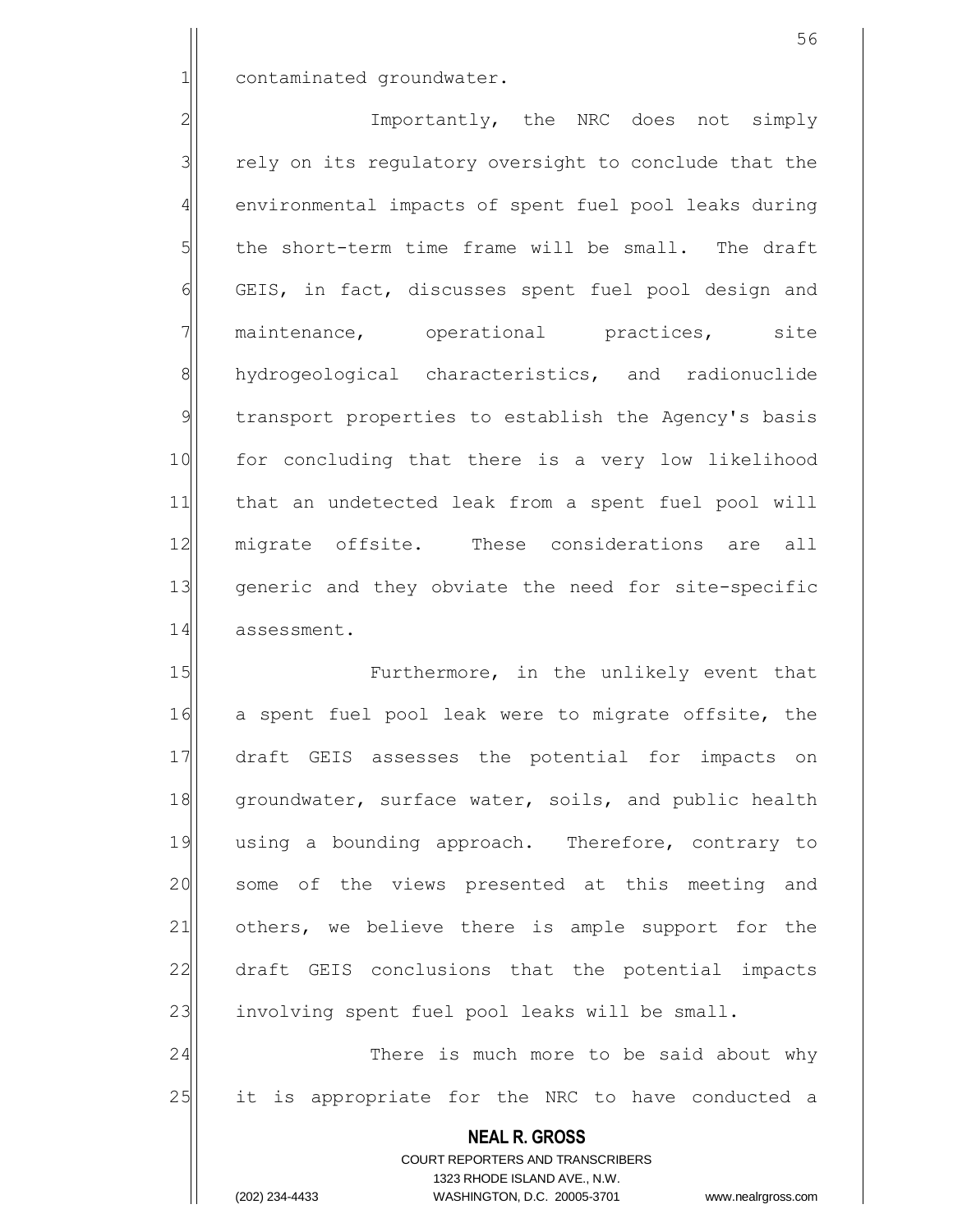contaminated groundwater.

Importantly, the NRC does not simply rely on its regulatory oversight to conclude that the environmental impacts of spent fuel pool leaks during the short-term time frame will be small. The draft GEIS, in fact, discusses spent fuel pool design and maintenance, operational practices, site hydrogeological characteristics, and radionuclide transport properties to establish the Agency's basis for concluding that there is a very low likelihood that an undetected leak from a spent fuel pool will migrate offsite. These considerations are all generic and they obviate the need for site-specific assessment.

Furthermore, in the unlikely event that a spent fuel pool leak were to migrate offsite, the draft GEIS assesses the potential for impacts on groundwater, surface water, soils, and public health using a bounding approach. Therefore, contrary to some of the views presented at this meeting and others, we believe there is ample support for the draft GEIS conclusions that the potential impacts involving spent fuel pool leaks will be small.

There is much more to be said about why it is appropriate for the NRC to have conducted a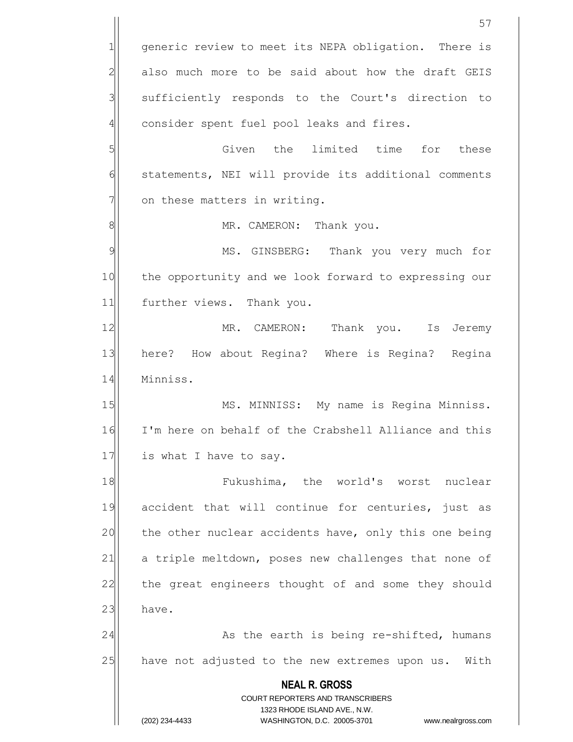generic review to meet its NEPA obligation. There is also much more to be said about how the draft GEIS sufficiently responds to the Court's direction to consider spent fuel pool leaks and fires.

Given the limited time for these statements, NEI will provide its additional comments on these matters in writing.

MR. CAMERON: Thank you.

MS. GINSBERG: Thank you very much for the opportunity and we look forward to expressing our further views. Thank you.

MR. CAMERON: Thank you. Is Jeremy here? How about Regina? Where is Regina? Regina Minniss.

MS. MINNISS: My name is Regina Minniss. I'm here on behalf of the Crabshell Alliance and this is what I have to say.

Fukushima, the world's worst nuclear accident that will continue for centuries, just as the other nuclear accidents have, only this one being a triple meltdown, poses new challenges that none of the great engineers thought of and some they should have.

As the earth is being re-shifted, humans have not adjusted to the new extremes upon us. With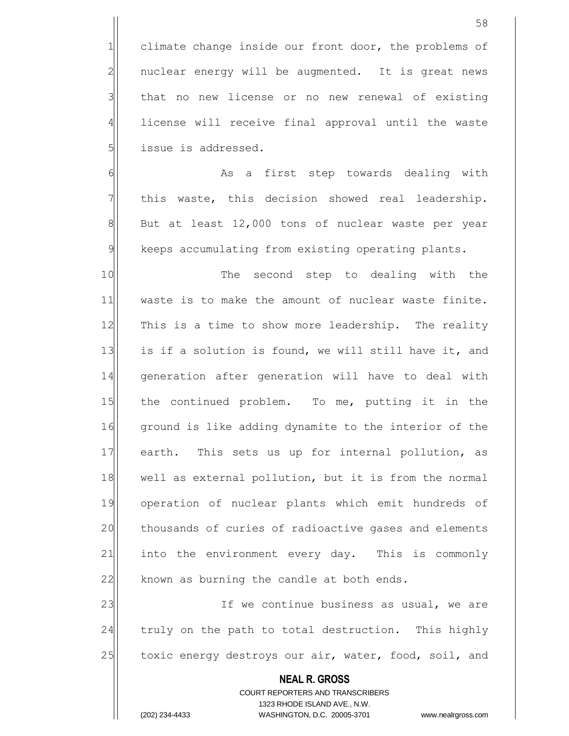climate change inside our front door, the problems of nuclear energy will be augmented. It is great news that no new license or no new renewal of existing license will receive final approval until the waste issue is addressed.

As a first step towards dealing with this waste, this decision showed real leadership. But at least 12,000 tons of nuclear waste per year keeps accumulating from existing operating plants.

The second step to dealing with the waste is to make the amount of nuclear waste finite. This is a time to show more leadership. The reality is if a solution is found, we will still have it, and generation after generation will have to deal with the continued problem. To me, putting it in the ground is like adding dynamite to the interior of the earth. This sets us up for internal pollution, as well as external pollution, but it is from the normal operation of nuclear plants which emit hundreds of thousands of curies of radioactive gases and elements into the environment every day. This is commonly known as burning the candle at both ends.

If we continue business as usual, we are truly on the path to total destruction. This highly toxic energy destroys our air, water, food, soil, and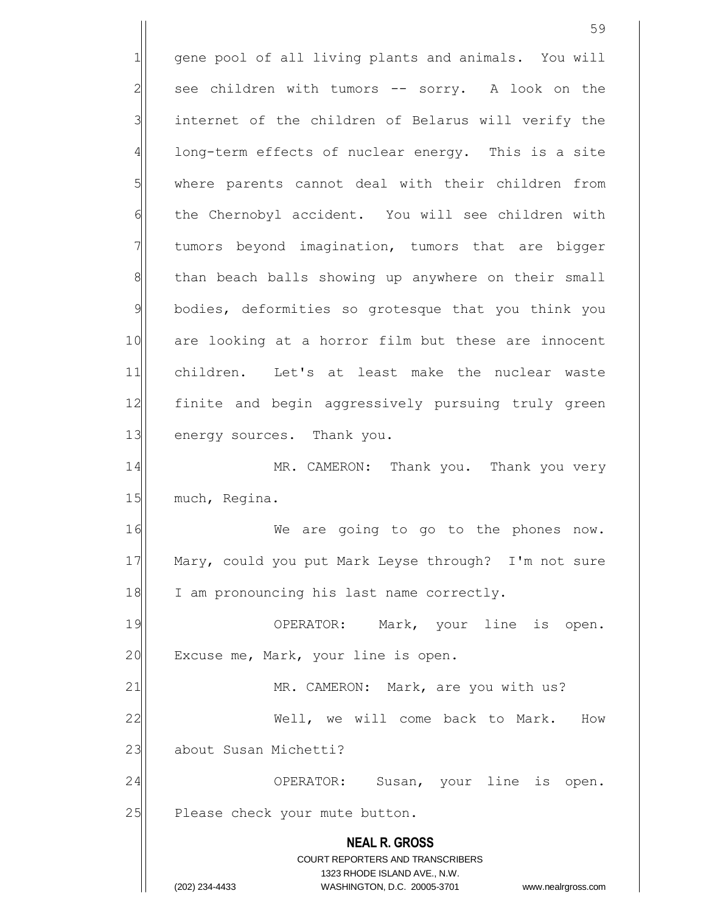gene pool of all living plants and animals. You will see children with tumors -- sorry. A look on the internet of the children of Belarus will verify the long-term effects of nuclear energy. This is a site where parents cannot deal with their children from the Chernobyl accident. You will see children with tumors beyond imagination, tumors that are bigger than beach balls showing up anywhere on their small bodies, deformities so grotesque that you think you are looking at a horror film but these are innocent children. Let's at least make the nuclear waste finite and begin aggressively pursuing truly green energy sources. Thank you.

MR. CAMERON: Thank you. Thank you very much, Regina.

We are going to go to the phones now. Mary, could you put Mark Leyse through? I'm not sure I am pronouncing his last name correctly.

OPERATOR: Mark, your line is open. Excuse me, Mark, your line is open.

MR. CAMERON: Mark, are you with us?

Well, we will come back to Mark. How about Susan Michetti?

OPERATOR: Susan, your line is open. Please check your mute button.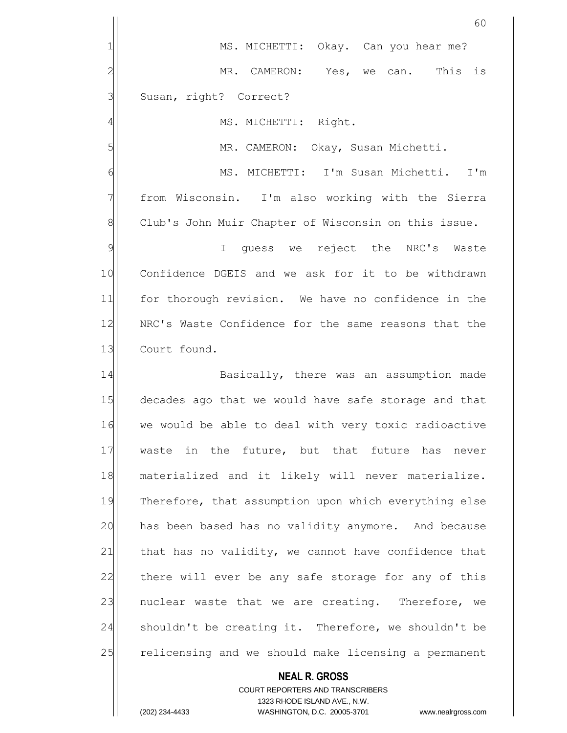MS. MICHETTI: Okay. Can you hear me?

MR. CAMERON: Yes, we can. This is Susan, right? Correct?

MS. MICHETTI: Right.

MR. CAMERON: Okay, Susan Michetti.

MS. MICHETTI: I'm Susan Michetti. I'm from Wisconsin. I'm also working with the Sierra Club's John Muir Chapter of Wisconsin on this issue.

I guess we reject the NRC's Waste Confidence DGEIS and we ask for it to be withdrawn for thorough revision. We have no confidence in the NRC's Waste Confidence for the same reasons that the Court found.

Basically, there was an assumption made decades ago that we would have safe storage and that we would be able to deal with very toxic radioactive waste in the future, but that future has never materialized and it likely will never materialize. Therefore, that assumption upon which everything else has been based has no validity anymore. And because that has no validity, we cannot have confidence that there will ever be any safe storage for any of this nuclear waste that we are creating. Therefore, we shouldn't be creating it. Therefore, we shouldn't be relicensing and we should make licensing a permanent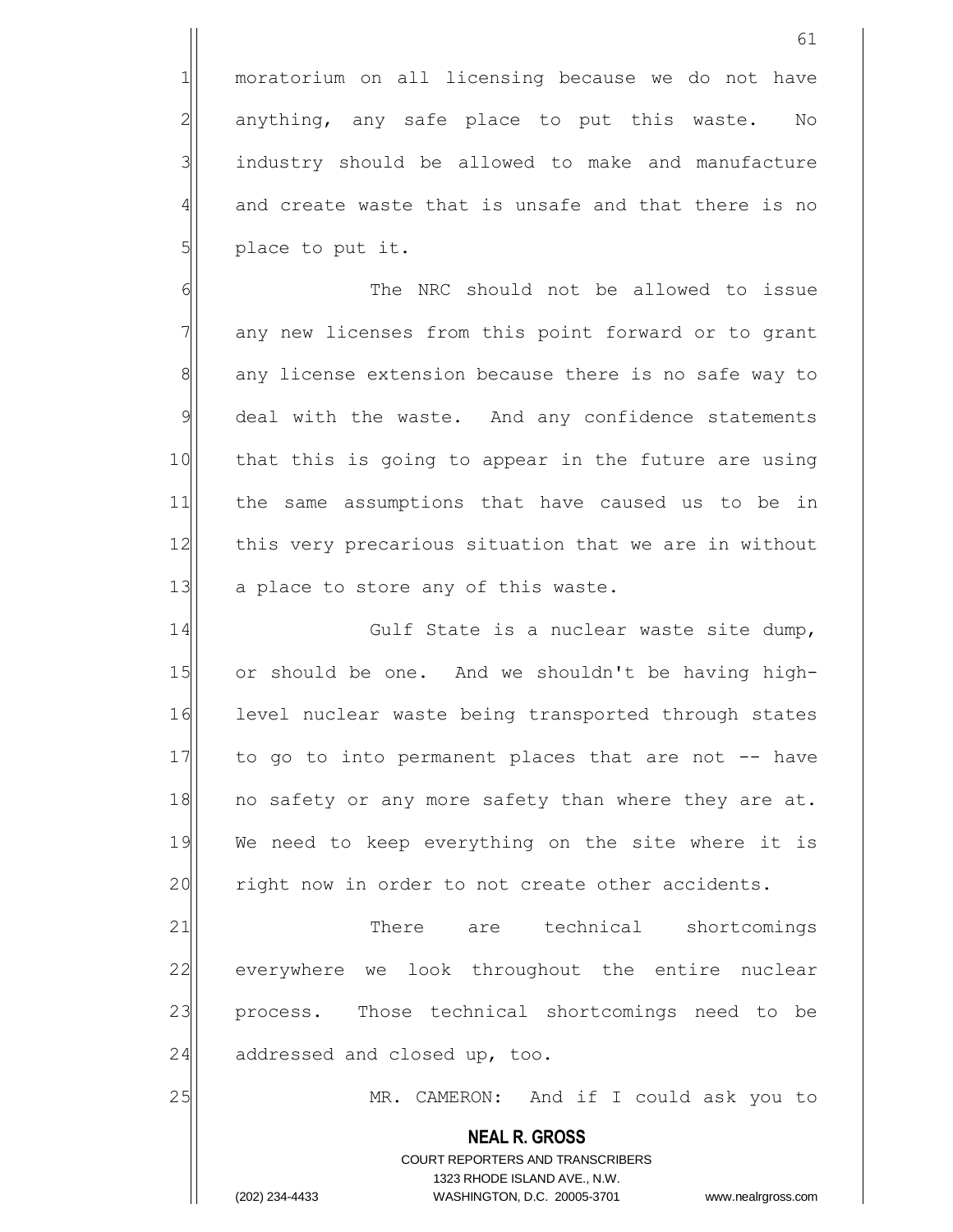moratorium on all licensing because we do not have anything, any safe place to put this waste. No industry should be allowed to make and manufacture and create waste that is unsafe and that there is no place to put it.

The NRC should not be allowed to issue any new licenses from this point forward or to grant any license extension because there is no safe way to deal with the waste. And any confidence statements that this is going to appear in the future are using the same assumptions that have caused us to be in this very precarious situation that we are in without a place to store any of this waste.

Gulf State is a nuclear waste site dump, or should be one. And we shouldn't be having high-level nuclear waste being transported through states to go to into permanent places that are not -- have no safety or any more safety than where they are at. We need to keep everything on the site where it is right now in order to not create other accidents.

There are technical shortcomings everywhere we look throughout the entire nuclear process. Those technical shortcomings need to be addressed and closed up, too.

MR. CAMERON: And if I could ask you to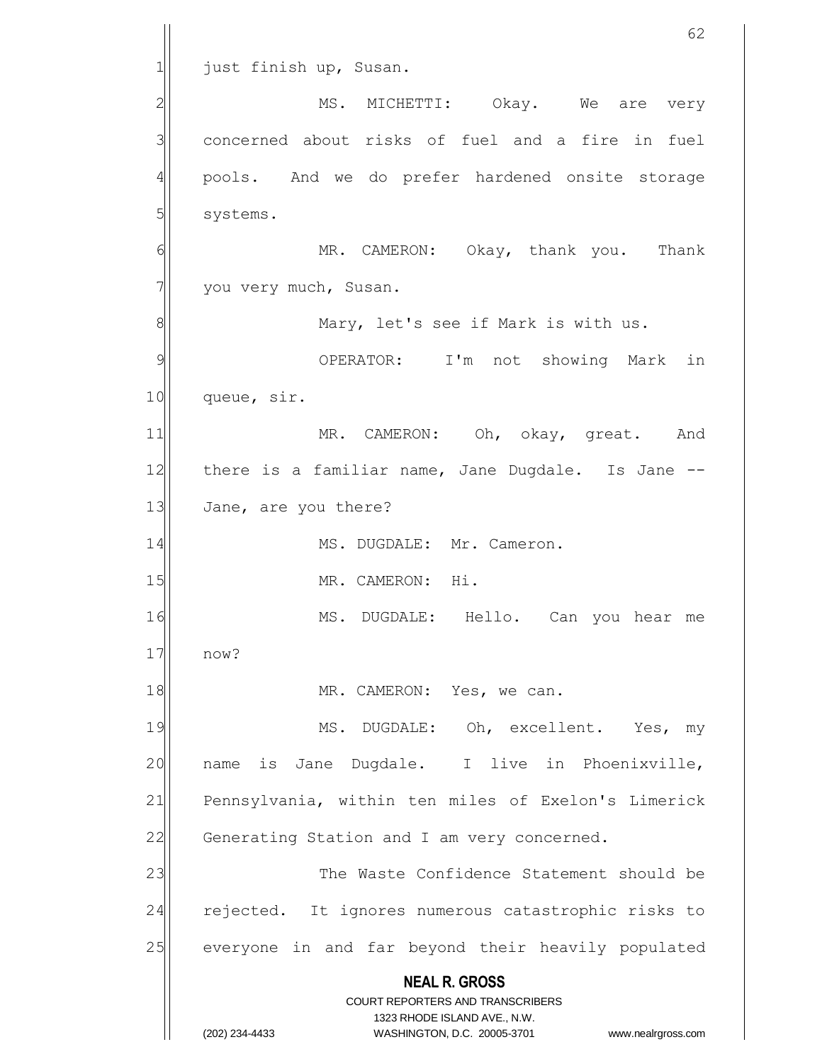just finish up, Susan.

MS. MICHETTI: Okay. We are very concerned about risks of fuel and a fire in fuel pools. And we do prefer hardened onsite storage systems.

MR. CAMERON: Okay, thank you. Thank you very much, Susan.

Mary, let's see if Mark is with us.

OPERATOR: I'm not showing Mark in queue, sir.

MR. CAMERON: Oh, okay, great. And there is a familiar name, Jane Dugdale. Is Jane -- Jane, are you there?

MS. DUGDALE: Mr. Cameron.

MR. CAMERON: Hi.

MS. DUGDALE: Hello. Can you hear me now?

MR. CAMERON: Yes, we can.

MS. DUGDALE: Oh, excellent. Yes, my name is Jane Dugdale. I live in Phoenixville, Pennsylvania, within ten miles of Exelon's Limerick Generating Station and I am very concerned.

The Waste Confidence Statement should be rejected. It ignores numerous catastrophic risks to everyone in and far beyond their heavily populated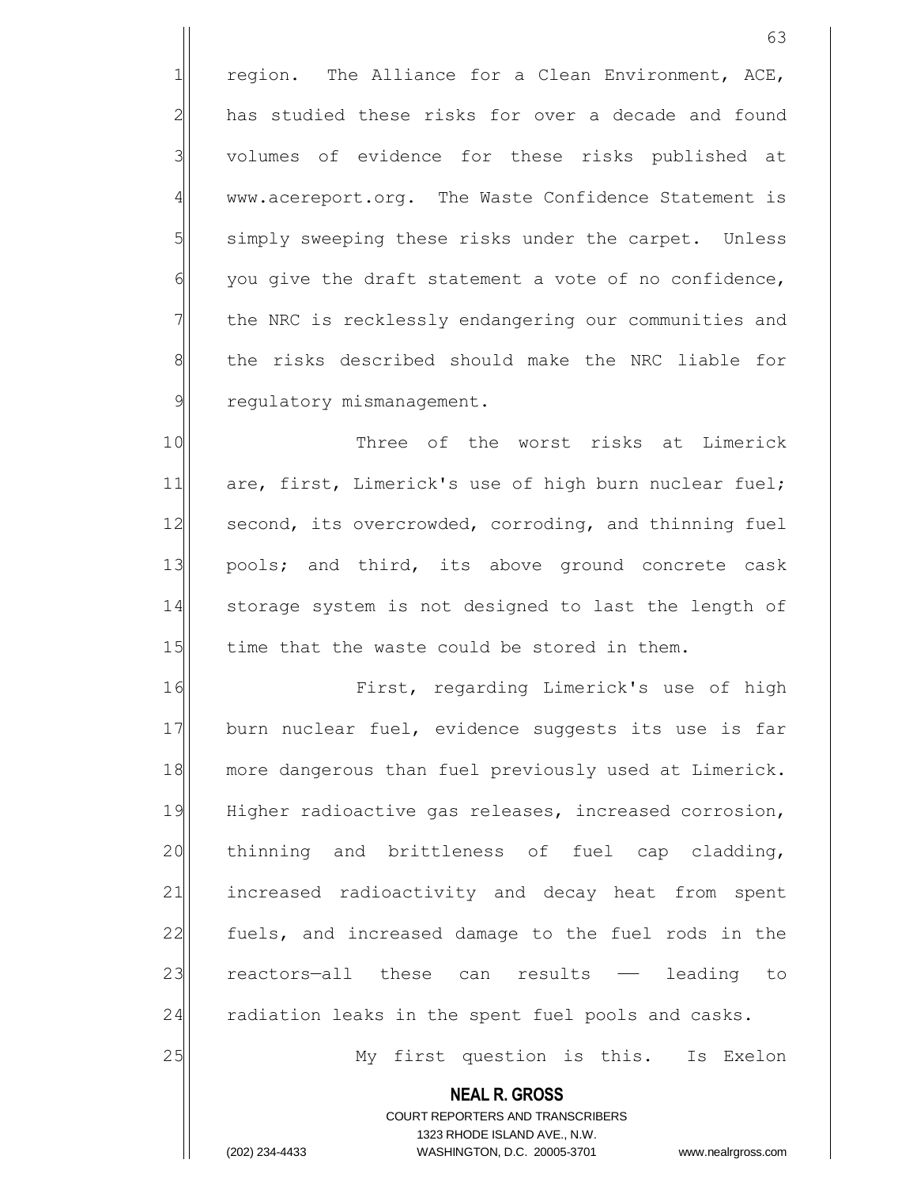region. The Alliance for a Clean Environment, ACE, has studied these risks for over a decade and found volumes of evidence for these risks published at www.acereport.org. The Waste Confidence Statement is simply sweeping these risks under the carpet. Unless you give the draft statement a vote of no confidence, the NRC is recklessly endangering our communities and the risks described should make the NRC liable for regulatory mismanagement.

Three of the worst risks at Limerick are, first, Limerick's use of high burn nuclear fuel; second, its overcrowded, corroding, and thinning fuel pools; and third, its above ground concrete cask storage system is not designed to last the length of time that the waste could be stored in them.

First, regarding Limerick's use of high burn nuclear fuel, evidence suggests its use is far more dangerous than fuel previously used at Limerick. Higher radioactive gas releases, increased corrosion, thinning and brittleness of fuel cap cladding, increased radioactivity and decay heat from spent fuels, and increased damage to the fuel rods in the reactors—all these can results —— leading to radiation leaks in the spent fuel pools and casks.

My first question is this. Is Exelon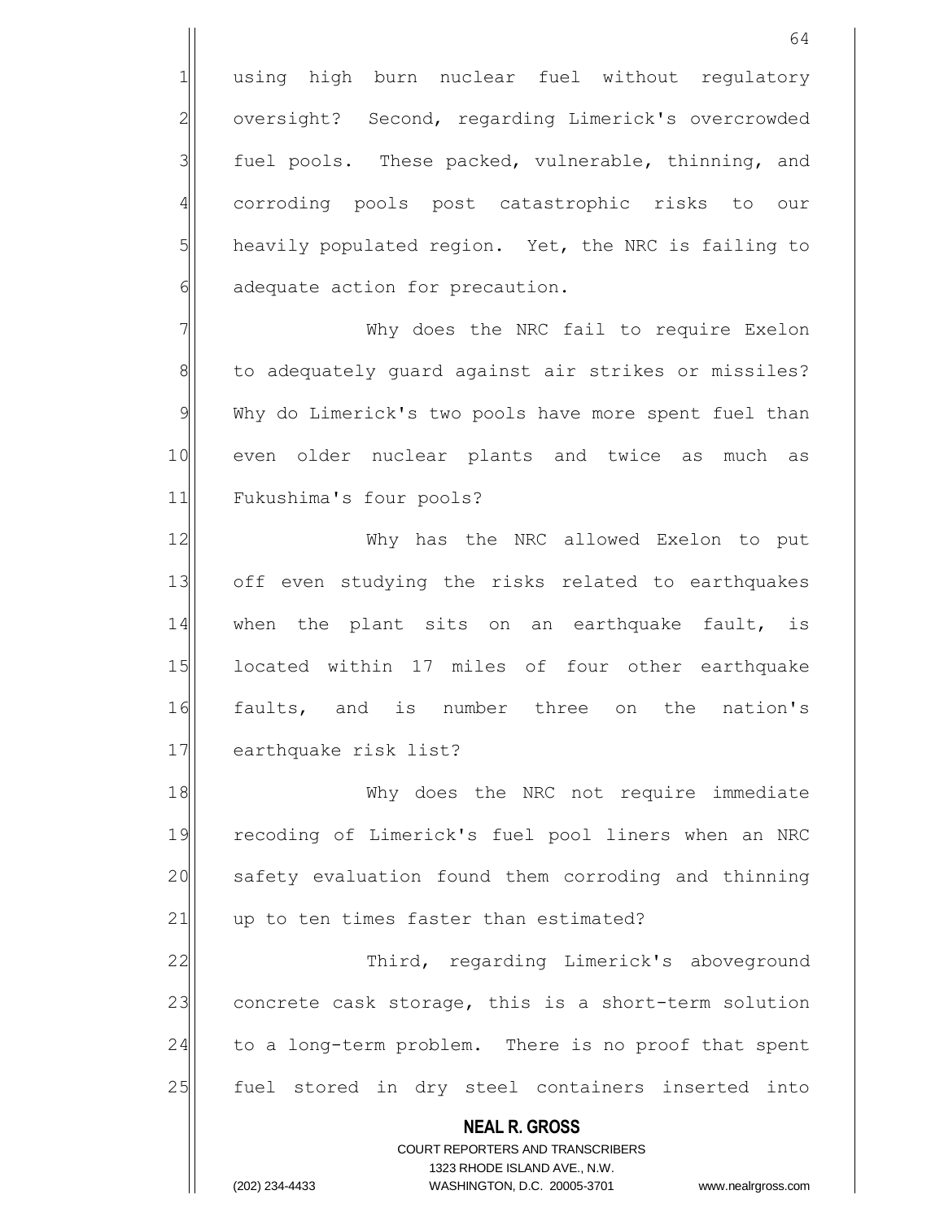using high burn nuclear fuel without regulatory oversight? Second, regarding Limerick's overcrowded fuel pools. These packed, vulnerable, thinning, and corroding pools post catastrophic risks to our heavily populated region. Yet, the NRC is failing to adequate action for precaution.

Why does the NRC fail to require Exelon to adequately guard against air strikes or missiles? Why do Limerick's two pools have more spent fuel than even older nuclear plants and twice as much as Fukushima's four pools?

Why has the NRC allowed Exelon to put off even studying the risks related to earthquakes when the plant sits on an earthquake fault, is located within 17 miles of four other earthquake faults, and is number three on the nation's earthquake risk list?

Why does the NRC not require immediate recoding of Limerick's fuel pool liners when an NRC safety evaluation found them corroding and thinning up to ten times faster than estimated?

Third, regarding Limerick's aboveground concrete cask storage, this is a short-term solution to a long-term problem. There is no proof that spent fuel stored in dry steel containers inserted into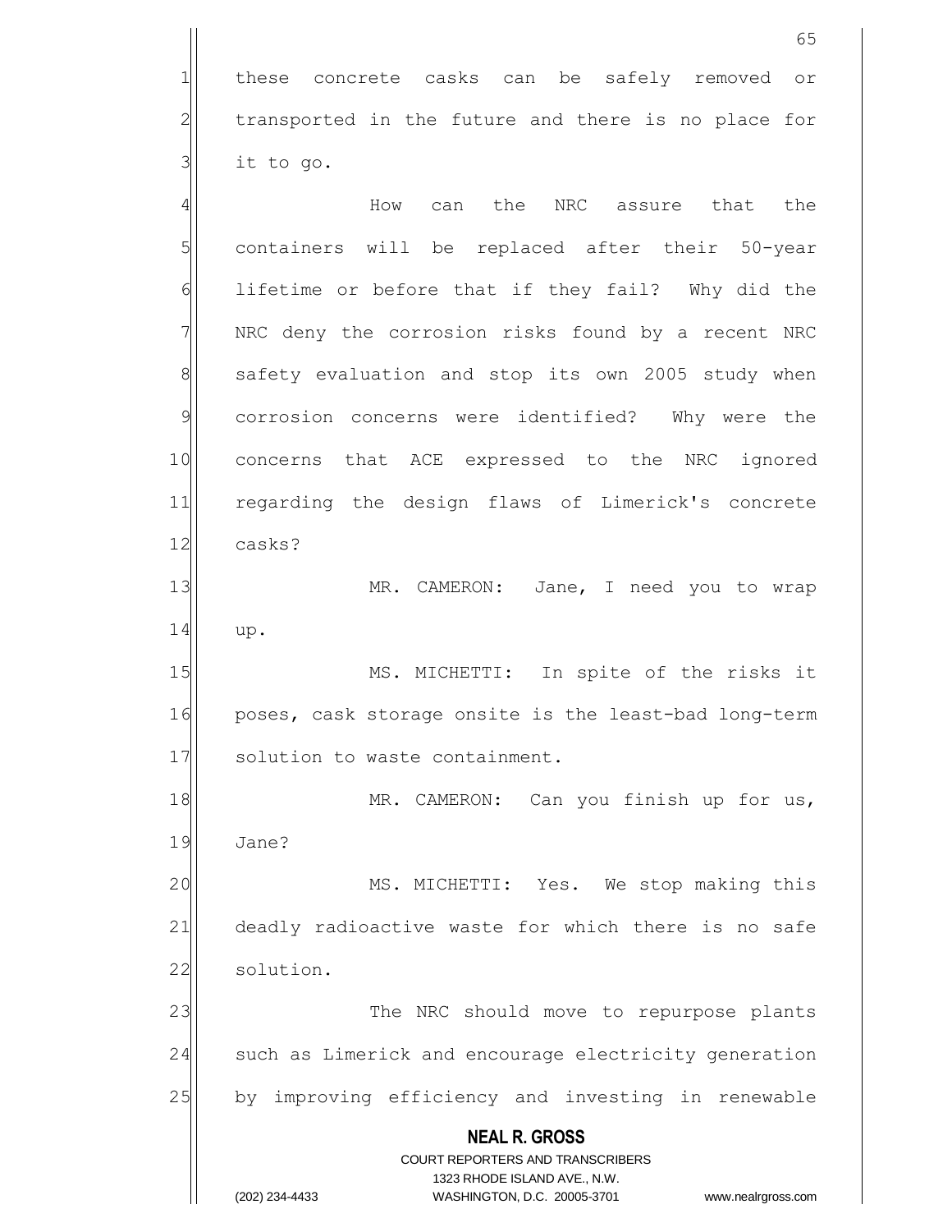these concrete casks can be safely removed or transported in the future and there is no place for it to go.

How can the NRC assure that the containers will be replaced after their 50-year lifetime or before that if they fail? Why did the NRC deny the corrosion risks found by a recent NRC safety evaluation and stop its own 2005 study when corrosion concerns were identified? Why were the concerns that ACE expressed to the NRC ignored regarding the design flaws of Limerick's concrete casks?

MR. CAMERON: Jane, I need you to wrap up.

MS. MICHETTI: In spite of the risks it poses, cask storage onsite is the least-bad long-term solution to waste containment.

MR. CAMERON: Can you finish up for us, Jane?

MS. MICHETTI: Yes. We stop making this deadly radioactive waste for which there is no safe solution.

The NRC should move to repurpose plants such as Limerick and encourage electricity generation by improving efficiency and investing in renewable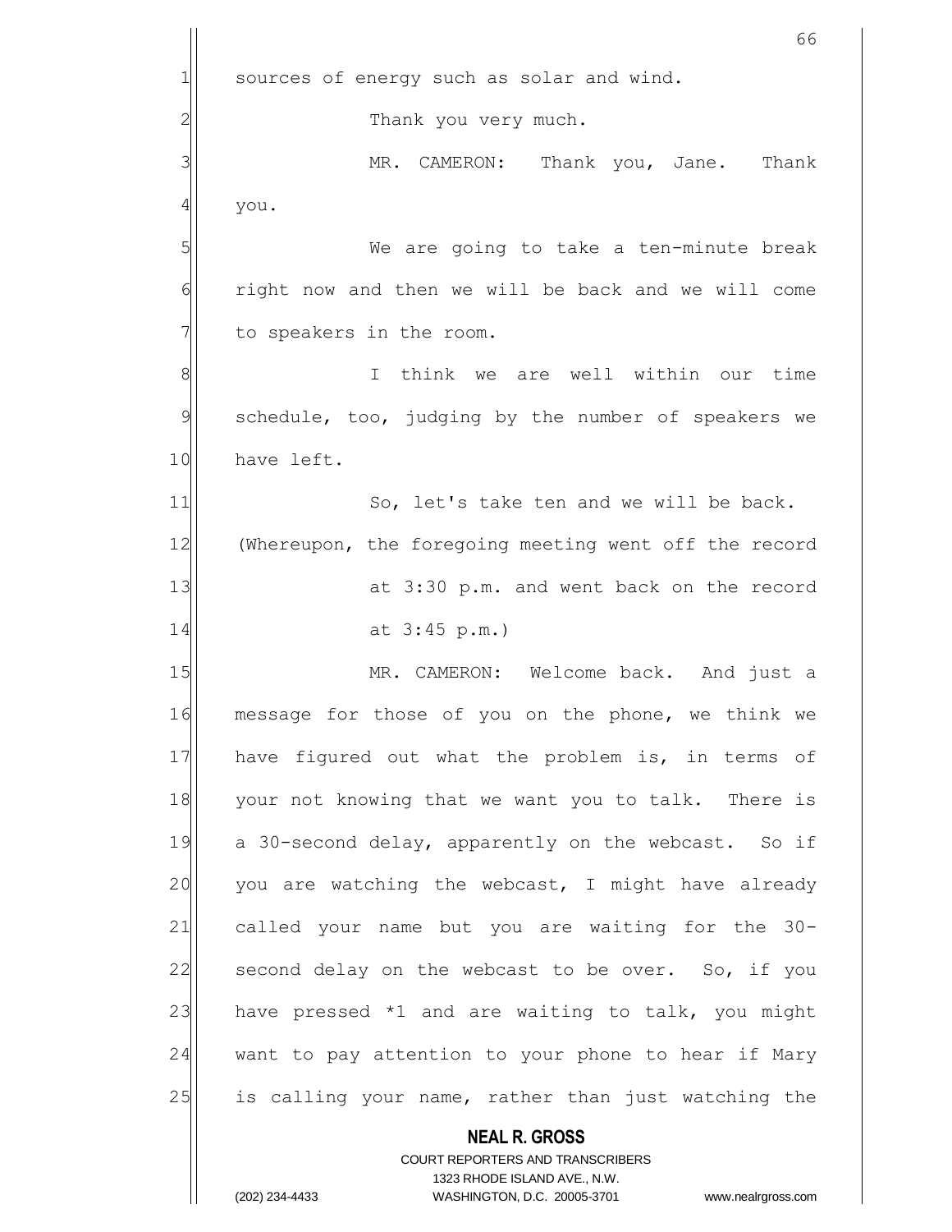sources of energy such as solar and wind.

Thank you very much.

MR. CAMERON: Thank you, Jane. Thank you.

We are going to take a ten-minute break right now and then we will be back and we will come to speakers in the room.

I think we are well within our time schedule, too, judging by the number of speakers we have left.

So, let's take ten and we will be back.

(Whereupon, the foregoing meeting went off the record at 3:30 p.m. and went back on the record at 3:45 p.m.)

MR. CAMERON: Welcome back. And just a message for those of you on the phone, we think we have figured out what the problem is, in terms of your not knowing that we want you to talk. There is a 30-second delay, apparently on the webcast. So if you are watching the webcast, I might have already called your name but you are waiting for the 30-second delay on the webcast to be over. So, if you have pressed *1 and are waiting to talk, you might want to pay attention to your phone to hear if Mary is calling your name, rather than just watching the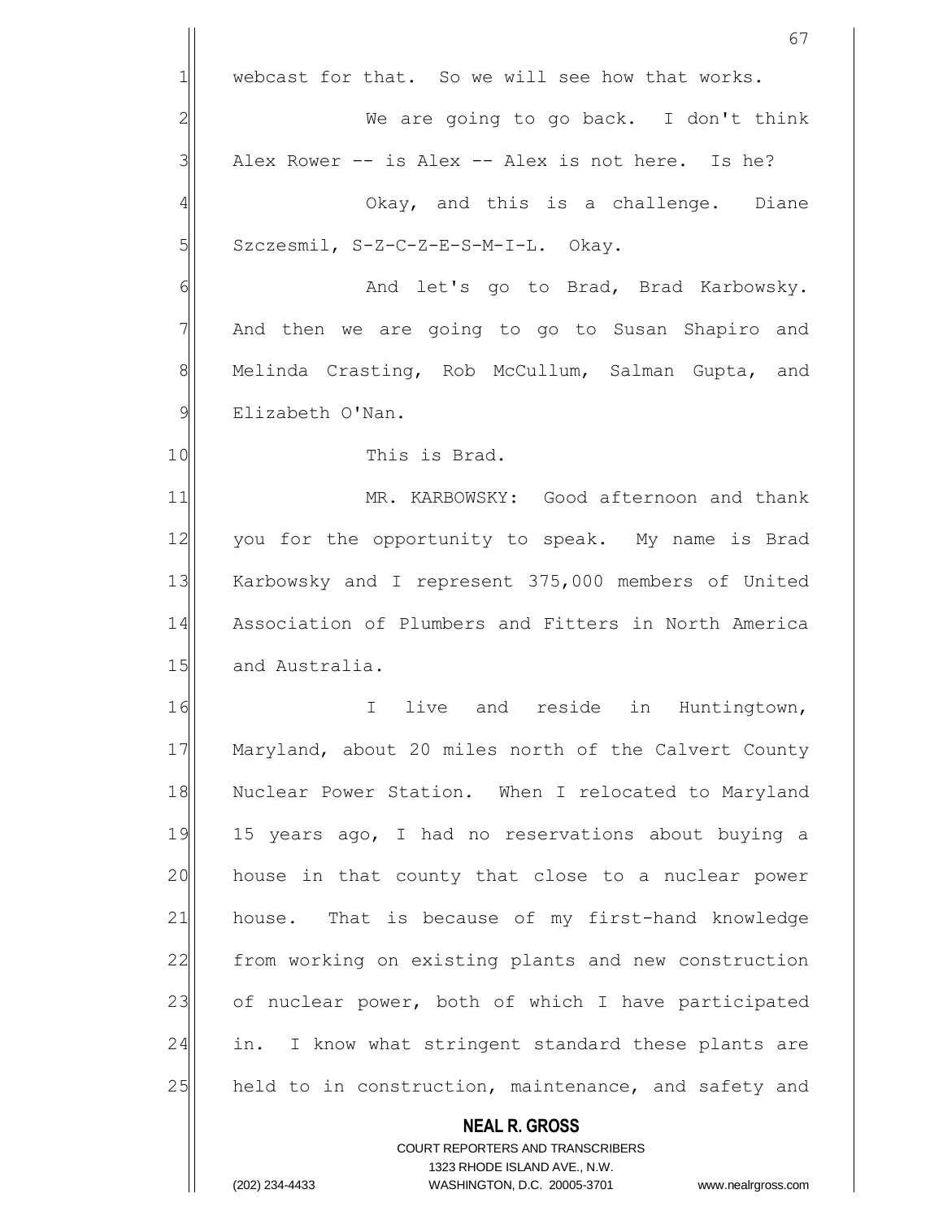webcast for that. So we will see how that works.

We are going to go back. I don't think Alex Rower -- is Alex -- Alex is not here. Is he?

Okay, and this is a challenge. Diane Szczesmil, S-Z-C-Z-E-S-M-I-L. Okay.

And let's go to Brad, Brad Karbowsky. And then we are going to go to Susan Shapiro and Melinda Crasting, Rob McCullum, Salman Gupta, and Elizabeth O'Nan.

This is Brad.

MR. KARBOWSKY: Good afternoon and thank you for the opportunity to speak. My name is Brad Karbowsky and I represent 375,000 members of United Association of Plumbers and Fitters in North America and Australia.

I live and reside in Huntingtown, Maryland, about 20 miles north of the Calvert County Nuclear Power Station. When I relocated to Maryland 15 years ago, I had no reservations about buying a house in that county that close to a nuclear power house. That is because of my first-hand knowledge from working on existing plants and new construction of nuclear power, both of which I have participated in. I know what stringent standard these plants are held to in construction, maintenance, and safety and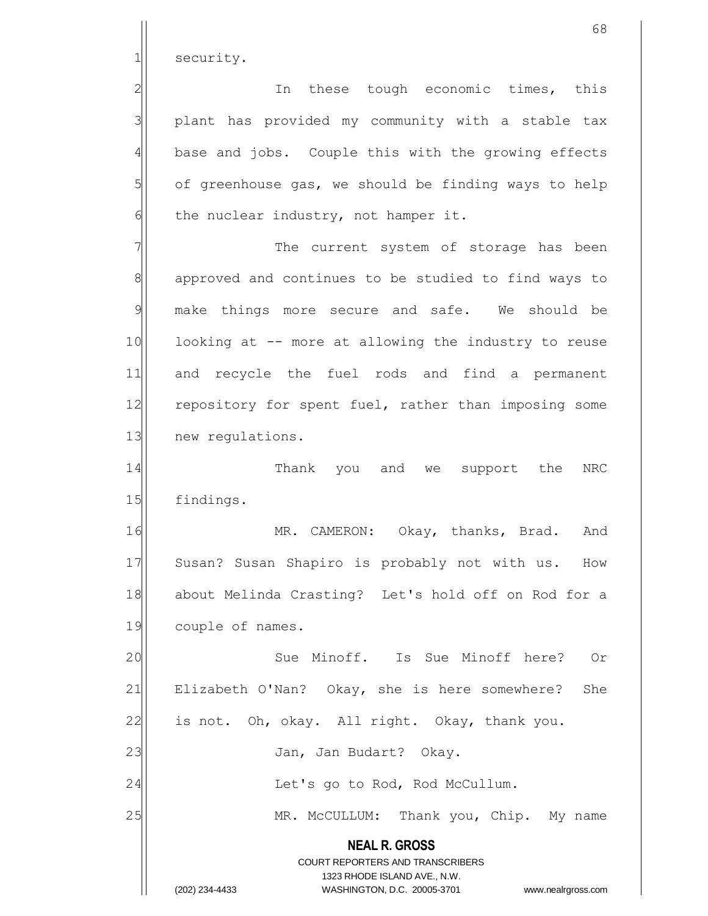security.

In these tough economic times, this plant has provided my community with a stable tax base and jobs. Couple this with the growing effects of greenhouse gas, we should be finding ways to help the nuclear industry, not hamper it.

The current system of storage has been approved and continues to be studied to find ways to make things more secure and safe. We should be looking at -- more at allowing the industry to reuse and recycle the fuel rods and find a permanent repository for spent fuel, rather than imposing some new regulations.

Thank you and we support the NRC findings.

MR. CAMERON: Okay, thanks, Brad. And Susan? Susan Shapiro is probably not with us. How about Melinda Crasting? Let's hold off on Rod for a couple of names.

Sue Minoff. Is Sue Minoff here? Or Elizabeth O'Nan? Okay, she is here somewhere? She is not. Oh, okay. All right. Okay, thank you.

Jan, Jan Budart? Okay.

Let's go to Rod, Rod McCullum.

MR. McCULLUM: Thank you, Chip. My name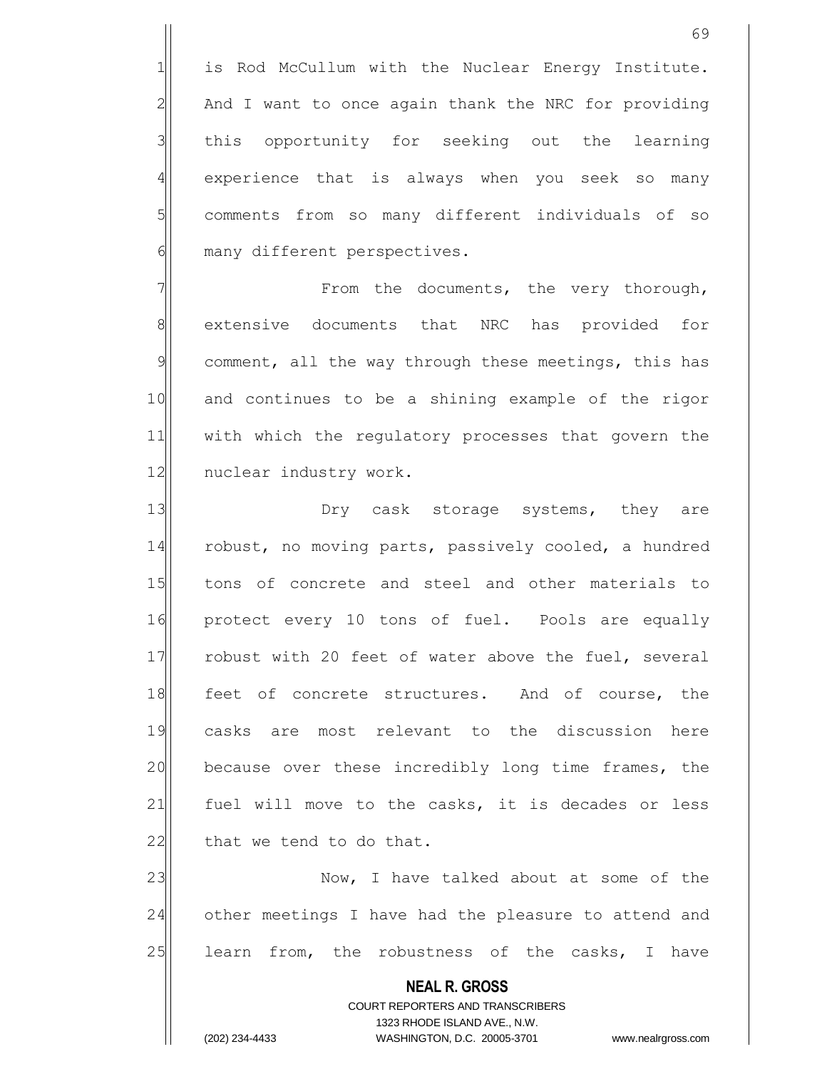is Rod McCullum with the Nuclear Energy Institute. And I want to once again thank the NRC for providing this opportunity for seeking out the learning experience that is always when you seek so many comments from so many different individuals of so many different perspectives.

From the documents, the very thorough, extensive documents that NRC has provided for comment, all the way through these meetings, this has and continues to be a shining example of the rigor with which the regulatory processes that govern the nuclear industry work.

Dry cask storage systems, they are robust, no moving parts, passively cooled, a hundred tons of concrete and steel and other materials to protect every 10 tons of fuel. Pools are equally robust with 20 feet of water above the fuel, several feet of concrete structures. And of course, the casks are most relevant to the discussion here because over these incredibly long time frames, the fuel will move to the casks, it is decades or less that we tend to do that.

Now, I have talked about at some of the other meetings I have had the pleasure to attend and learn from, the robustness of the casks, I have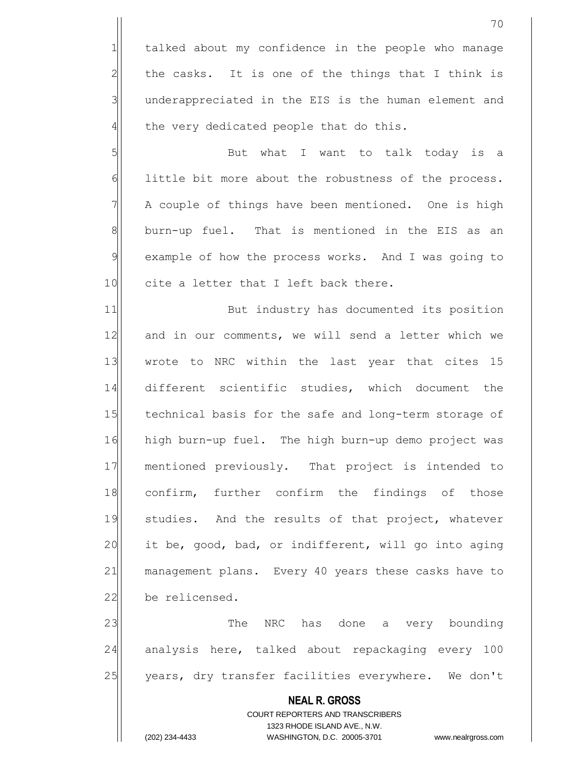talked about my confidence in the people who manage the casks. It is one of the things that I think is underappreciated in the EIS is the human element and the very dedicated people that do this.

But what I want to talk today is a little bit more about the robustness of the process. A couple of things have been mentioned. One is high burn-up fuel. That is mentioned in the EIS as an example of how the process works. And I was going to cite a letter that I left back there.

But industry has documented its position and in our comments, we will send a letter which we wrote to NRC within the last year that cites 15 different scientific studies, which document the technical basis for the safe and long-term storage of high burn-up fuel. The high burn-up demo project was mentioned previously. That project is intended to confirm, further confirm the findings of those studies. And the results of that project, whatever it be, good, bad, or indifferent, will go into aging management plans. Every 40 years these casks have to be relicensed.

The NRC has done a very bounding analysis here, talked about repackaging every 100 years, dry transfer facilities everywhere. We don't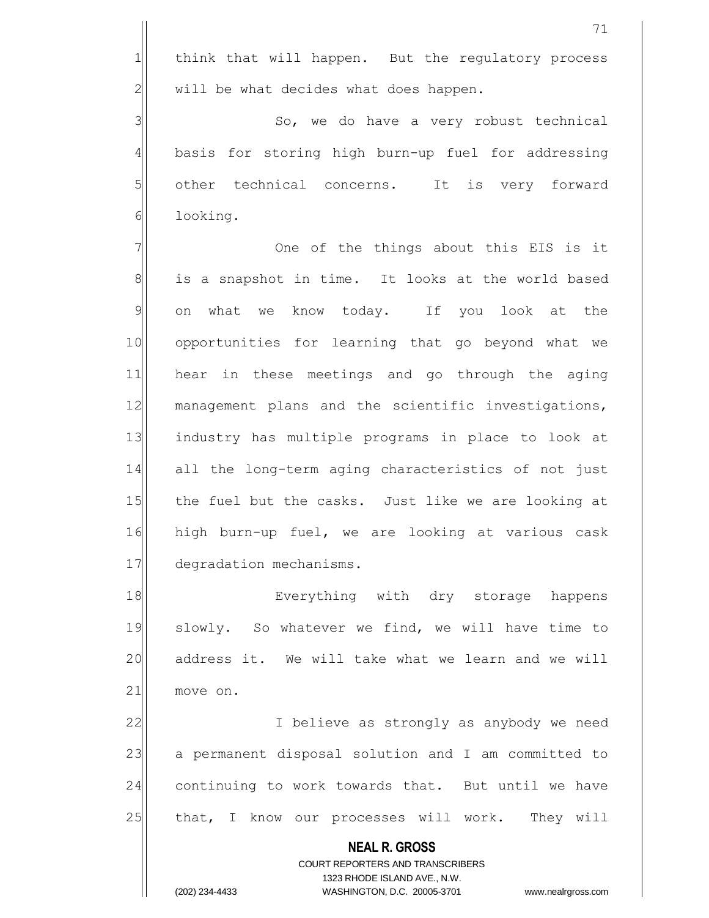think that will happen. But the regulatory process will be what decides what does happen.

So, we do have a very robust technical basis for storing high burn-up fuel for addressing other technical concerns. It is very forward looking.

One of the things about this EIS is it is a snapshot in time. It looks at the world based on what we know today. If you look at the opportunities for learning that go beyond what we hear in these meetings and go through the aging management plans and the scientific investigations, industry has multiple programs in place to look at all the long-term aging characteristics of not just the fuel but the casks. Just like we are looking at high burn-up fuel, we are looking at various cask degradation mechanisms.

Everything with dry storage happens slowly. So whatever we find, we will have time to address it. We will take what we learn and we will move on.

I believe as strongly as anybody we need a permanent disposal solution and I am committed to continuing to work towards that. But until we have that, I know our processes will work. They will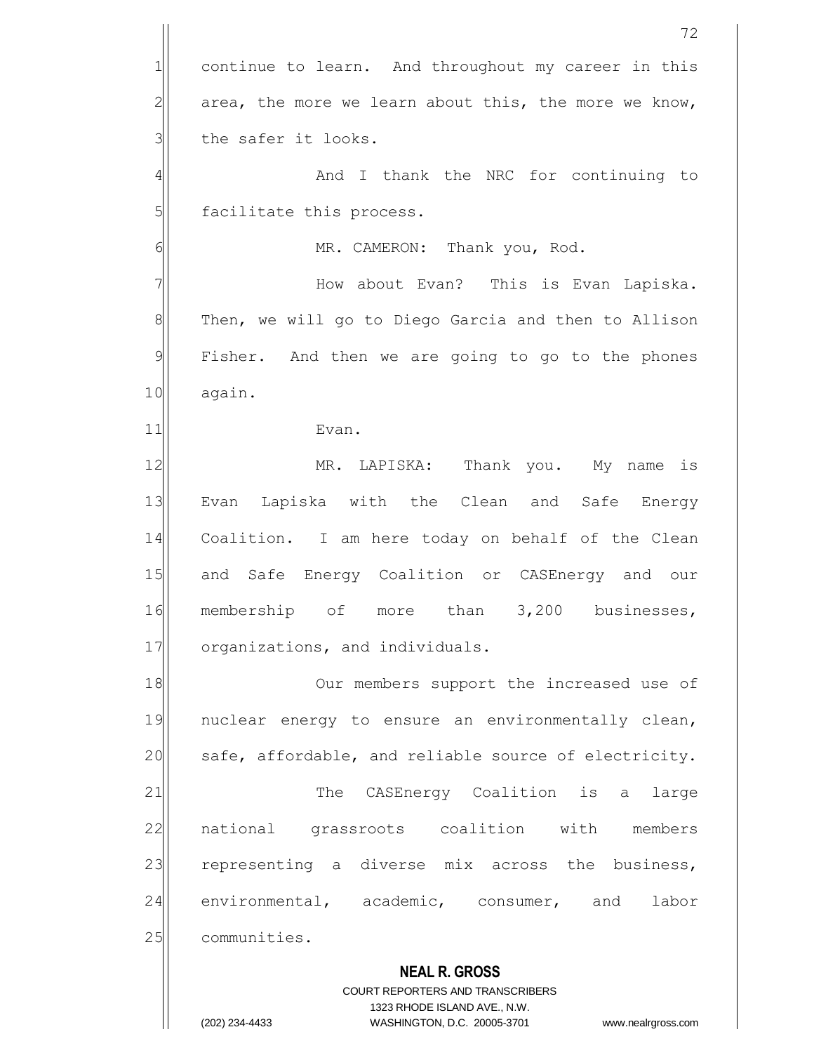continue to learn. And throughout my career in this area, the more we learn about this, the more we know, the safer it looks.

And I thank the NRC for continuing to facilitate this process.

MR. CAMERON: Thank you, Rod.

How about Evan? This is Evan Lapiska. Then, we will go to Diego Garcia and then to Allison Fisher. And then we are going to go to the phones again.

Evan.

MR. LAPISKA: Thank you. My name is Evan Lapiska with the Clean and Safe Energy Coalition. I am here today on behalf of the Clean and Safe Energy Coalition or CASEnergy and our membership of more than 3,200 businesses, organizations, and individuals.

Our members support the increased use of nuclear energy to ensure an environmentally clean, safe, affordable, and reliable source of electricity.

The CASEnergy Coalition is a large national grassroots coalition with members representing a diverse mix across the business, environmental, academic, consumer, and labor communities.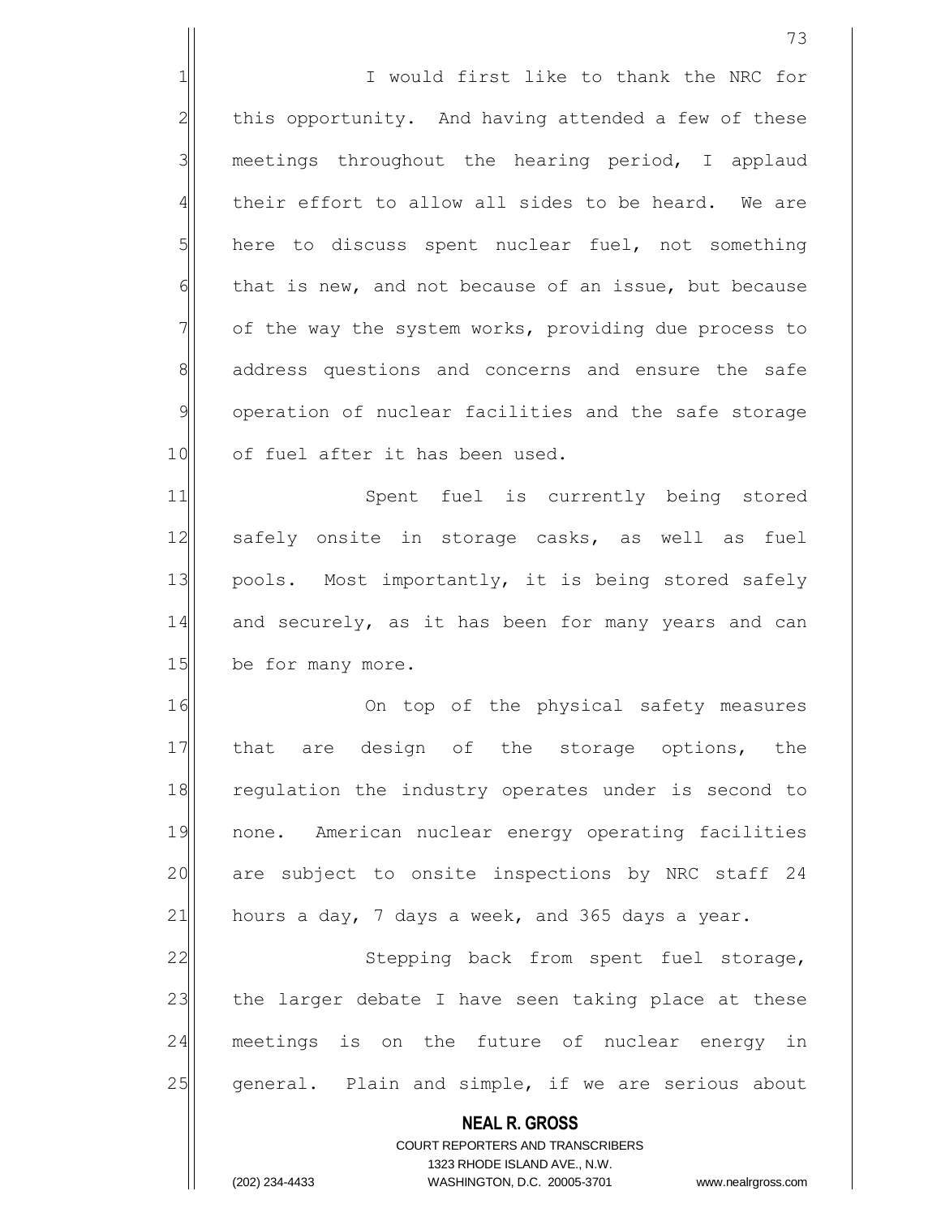I would first like to thank the NRC for this opportunity. And having attended a few of these meetings throughout the hearing period, I applaud their effort to allow all sides to be heard. We are here to discuss spent nuclear fuel, not something that is new, and not because of an issue, but because of the way the system works, providing due process to address questions and concerns and ensure the safe operation of nuclear facilities and the safe storage of fuel after it has been used.

Spent fuel is currently being stored safely onsite in storage casks, as well as fuel pools. Most importantly, it is being stored safely and securely, as it has been for many years and can be for many more.

On top of the physical safety measures that are design of the storage options, the regulation the industry operates under is second to none. American nuclear energy operating facilities are subject to onsite inspections by NRC staff 24 hours a day, 7 days a week, and 365 days a year.

Stepping back from spent fuel storage, the larger debate I have seen taking place at these meetings is on the future of nuclear energy in general. Plain and simple, if we are serious about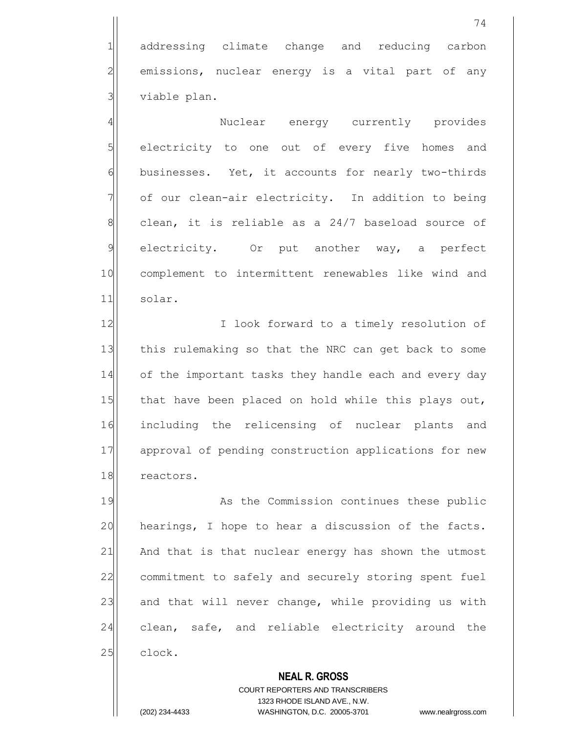addressing climate change and reducing carbon emissions, nuclear energy is a vital part of any viable plan.

Nuclear energy currently provides electricity to one out of every five homes and businesses. Yet, it accounts for nearly two-thirds of our clean-air electricity. In addition to being clean, it is reliable as a 24/7 baseload source of electricity. Or put another way, a perfect complement to intermittent renewables like wind and solar.

I look forward to a timely resolution of this rulemaking so that the NRC can get back to some of the important tasks they handle each and every day that have been placed on hold while this plays out, including the relicensing of nuclear plants and approval of pending construction applications for new reactors.

As the Commission continues these public hearings, I hope to hear a discussion of the facts. And that is that nuclear energy has shown the utmost commitment to safely and securely storing spent fuel and that will never change, while providing us with clean, safe, and reliable electricity around the clock.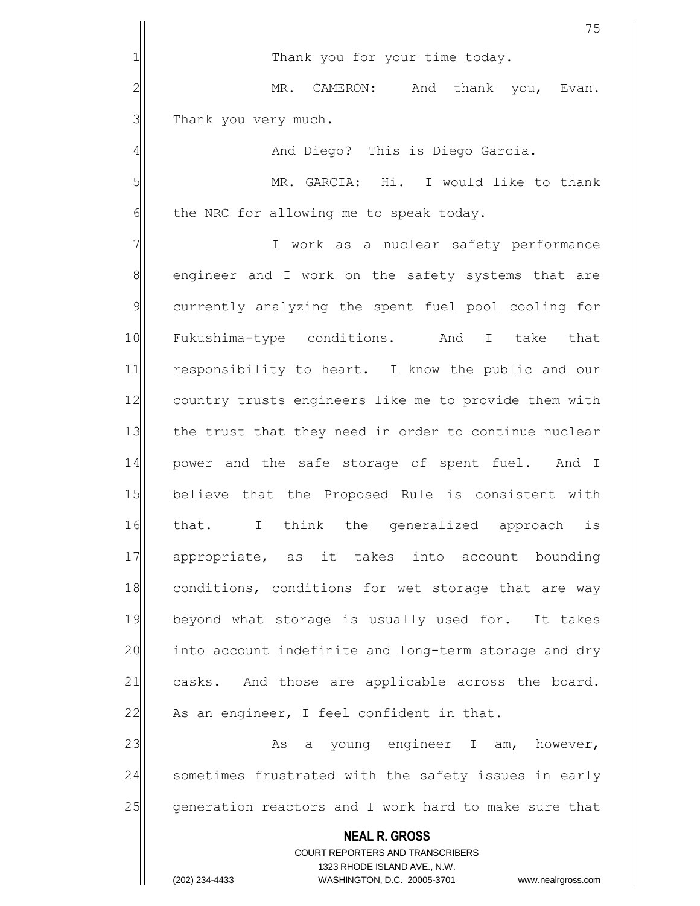Thank you for your time today.

MR. CAMERON: And thank you, Evan. Thank you very much.

And Diego? This is Diego Garcia.

MR. GARCIA: Hi. I would like to thank the NRC for allowing me to speak today.

I work as a nuclear safety performance engineer and I work on the safety systems that are currently analyzing the spent fuel pool cooling for Fukushima-type conditions. And I take that responsibility to heart. I know the public and our country trusts engineers like me to provide them with the trust that they need in order to continue nuclear power and the safe storage of spent fuel. And I believe that the Proposed Rule is consistent with that. I think the generalized approach is appropriate, as it takes into account bounding conditions, conditions for wet storage that are way beyond what storage is usually used for. It takes into account indefinite and long-term storage and dry casks. And those are applicable across the board. As an engineer, I feel confident in that.

As a young engineer I am, however, sometimes frustrated with the safety issues in early generation reactors and I work hard to make sure that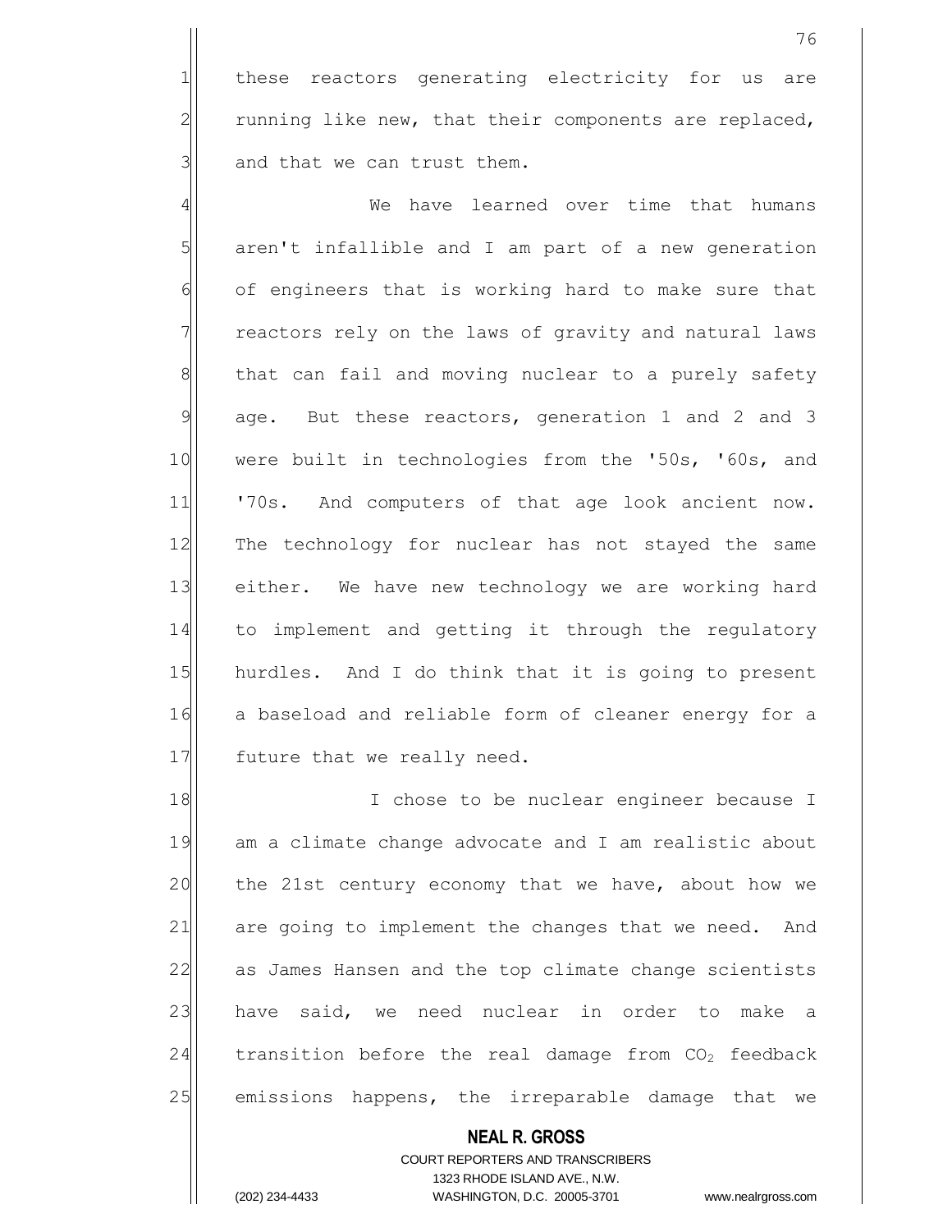these reactors generating electricity for us are running like new, that their components are replaced, and that we can trust them.

We have learned over time that humans aren't infallible and I am part of a new generation of engineers that is working hard to make sure that reactors rely on the laws of gravity and natural laws that can fail and moving nuclear to a purely safety age. But these reactors, generation 1 and 2 and 3 were built in technologies from the '50s, '60s, and '70s. And computers of that age look ancient now. The technology for nuclear has not stayed the same either. We have new technology we are working hard to implement and getting it through the regulatory hurdles. And I do think that it is going to present a baseload and reliable form of cleaner energy for a future that we really need.

I chose to be nuclear engineer because I am a climate change advocate and I am realistic about the 21st century economy that we have, about how we are going to implement the changes that we need. And as James Hansen and the top climate change scientists have said, we need nuclear in order to make a transition before the real damage from $CO_2$ feedback emissions happens, the irreparable damage that we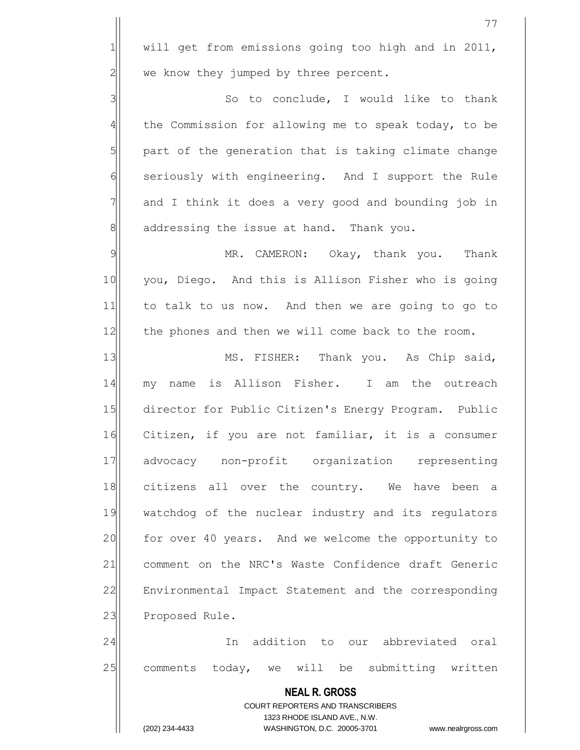will get from emissions going too high and in 2011, we know they jumped by three percent.

So to conclude, I would like to thank the Commission for allowing me to speak today, to be part of the generation that is taking climate change seriously with engineering. And I support the Rule and I think it does a very good and bounding job in addressing the issue at hand. Thank you.

MR. CAMERON: Okay, thank you. Thank you, Diego. And this is Allison Fisher who is going to talk to us now. And then we are going to go to the phones and then we will come back to the room.

MS. FISHER: Thank you. As Chip said, my name is Allison Fisher. I am the outreach director for Public Citizen's Energy Program. Public Citizen, if you are not familiar, it is a consumer advocacy non-profit organization representing citizens all over the country. We have been a watchdog of the nuclear industry and its regulators for over 40 years. And we welcome the opportunity to comment on the NRC's Waste Confidence draft Generic Environmental Impact Statement and the corresponding Proposed Rule.

In addition to our abbreviated oral comments today, we will be submitting written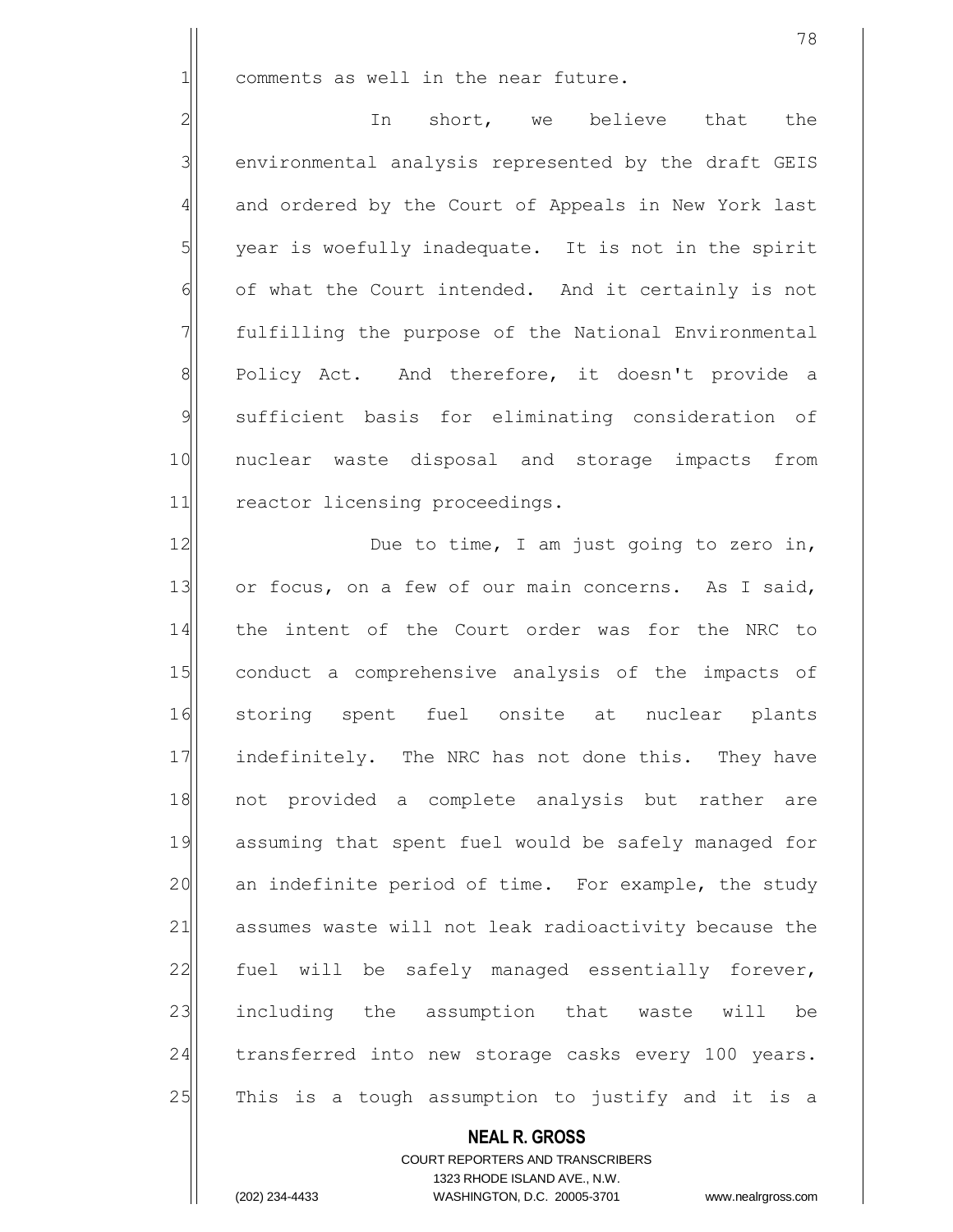comments as well in the near future.

In short, we believe that the environmental analysis represented by the draft GEIS and ordered by the Court of Appeals in New York last year is woefully inadequate. It is not in the spirit of what the Court intended. And it certainly is not fulfilling the purpose of the National Environmental Policy Act. And therefore, it doesn't provide a sufficient basis for eliminating consideration of nuclear waste disposal and storage impacts from reactor licensing proceedings.

Due to time, I am just going to zero in, or focus, on a few of our main concerns. As I said, the intent of the Court order was for the NRC to conduct a comprehensive analysis of the impacts of storing spent fuel onsite at nuclear plants indefinitely. The NRC has not done this. They have not provided a complete analysis but rather are assuming that spent fuel would be safely managed for an indefinite period of time. For example, the study assumes waste will not leak radioactivity because the fuel will be safely managed essentially forever, including the assumption that waste will be transferred into new storage casks every 100 years. This is a tough assumption to justify and it is a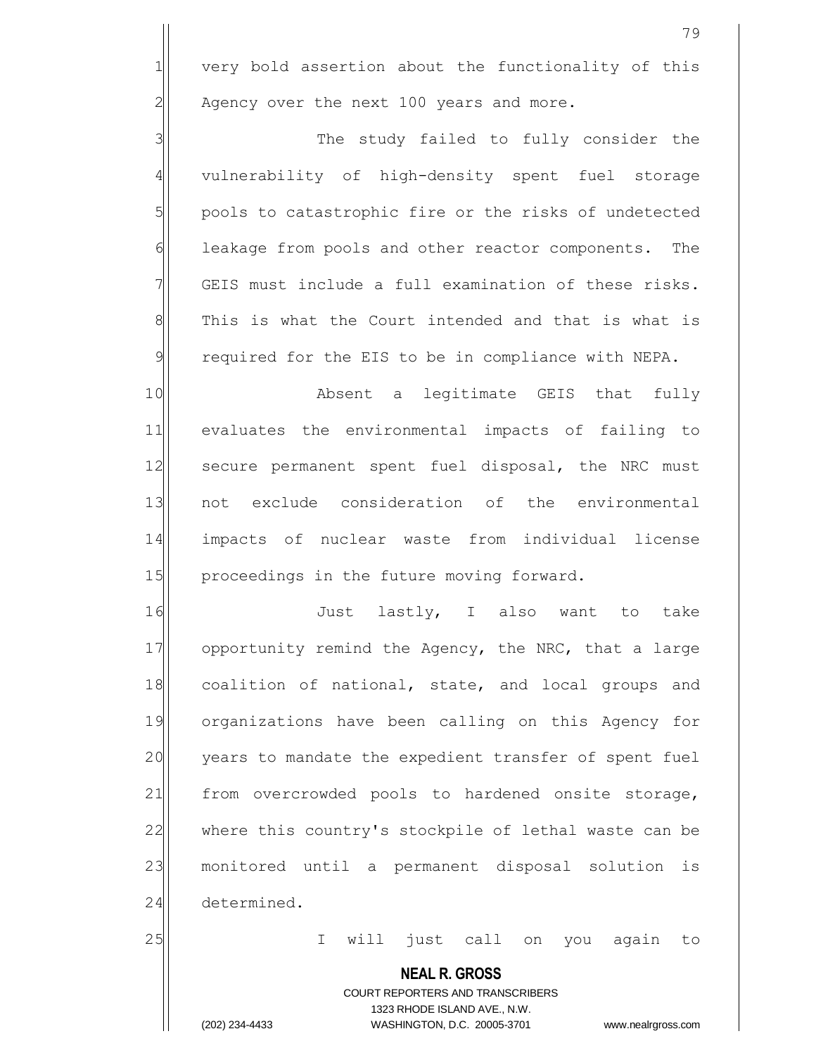very bold assertion about the functionality of this Agency over the next 100 years and more.

The study failed to fully consider the vulnerability of high-density spent fuel storage pools to catastrophic fire or the risks of undetected leakage from pools and other reactor components. The GEIS must include a full examination of these risks. This is what the Court intended and that is what is required for the EIS to be in compliance with NEPA.

Absent a legitimate GEIS that fully evaluates the environmental impacts of failing to secure permanent spent fuel disposal, the NRC must not exclude consideration of the environmental impacts of nuclear waste from individual license proceedings in the future moving forward.

Just lastly, I also want to take opportunity remind the Agency, the NRC, that a large coalition of national, state, and local groups and organizations have been calling on this Agency for years to mandate the expedient transfer of spent fuel from overcrowded pools to hardened onsite storage, where this country's stockpile of lethal waste can be monitored until a permanent disposal solution is determined.

I will just call on you again to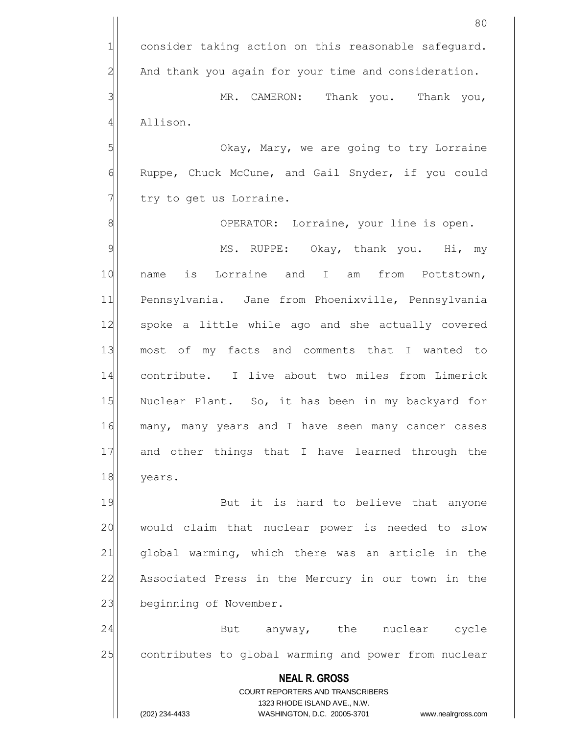consider taking action on this reasonable safeguard. And thank you again for your time and consideration.

MR. CAMERON: Thank you. Thank you, Allison.

Okay, Mary, we are going to try Lorraine Ruppe, Chuck McCune, and Gail Snyder, if you could try to get us Lorraine.

OPERATOR: Lorraine, your line is open.

MS. RUPPE: Okay, thank you. Hi, my name is Lorraine and I am from Pottstown, Pennsylvania. Jane from Phoenixville, Pennsylvania spoke a little while ago and she actually covered most of my facts and comments that I wanted to contribute. I live about two miles from Limerick Nuclear Plant. So, it has been in my backyard for many, many years and I have seen many cancer cases and other things that I have learned through the years.

But it is hard to believe that anyone would claim that nuclear power is needed to slow global warming, which there was an article in the Associated Press in the Mercury in our town in the beginning of November.

But anyway, the nuclear cycle contributes to global warming and power from nuclear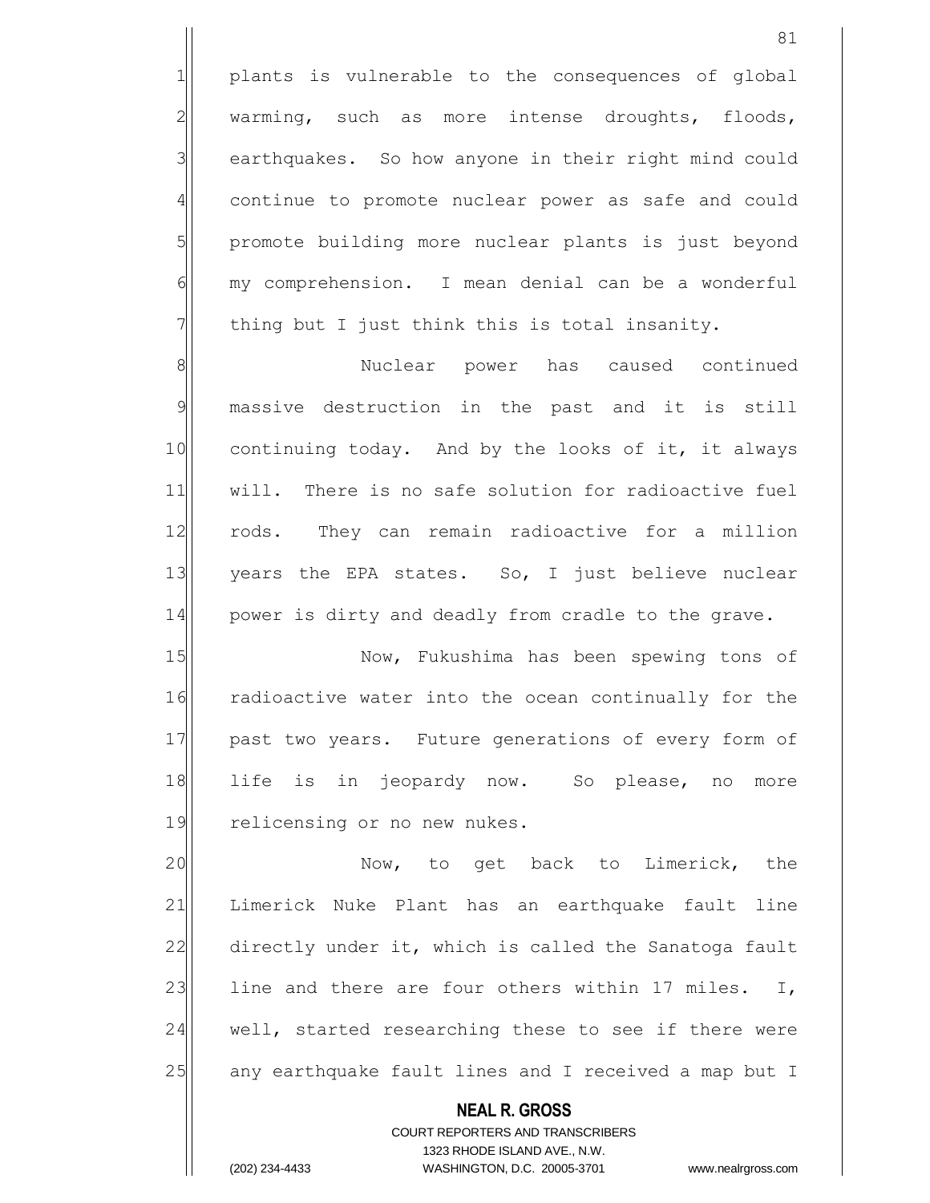plants is vulnerable to the consequences of global warming, such as more intense droughts, floods, earthquakes. So how anyone in their right mind could continue to promote nuclear power as safe and could promote building more nuclear plants is just beyond my comprehension. I mean denial can be a wonderful thing but I just think this is total insanity.

Nuclear power has caused continued massive destruction in the past and it is still continuing today. And by the looks of it, it always will. There is no safe solution for radioactive fuel rods. They can remain radioactive for a million years the EPA states. So, I just believe nuclear power is dirty and deadly from cradle to the grave.

Now, Fukushima has been spewing tons of radioactive water into the ocean continually for the past two years. Future generations of every form of life is in jeopardy now. So please, no more relicensing or no new nukes.

Now, to get back to Limerick, the Limerick Nuke Plant has an earthquake fault line directly under it, which is called the Sanatoga fault line and there are four others within 17 miles. I, well, started researching these to see if there were any earthquake fault lines and I received a map but I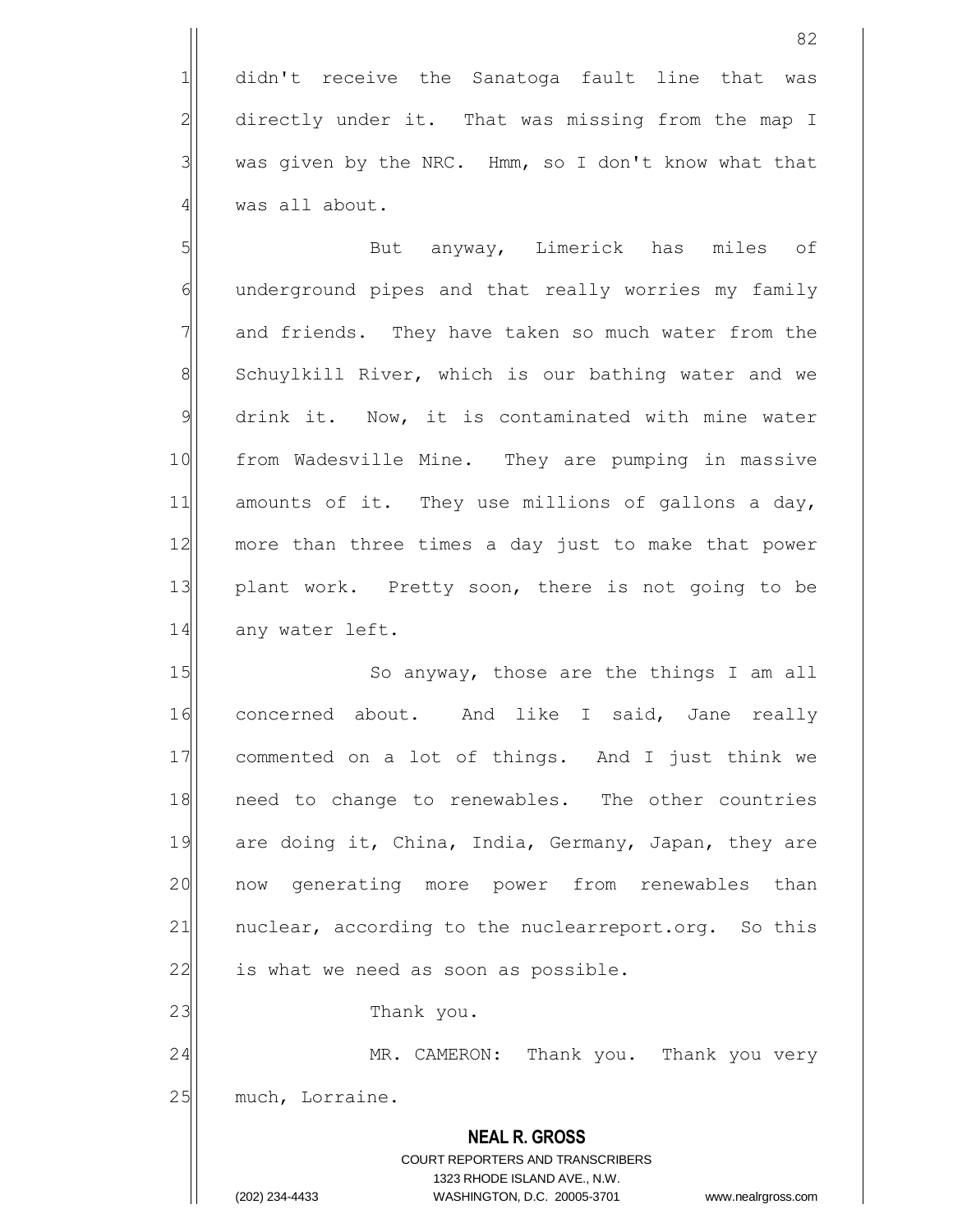didn't receive the Sanatoga fault line that was directly under it. That was missing from the map I was given by the NRC. Hmm, so I don't know what that was all about.

But anyway, Limerick has miles of underground pipes and that really worries my family and friends. They have taken so much water from the Schuylkill River, which is our bathing water and we drink it. Now, it is contaminated with mine water from Wadesville Mine. They are pumping in massive amounts of it. They use millions of gallons a day, more than three times a day just to make that power plant work. Pretty soon, there is not going to be any water left.

So anyway, those are the things I am all concerned about. And like I said, Jane really commented on a lot of things. And I just think we need to change to renewables. The other countries are doing it, China, India, Germany, Japan, they are now generating more power from renewables than nuclear, according to the nuclearreport.org. So this is what we need as soon as possible.

Thank you.

MR. CAMERON: Thank you. Thank you very much, Lorraine.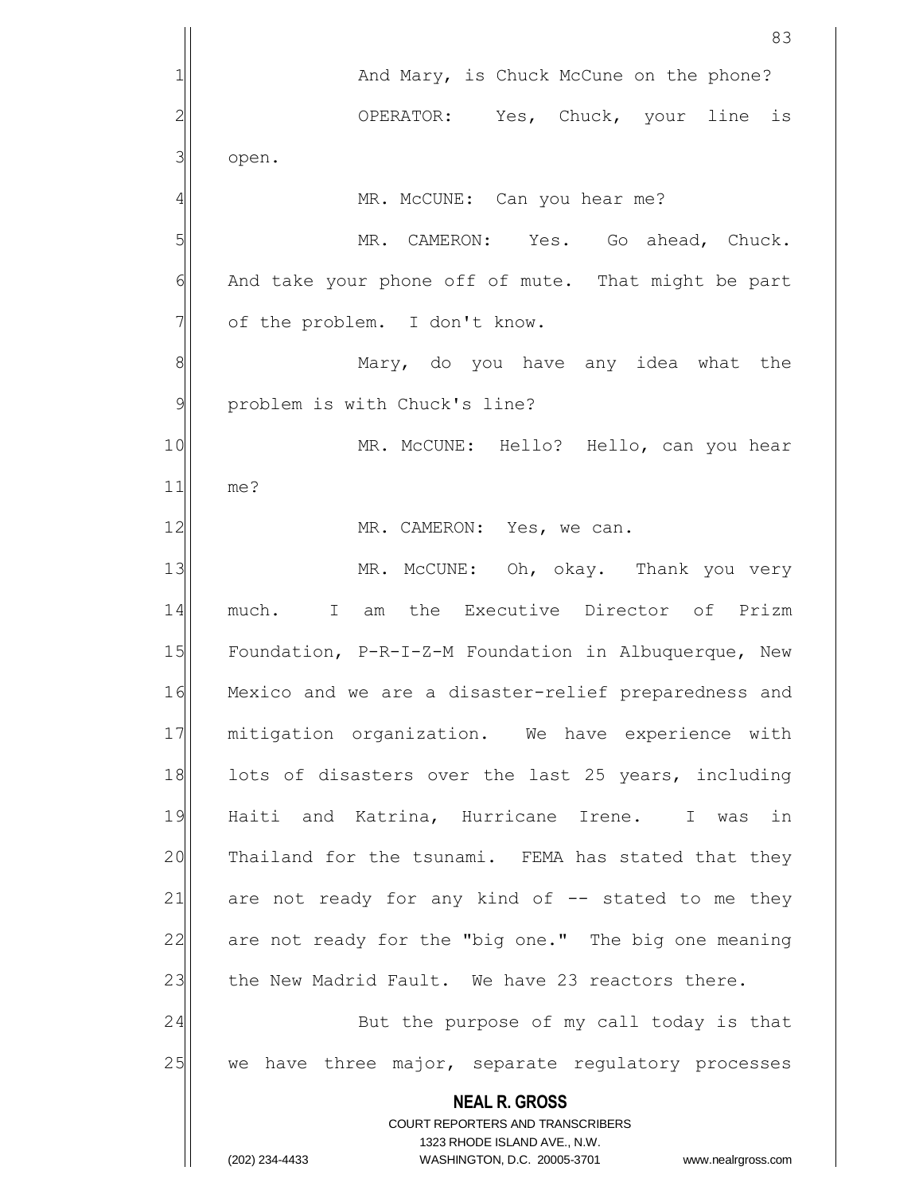And Mary, is Chuck McCune on the phone?

OPERATOR: Yes, Chuck, your line is open.

MR. McCUNE: Can you hear me?

MR. CAMERON: Yes. Go ahead, Chuck. And take your phone off of mute. That might be part of the problem. I don't know.

Mary, do you have any idea what the problem is with Chuck's line?

MR. McCUNE: Hello? Hello, can you hear me?

MR. CAMERON: Yes, we can.

MR. McCUNE: Oh, okay. Thank you very much. I am the Executive Director of Prizm Foundation, P-R-I-Z-M Foundation in Albuquerque, New Mexico and we are a disaster-relief preparedness and mitigation organization. We have experience with lots of disasters over the last 25 years, including Haiti and Katrina, Hurricane Irene. I was in Thailand for the tsunami. FEMA has stated that they are not ready for any kind of -- stated to me they are not ready for the "big one." The big one meaning the New Madrid Fault. We have 23 reactors there.

But the purpose of my call today is that we have three major, separate regulatory processes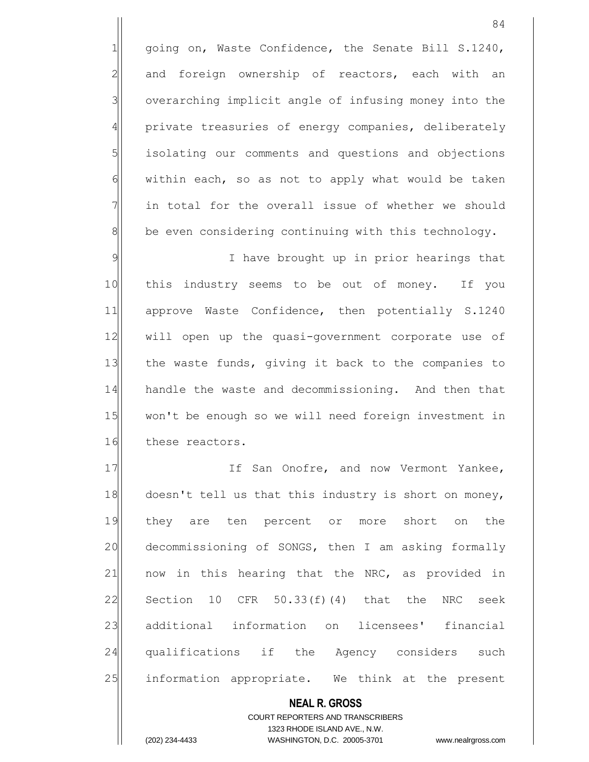going on, Waste Confidence, the Senate Bill S.1240, and foreign ownership of reactors, each with an overarching implicit angle of infusing money into the private treasuries of energy companies, deliberately isolating our comments and questions and objections within each, so as not to apply what would be taken in total for the overall issue of whether we should be even considering continuing with this technology.

I have brought up in prior hearings that this industry seems to be out of money. If you approve Waste Confidence, then potentially S.1240 will open up the quasi-government corporate use of the waste funds, giving it back to the companies to handle the waste and decommissioning. And then that won't be enough so we will need foreign investment in these reactors.

If San Onofre, and now Vermont Yankee, doesn't tell us that this industry is short on money, they are ten percent or more short on the decommissioning of SONGS, then I am asking formally now in this hearing that the NRC, as provided in Section 10 CFR 50.33(f)(4) that the NRC seek additional information on licensees' financial qualifications if the Agency considers such information appropriate. We think at the present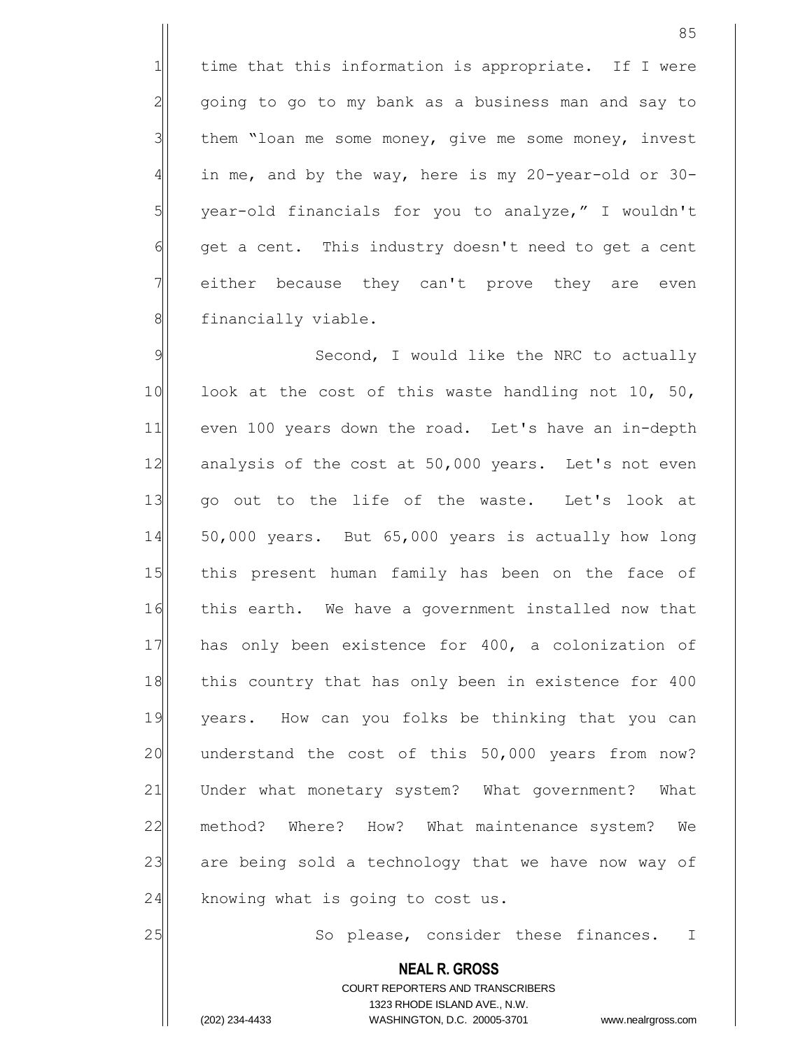time that this information is appropriate. If I were going to go to my bank as a business man and say to them "loan me some money, give me some money, invest in me, and by the way, here is my 20-year-old or 30-year-old financials for you to analyze," I wouldn't get a cent. This industry doesn't need to get a cent either because they can't prove they are even financially viable.

Second, I would like the NRC to actually look at the cost of this waste handling not 10, 50, even 100 years down the road. Let's have an in-depth analysis of the cost at 50,000 years. Let's not even go out to the life of the waste. Let's look at 50,000 years. But 65,000 years is actually how long this present human family has been on the face of this earth. We have a government installed now that has only been existence for 400, a colonization of this country that has only been in existence for 400 years. How can you folks be thinking that you can understand the cost of this 50,000 years from now? Under what monetary system? What government? What method? Where? How? What maintenance system? We are being sold a technology that we have now way of knowing what is going to cost us.

So please, consider these finances. I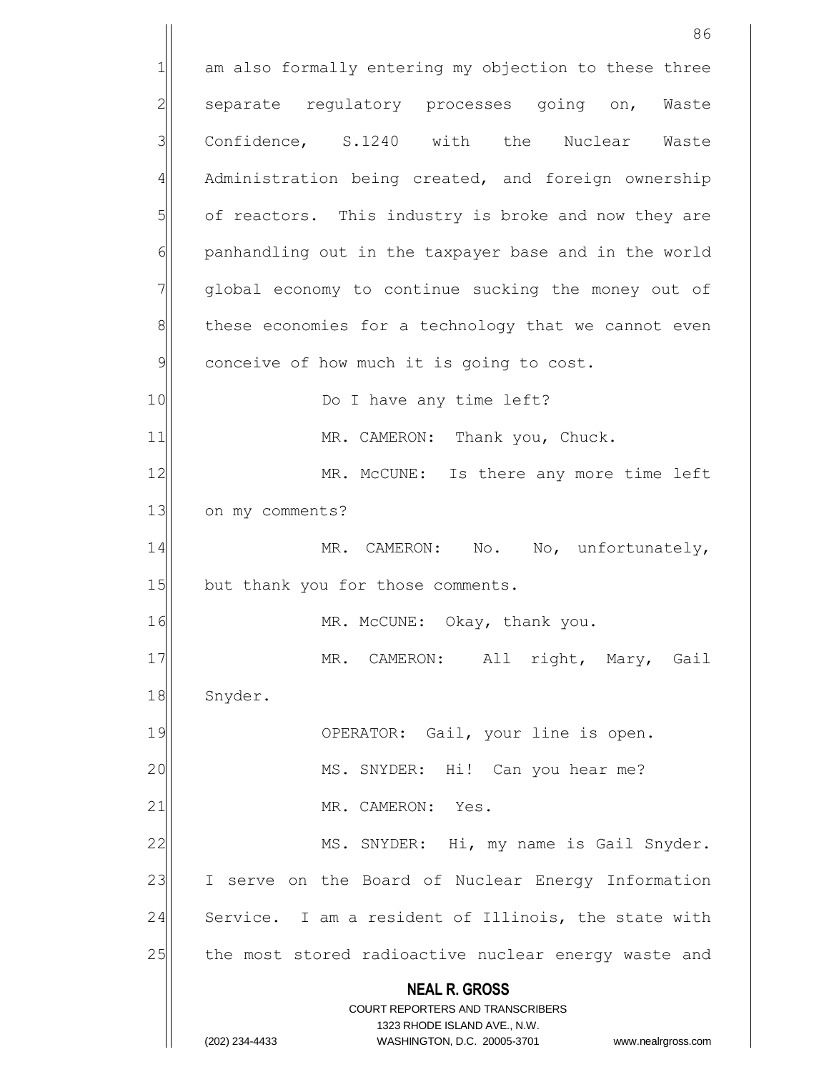am also formally entering my objection to these three separate regulatory processes going on, Waste Confidence, S.1240 with the Nuclear Waste Administration being created, and foreign ownership of reactors. This industry is broke and now they are panhandling out in the taxpayer base and in the world global economy to continue sucking the money out of these economies for a technology that we cannot even conceive of how much it is going to cost.

Do I have any time left?

MR. CAMERON: Thank you, Chuck.

MR. McCUNE: Is there any more time left on my comments?

MR. CAMERON: No. No, unfortunately, but thank you for those comments.

MR. McCUNE: Okay, thank you.

MR. CAMERON: All right, Mary, Gail Snyder.

OPERATOR: Gail, your line is open.

MS. SNYDER: Hi! Can you hear me?

MR. CAMERON: Yes.

MS. SNYDER: Hi, my name is Gail Snyder. I serve on the Board of Nuclear Energy Information Service. I am a resident of Illinois, the state with the most stored radioactive nuclear energy waste and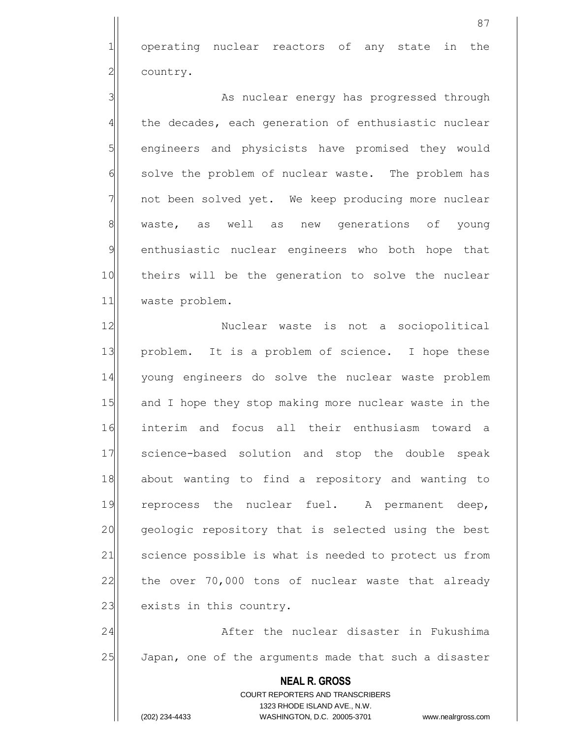operating nuclear reactors of any state in the country.

As nuclear energy has progressed through the decades, each generation of enthusiastic nuclear engineers and physicists have promised they would solve the problem of nuclear waste. The problem has not been solved yet. We keep producing more nuclear waste, as well as new generations of young enthusiastic nuclear engineers who both hope that theirs will be the generation to solve the nuclear waste problem.

Nuclear waste is not a sociopolitical problem. It is a problem of science. I hope these young engineers do solve the nuclear waste problem and I hope they stop making more nuclear waste in the interim and focus all their enthusiasm toward a science-based solution and stop the double speak about wanting to find a repository and wanting to reprocess the nuclear fuel. A permanent deep, geologic repository that is selected using the best science possible is what is needed to protect us from the over 70,000 tons of nuclear waste that already exists in this country.

After the nuclear disaster in Fukushima Japan, one of the arguments made that such a disaster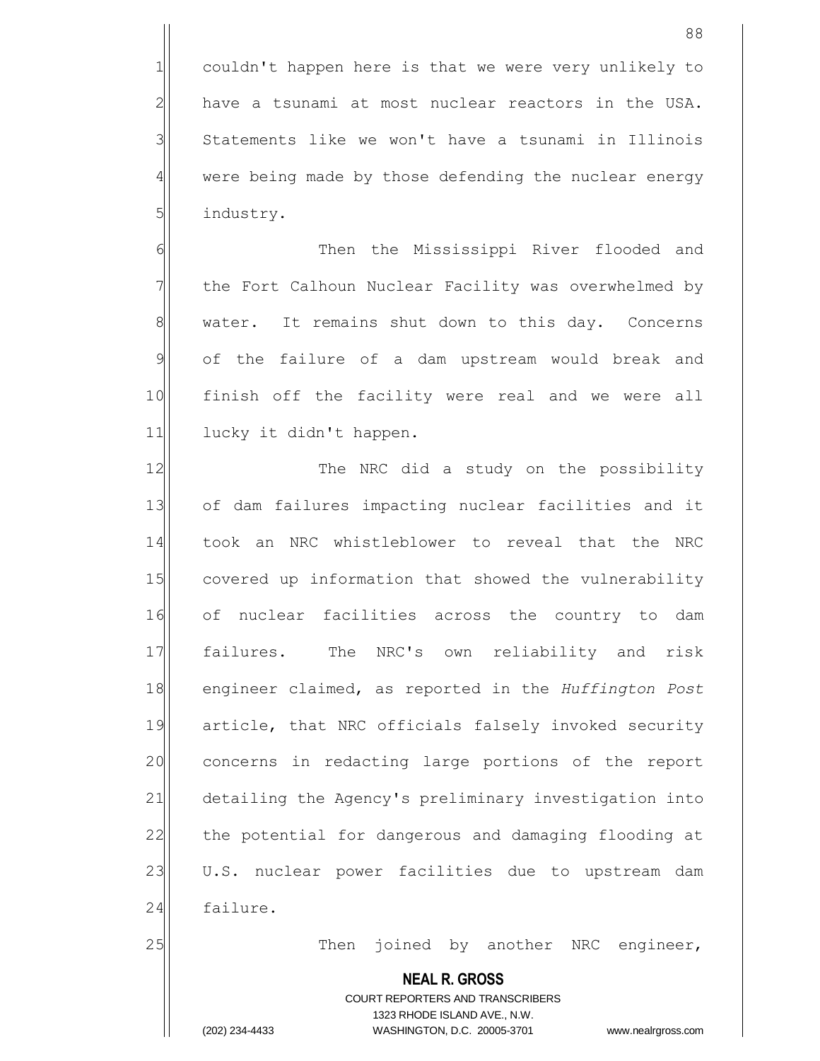couldn't happen here is that we were very unlikely to have a tsunami at most nuclear reactors in the USA. Statements like we won't have a tsunami in Illinois were being made by those defending the nuclear energy industry.

Then the Mississippi River flooded and the Fort Calhoun Nuclear Facility was overwhelmed by water. It remains shut down to this day. Concerns of the failure of a dam upstream would break and finish off the facility were real and we were all lucky it didn't happen.

The NRC did a study on the possibility of dam failures impacting nuclear facilities and it took an NRC whistleblower to reveal that the NRC covered up information that showed the vulnerability of nuclear facilities across the country to dam failures. The NRC's own reliability and risk engineer claimed, as reported in the *Huffington Post* article, that NRC officials falsely invoked security concerns in redacting large portions of the report detailing the Agency's preliminary investigation into the potential for dangerous and damaging flooding at U.S. nuclear power facilities due to upstream dam failure.

Then joined by another NRC engineer,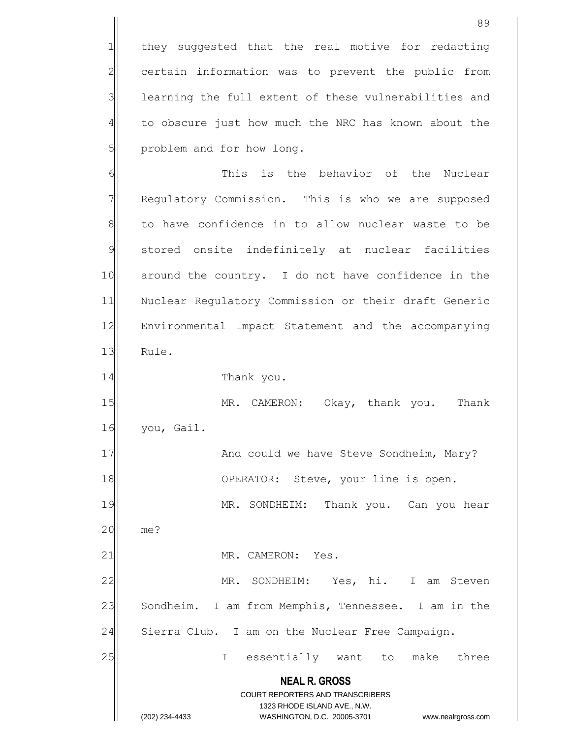they suggested that the real motive for redacting certain information was to prevent the public from learning the full extent of these vulnerabilities and to obscure just how much the NRC has known about the problem and for how long.

This is the behavior of the Nuclear Regulatory Commission. This is who we are supposed to have confidence in to allow nuclear waste to be stored onsite indefinitely at nuclear facilities around the country. I do not have confidence in the Nuclear Regulatory Commission or their draft Generic Environmental Impact Statement and the accompanying Rule.

Thank you.

MR. CAMERON: Okay, thank you. Thank you, Gail.

And could we have Steve Sondheim, Mary?

OPERATOR: Steve, your line is open.

MR. SONDHEIM: Thank you. Can you hear me?

MR. CAMERON: Yes.

MR. SONDHEIM: Yes, hi. I am Steven Sondheim. I am from Memphis, Tennessee. I am in the Sierra Club. I am on the Nuclear Free Campaign.

I essentially want to make three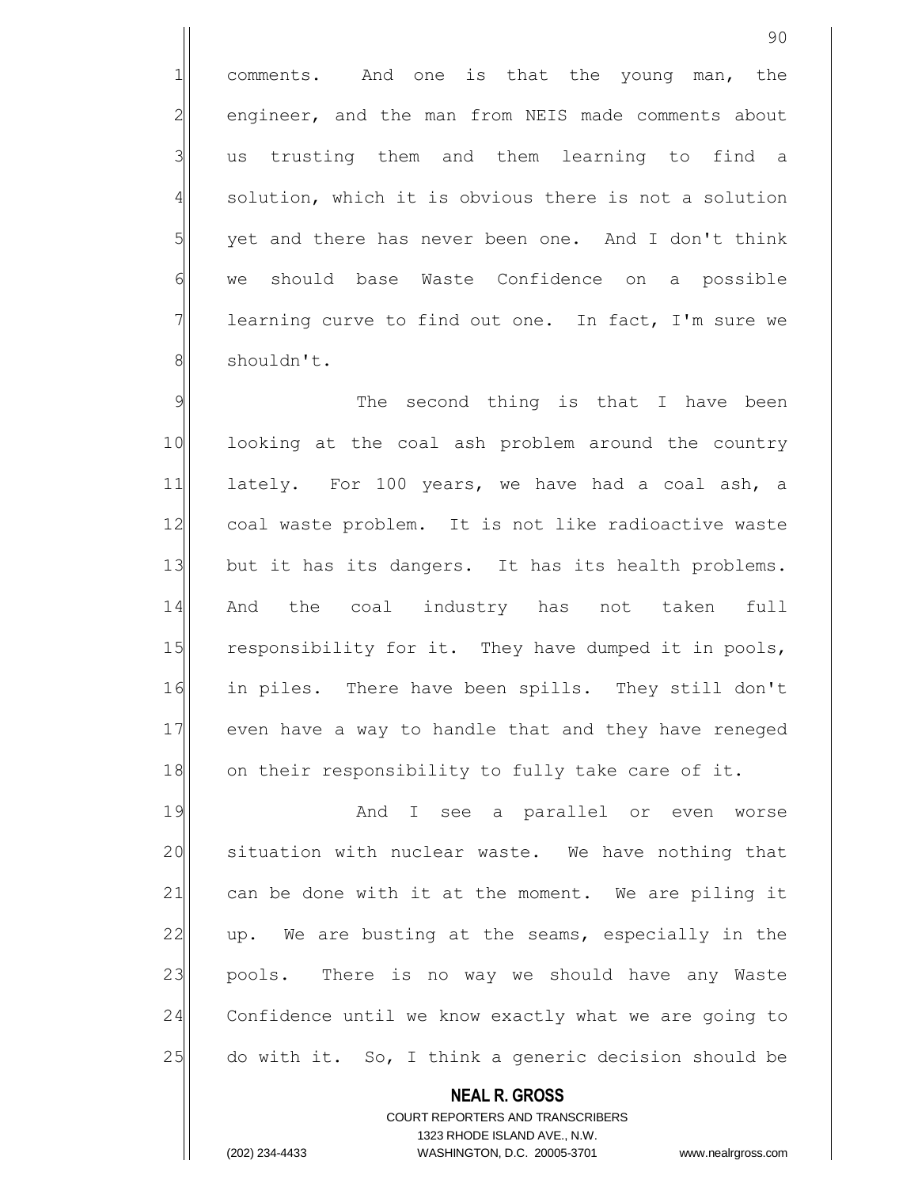comments. And one is that the young man, the engineer, and the man from NEIS made comments about us trusting them and them learning to find a solution, which it is obvious there is not a solution yet and there has never been one. And I don't think we should base Waste Confidence on a possible learning curve to find out one. In fact, I'm sure we shouldn't.

The second thing is that I have been looking at the coal ash problem around the country lately. For 100 years, we have had a coal ash, a coal waste problem. It is not like radioactive waste but it has its dangers. It has its health problems. And the coal industry has not taken full responsibility for it. They have dumped it in pools, in piles. There have been spills. They still don't even have a way to handle that and they have reneged on their responsibility to fully take care of it.

And I see a parallel or even worse situation with nuclear waste. We have nothing that can be done with it at the moment. We are piling it up. We are busting at the seams, especially in the pools. There is no way we should have any Waste Confidence until we know exactly what we are going to do with it. So, I think a generic decision should be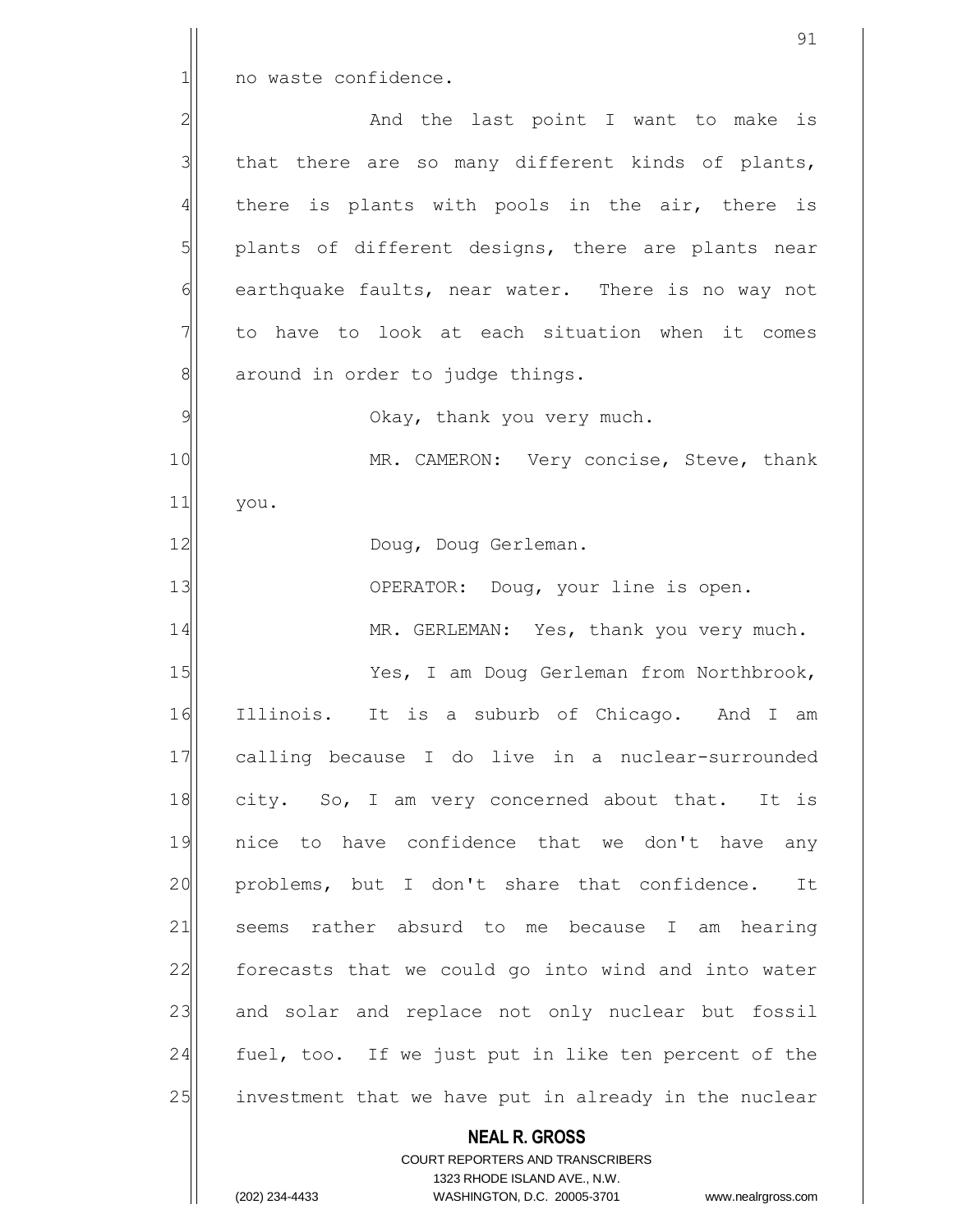no waste confidence.

And the last point I want to make is that there are so many different kinds of plants, there is plants with pools in the air, there is plants of different designs, there are plants near earthquake faults, near water. There is no way not to have to look at each situation when it comes around in order to judge things.

Okay, thank you very much.

MR. CAMERON: Very concise, Steve, thank you.

Doug, Doug Gerleman.

OPERATOR: Doug, your line is open.

MR. GERLEMAN: Yes, thank you very much.

Yes, I am Doug Gerleman from Northbrook, Illinois. It is a suburb of Chicago. And I am calling because I do live in a nuclear-surrounded city. So, I am very concerned about that. It is nice to have confidence that we don't have any problems, but I don't share that confidence. It seems rather absurd to me because I am hearing forecasts that we could go into wind and into water and solar and replace not only nuclear but fossil fuel, too. If we just put in like ten percent of the investment that we have put in already in the nuclear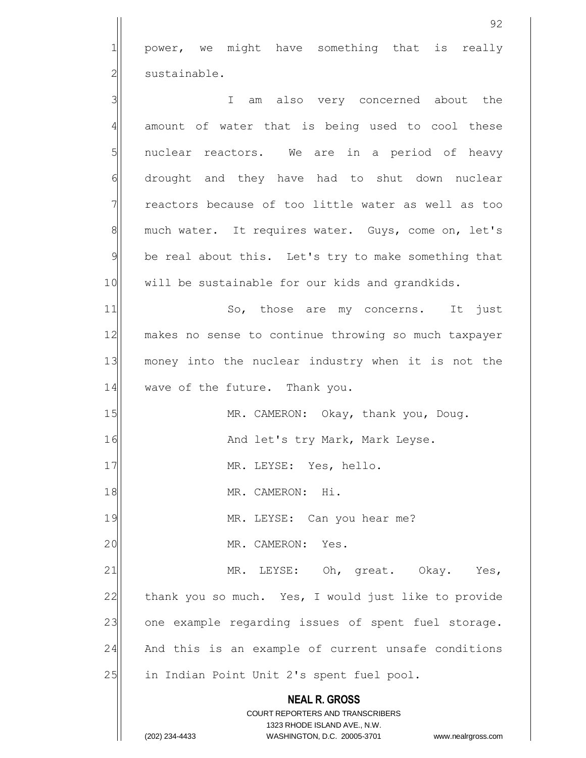power, we might have something that is really sustainable.

I am also very concerned about the amount of water that is being used to cool these nuclear reactors. We are in a period of heavy drought and they have had to shut down nuclear reactors because of too little water as well as too much water. It requires water. Guys, come on, let's be real about this. Let's try to make something that will be sustainable for our kids and grandkids.

So, those are my concerns. It just makes no sense to continue throwing so much taxpayer money into the nuclear industry when it is not the wave of the future. Thank you.

MR. CAMERON: Okay, thank you, Doug.

And let's try Mark, Mark Leyse.

MR. LEYSE: Yes, hello.

MR. CAMERON: Hi.

MR. LEYSE: Can you hear me?

MR. CAMERON: Yes.

MR. LEYSE: Oh, great. Okay. Yes, thank you so much. Yes, I would just like to provide one example regarding issues of spent fuel storage. And this is an example of current unsafe conditions in Indian Point Unit 2's spent fuel pool.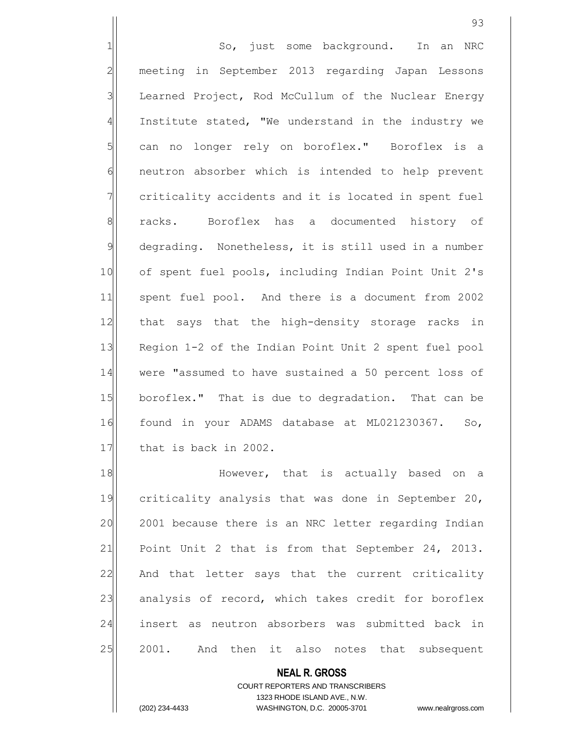So, just some background. In an NRC meeting in September 2013 regarding Japan Lessons Learned Project, Rod McCullum of the Nuclear Energy Institute stated, "We understand in the industry we can no longer rely on boroflex." Boroflex is a neutron absorber which is intended to help prevent criticality accidents and it is located in spent fuel racks. Boroflex has a documented history of degrading. Nonetheless, it is still used in a number of spent fuel pools, including Indian Point Unit 2's spent fuel pool. And there is a document from 2002 that says that the high-density storage racks in Region 1-2 of the Indian Point Unit 2 spent fuel pool were "assumed to have sustained a 50 percent loss of boroflex." That is due to degradation. That can be found in your ADAMS database at ML021230367. So, that is back in 2002.

However, that is actually based on a criticality analysis that was done in September 20, 2001 because there is an NRC letter regarding Indian Point Unit 2 that is from that September 24, 2013. And that letter says that the current criticality analysis of record, which takes credit for boroflex insert as neutron absorbers was submitted back in 2001. And then it also notes that subsequent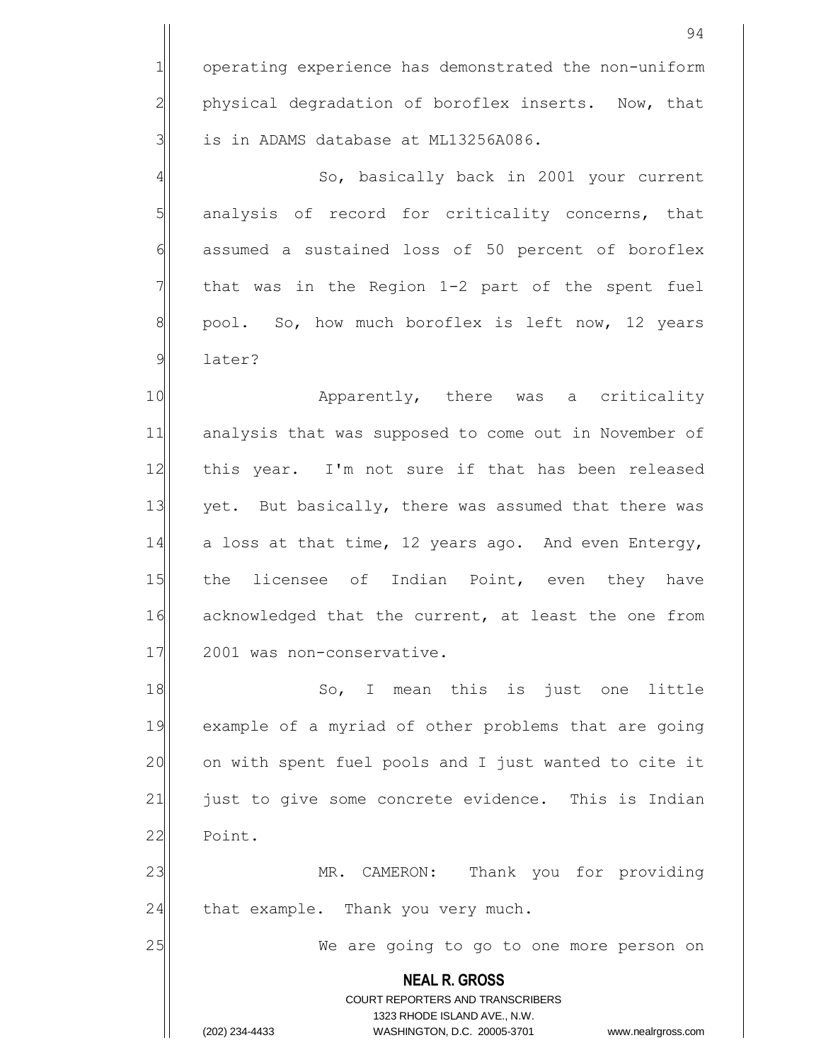operating experience has demonstrated the non-uniform physical degradation of boroflex inserts. Now, that is in ADAMS database at ML13256A086.

So, basically back in 2001 your current analysis of record for criticality concerns, that assumed a sustained loss of 50 percent of boroflex that was in the Region 1-2 part of the spent fuel pool. So, how much boroflex is left now, 12 years later?

Apparently, there was a criticality analysis that was supposed to come out in November of this year. I'm not sure if that has been released yet. But basically, there was assumed that there was a loss at that time, 12 years ago. And even Entergy, the licensee of Indian Point, even they have acknowledged that the current, at least the one from 2001 was non-conservative.

So, I mean this is just one little example of a myriad of other problems that are going on with spent fuel pools and I just wanted to cite it just to give some concrete evidence. This is Indian Point.

MR. CAMERON: Thank you for providing that example. Thank you very much.

We are going to go to one more person on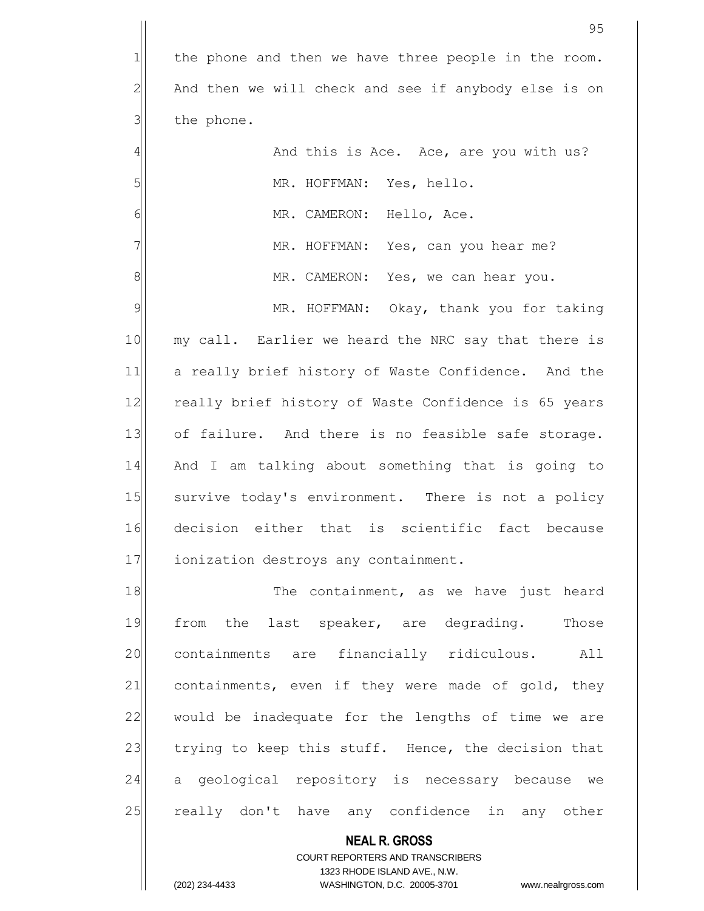the phone and then we have three people in the room. And then we will check and see if anybody else is on the phone.

And this is Ace. Ace, are you with us?

MR. HOFFMAN: Yes, hello.

MR. CAMERON: Hello, Ace.

MR. HOFFMAN: Yes, can you hear me?

MR. CAMERON: Yes, we can hear you.

MR. HOFFMAN: Okay, thank you for taking my call. Earlier we heard the NRC say that there is a really brief history of Waste Confidence. And the really brief history of Waste Confidence is 65 years of failure. And there is no feasible safe storage. And I am talking about something that is going to survive today's environment. There is not a policy decision either that is scientific fact because ionization destroys any containment.

The containment, as we have just heard from the last speaker, are degrading. Those containments are financially ridiculous. All containments, even if they were made of gold, they would be inadequate for the lengths of time we are trying to keep this stuff. Hence, the decision that a geological repository is necessary because we really don't have any confidence in any other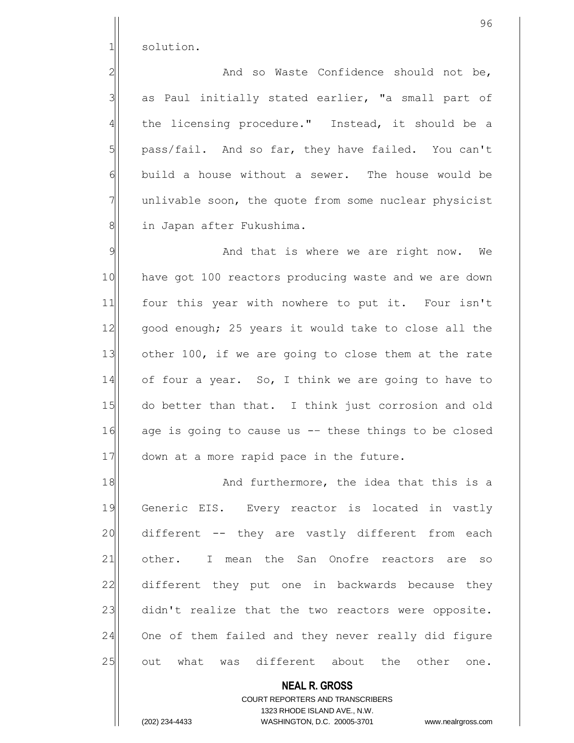solution.

And so Waste Confidence should not be, as Paul initially stated earlier, "a small part of the licensing procedure." Instead, it should be a pass/fail. And so far, they have failed. You can't build a house without a sewer. The house would be unlivable soon, the quote from some nuclear physicist in Japan after Fukushima.

And that is where we are right now. We have got 100 reactors producing waste and we are down four this year with nowhere to put it. Four isn't good enough; 25 years it would take to close all the other 100, if we are going to close them at the rate of four a year. So, I think we are going to have to do better than that. I think just corrosion and old age is going to cause us -- these things to be closed down at a more rapid pace in the future.

And furthermore, the idea that this is a Generic EIS. Every reactor is located in vastly different -- they are vastly different from each other. I mean the San Onofre reactors are so different they put one in backwards because they didn't realize that the two reactors were opposite. One of them failed and they never really did figure out what was different about the other one.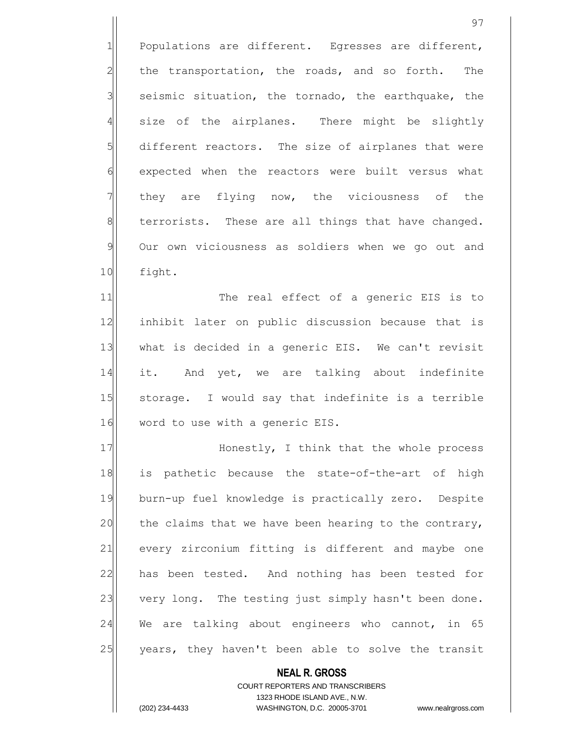Populations are different. Egresses are different, the transportation, the roads, and so forth. The seismic situation, the tornado, the earthquake, the size of the airplanes. There might be slightly different reactors. The size of airplanes that were expected when the reactors were built versus what they are flying now, the viciousness of the terrorists. These are all things that have changed. Our own viciousness as soldiers when we go out and fight.

The real effect of a generic EIS is to inhibit later on public discussion because that is what is decided in a generic EIS. We can't revisit it. And yet, we are talking about indefinite storage. I would say that indefinite is a terrible word to use with a generic EIS.

Honestly, I think that the whole process is pathetic because the state-of-the-art of high burn-up fuel knowledge is practically zero. Despite the claims that we have been hearing to the contrary, every zirconium fitting is different and maybe one has been tested. And nothing has been tested for very long. The testing just simply hasn't been done. We are talking about engineers who cannot, in 65 years, they haven't been able to solve the transit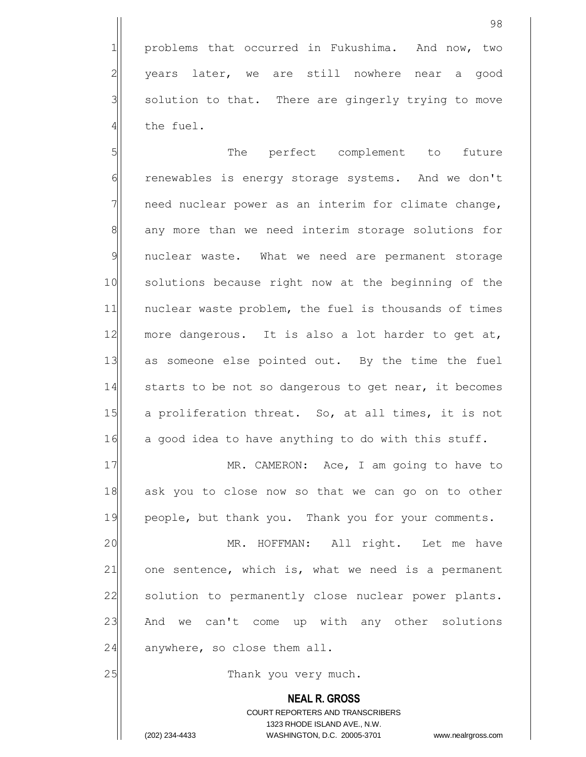problems that occurred in Fukushima. And now, two years later, we are still nowhere near a good solution to that. There are gingerly trying to move the fuel.

The perfect complement to future renewables is energy storage systems. And we don't need nuclear power as an interim for climate change, any more than we need interim storage solutions for nuclear waste. What we need are permanent storage solutions because right now at the beginning of the nuclear waste problem, the fuel is thousands of times more dangerous. It is also a lot harder to get at, as someone else pointed out. By the time the fuel starts to be not so dangerous to get near, it becomes a proliferation threat. So, at all times, it is not a good idea to have anything to do with this stuff.

MR. CAMERON: Ace, I am going to have to ask you to close now so that we can go on to other people, but thank you. Thank you for your comments.

MR. HOFFMAN: All right. Let me have one sentence, which is, what we need is a permanent solution to permanently close nuclear power plants. And we can't come up with any other solutions anywhere, so close them all.

Thank you very much.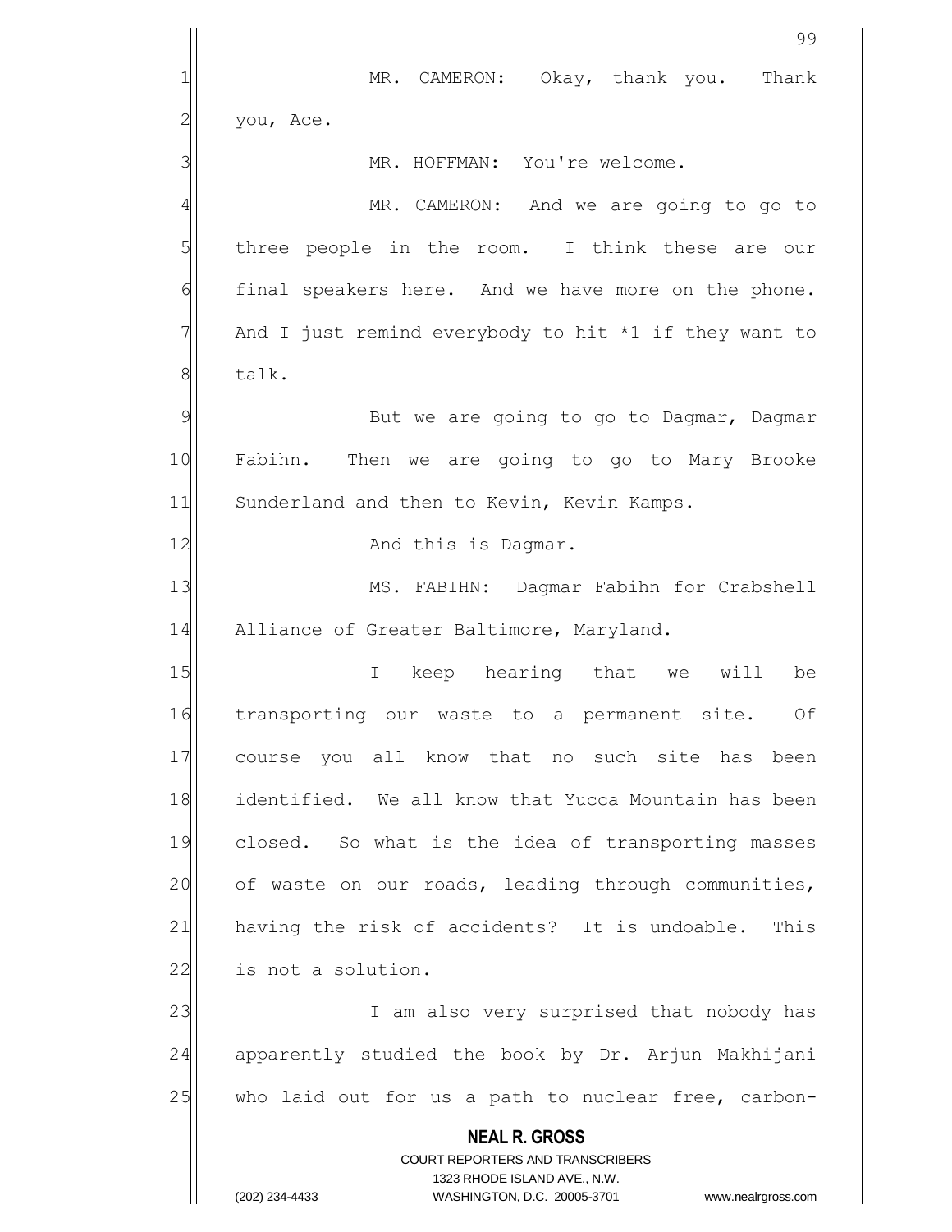MR. CAMERON: Okay, thank you. Thank you, Ace.

MR. HOFFMAN: You're welcome.

MR. CAMERON: And we are going to go to three people in the room. I think these are our final speakers here. And we have more on the phone. And I just remind everybody to hit *1 if they want to talk.

But we are going to go to Dagmar, Dagmar Fabihn. Then we are going to go to Mary Brooke Sunderland and then to Kevin, Kevin Kamps.

And this is Dagmar.

MS. FABIHN: Dagmar Fabihn for Crabshell Alliance of Greater Baltimore, Maryland.

I keep hearing that we will be transporting our waste to a permanent site. Of course you all know that no such site has been identified. We all know that Yucca Mountain has been closed. So what is the idea of transporting masses of waste on our roads, leading through communities, having the risk of accidents? It is undoable. This is not a solution.

I am also very surprised that nobody has apparently studied the book by Dr. Arjun Makhijani who laid out for us a path to nuclear free, carbon-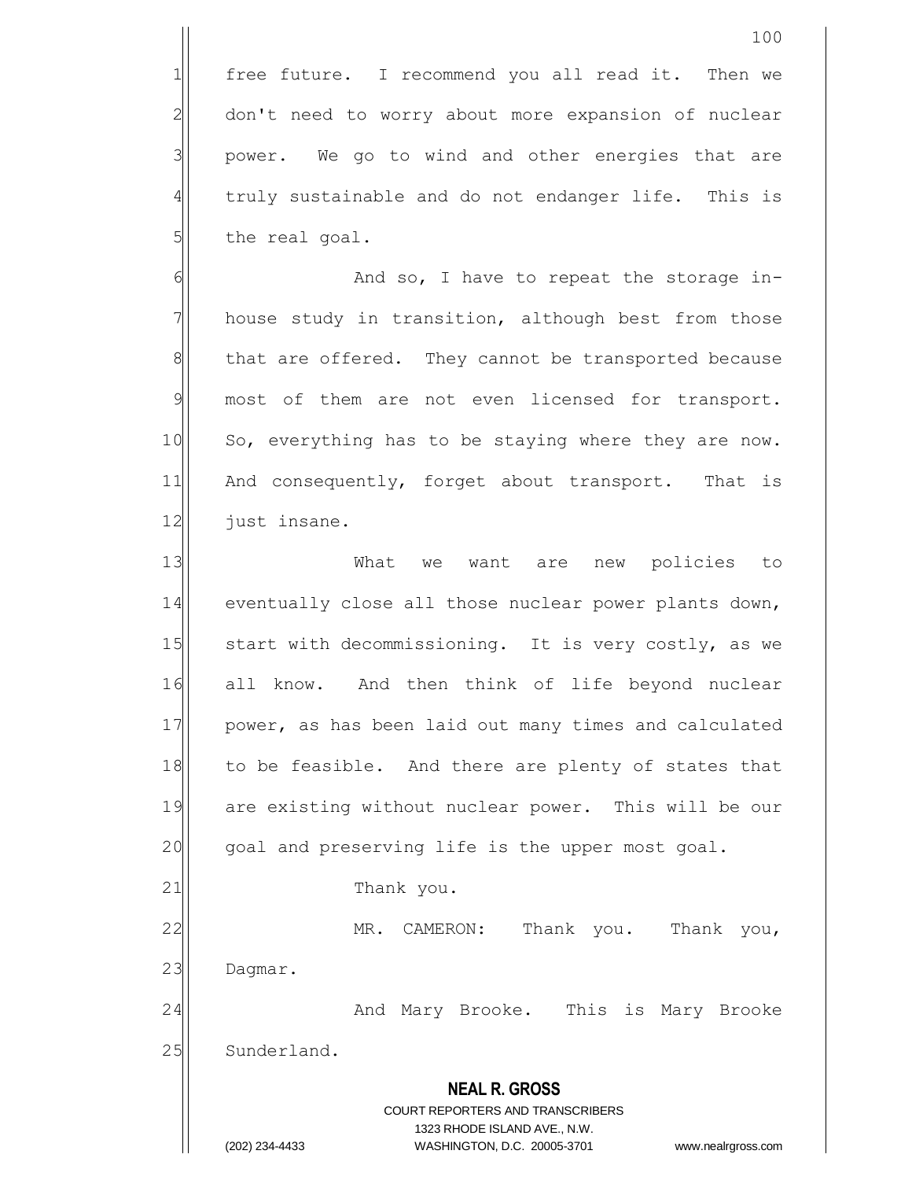free future. I recommend you all read it. Then we don't need to worry about more expansion of nuclear power. We go to wind and other energies that are truly sustainable and do not endanger life. This is the real goal.

And so, I have to repeat the storage in-house study in transition, although best from those that are offered. They cannot be transported because most of them are not even licensed for transport. So, everything has to be staying where they are now. And consequently, forget about transport. That is just insane.

What we want are new policies to eventually close all those nuclear power plants down, start with decommissioning. It is very costly, as we all know. And then think of life beyond nuclear power, as has been laid out many times and calculated to be feasible. And there are plenty of states that are existing without nuclear power. This will be our goal and preserving life is the upper most goal.

Thank you.

MR. CAMERON: Thank you. Thank you, Dagmar.

And Mary Brooke. This is Mary Brooke Sunderland.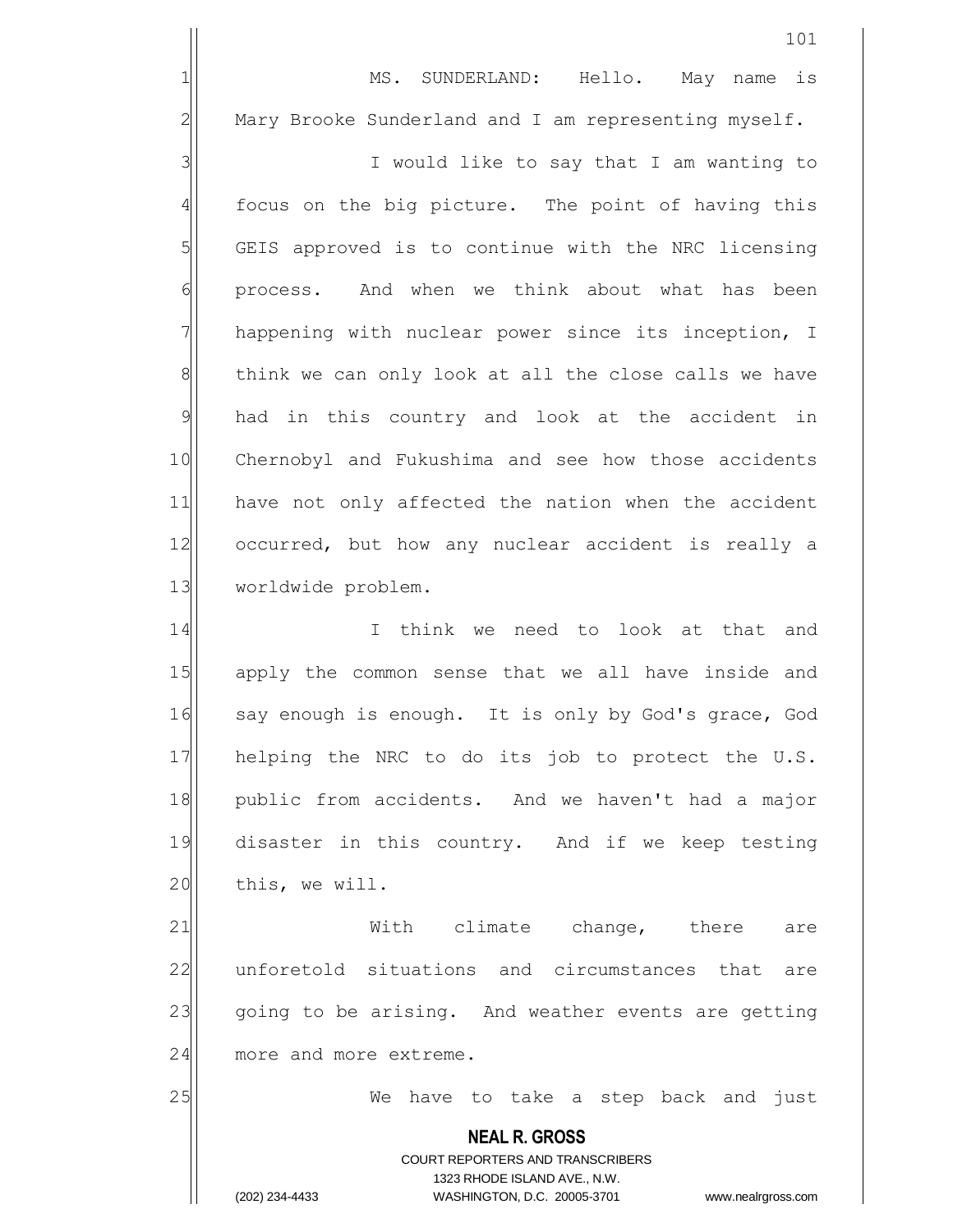MS. SUNDERLAND: Hello. May name is Mary Brooke Sunderland and I am representing myself.

I would like to say that I am wanting to focus on the big picture. The point of having this GEIS approved is to continue with the NRC licensing process. And when we think about what has been happening with nuclear power since its inception, I think we can only look at all the close calls we have had in this country and look at the accident in Chernobyl and Fukushima and see how those accidents have not only affected the nation when the accident occurred, but how any nuclear accident is really a worldwide problem.

I think we need to look at that and apply the common sense that we all have inside and say enough is enough. It is only by God's grace, God helping the NRC to do its job to protect the U.S. public from accidents. And we haven't had a major disaster in this country. And if we keep testing this, we will.

With climate change, there are unforetold situations and circumstances that are going to be arising. And weather events are getting more and more extreme.

We have to take a step back and just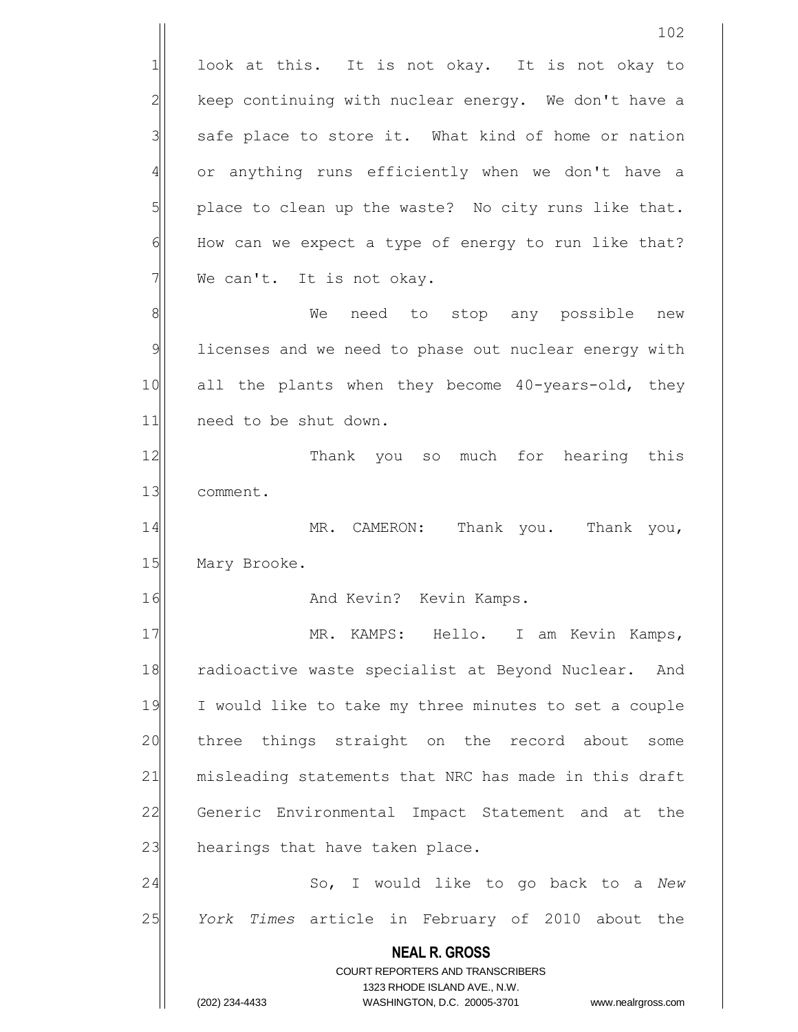look at this. It is not okay. It is not okay to keep continuing with nuclear energy. We don't have a safe place to store it. What kind of home or nation or anything runs efficiently when we don't have a place to clean up the waste? No city runs like that. How can we expect a type of energy to run like that? We can't. It is not okay.

We need to stop any possible new licenses and we need to phase out nuclear energy with all the plants when they become 40-years-old, they need to be shut down.

Thank you so much for hearing this comment.

MR. CAMERON: Thank you. Thank you, Mary Brooke.

And Kevin? Kevin Kamps.

MR. KAMPS: Hello. I am Kevin Kamps, radioactive waste specialist at Beyond Nuclear. And I would like to take my three minutes to set a couple three things straight on the record about some misleading statements that NRC has made in this draft Generic Environmental Impact Statement and at the hearings that have taken place.

So, I would like to go back to a *New York Times* article in February of 2010 about the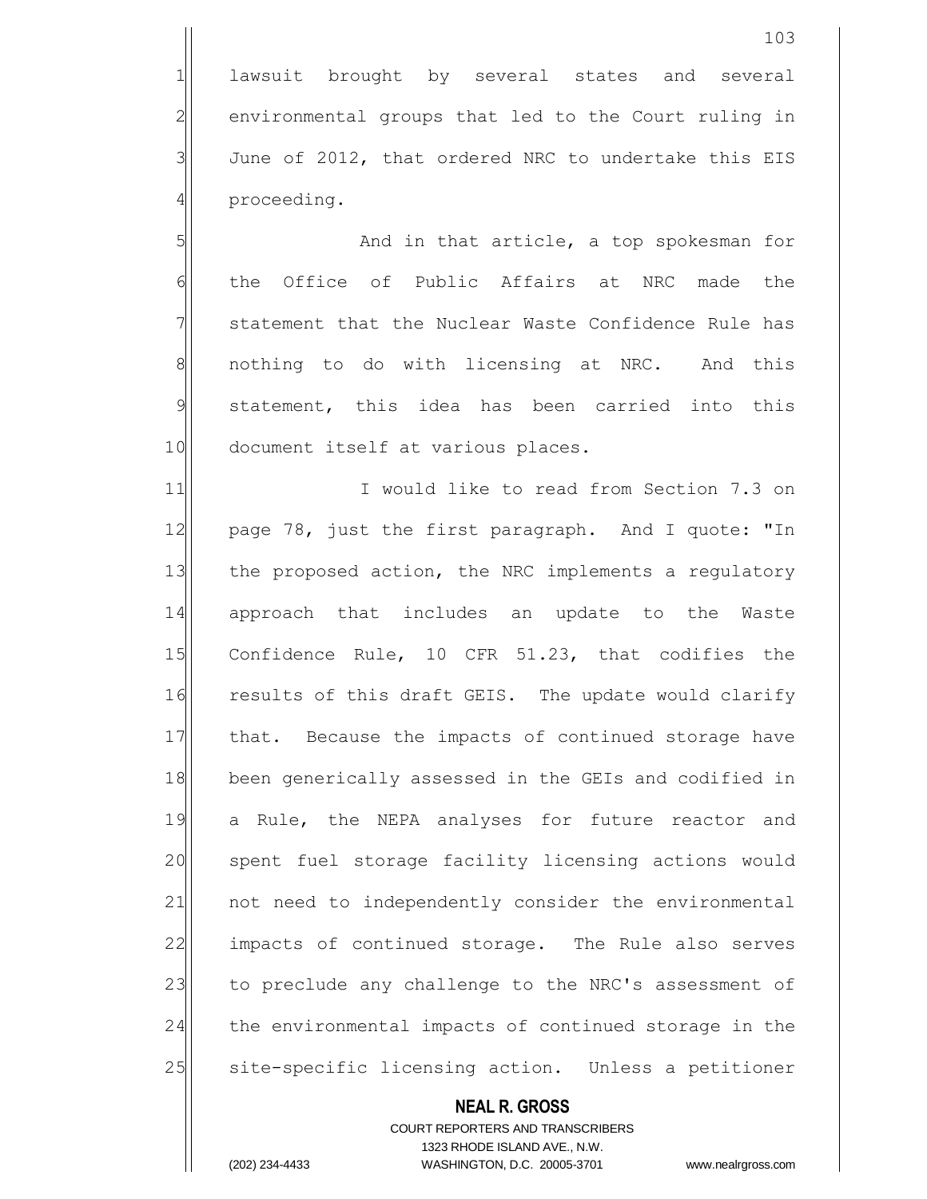lawsuit brought by several states and several environmental groups that led to the Court ruling in June of 2012, that ordered NRC to undertake this EIS proceeding.

And in that article, a top spokesman for the Office of Public Affairs at NRC made the statement that the Nuclear Waste Confidence Rule has nothing to do with licensing at NRC. And this statement, this idea has been carried into this document itself at various places.

I would like to read from Section 7.3 on page 78, just the first paragraph. And I quote: "In the proposed action, the NRC implements a regulatory approach that includes an update to the Waste Confidence Rule, 10 CFR 51.23, that codifies the results of this draft GEIS. The update would clarify that. Because the impacts of continued storage have been generically assessed in the GEIs and codified in a Rule, the NEPA analyses for future reactor and spent fuel storage facility licensing actions would not need to independently consider the environmental impacts of continued storage. The Rule also serves to preclude any challenge to the NRC's assessment of the environmental impacts of continued storage in the site-specific licensing action. Unless a petitioner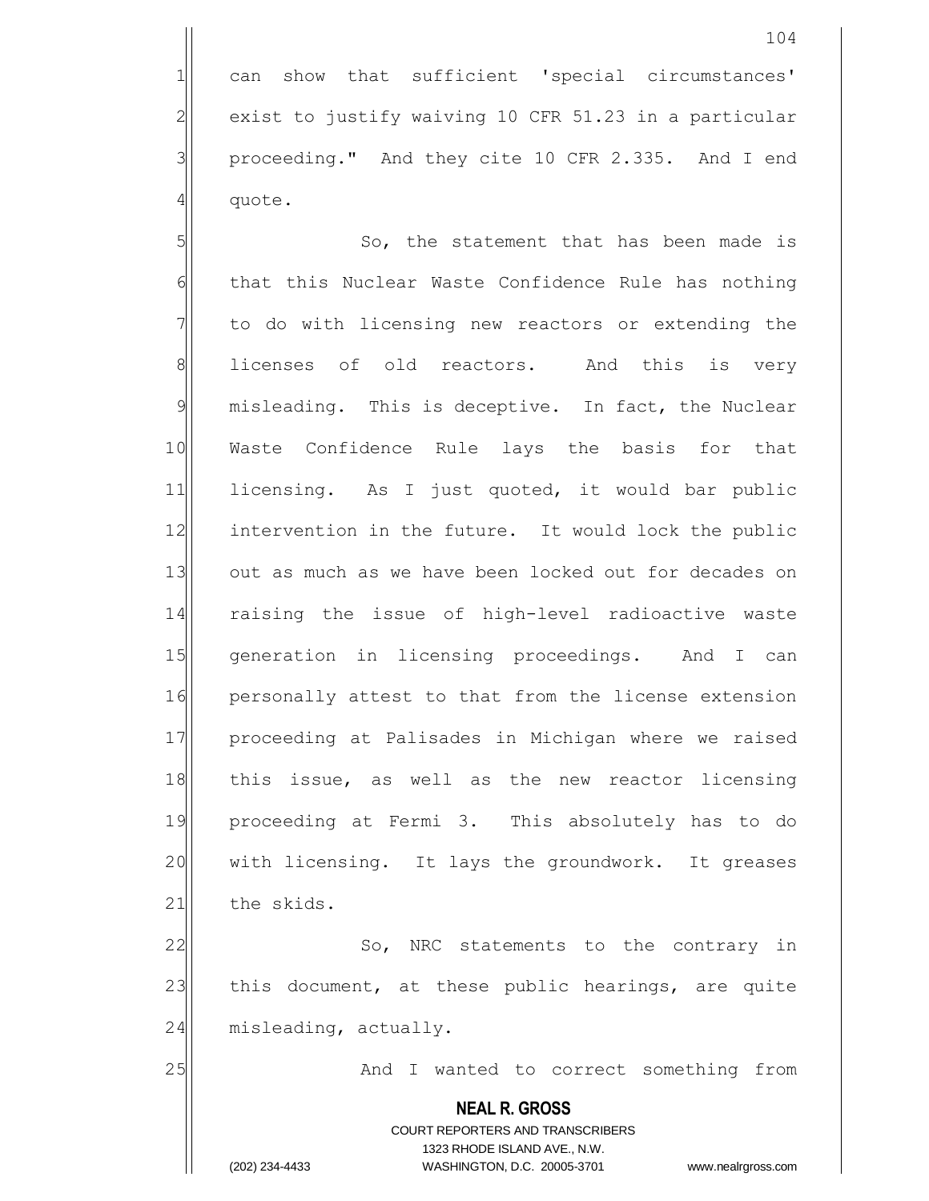can show that sufficient 'special circumstances' exist to justify waiving 10 CFR 51.23 in a particular proceeding." And they cite 10 CFR 2.335. And I end quote.

So, the statement that has been made is that this Nuclear Waste Confidence Rule has nothing to do with licensing new reactors or extending the licenses of old reactors. And this is very misleading. This is deceptive. In fact, the Nuclear Waste Confidence Rule lays the basis for that licensing. As I just quoted, it would bar public intervention in the future. It would lock the public out as much as we have been locked out for decades on raising the issue of high-level radioactive waste generation in licensing proceedings. And I can personally attest to that from the license extension proceeding at Palisades in Michigan where we raised this issue, as well as the new reactor licensing proceeding at Fermi 3. This absolutely has to do with licensing. It lays the groundwork. It greases the skids.

So, NRC statements to the contrary in this document, at these public hearings, are quite misleading, actually.

And I wanted to correct something from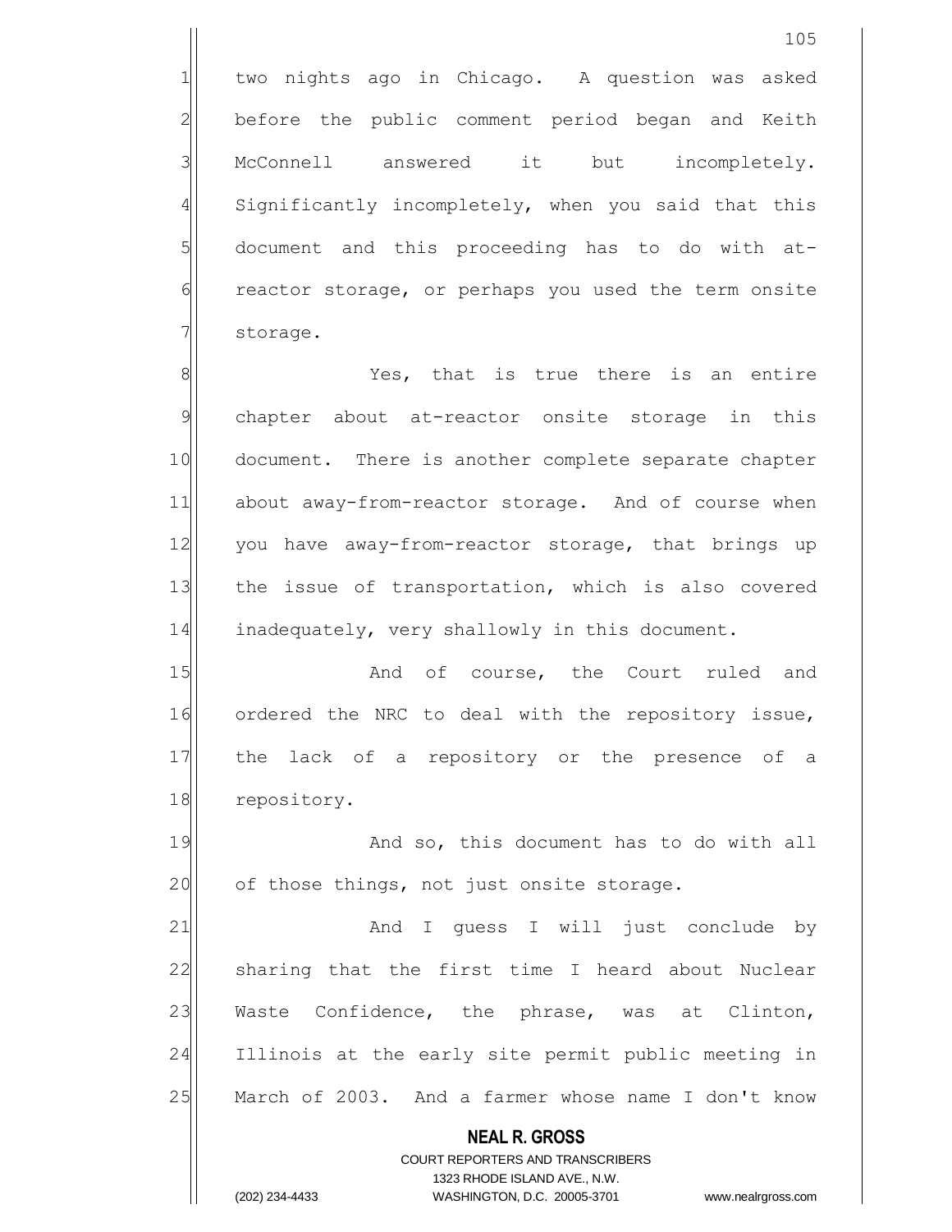two nights ago in Chicago. A question was asked before the public comment period began and Keith McConnell answered it but incompletely. Significantly incompletely, when you said that this document and this proceeding has to do with at-reactor storage, or perhaps you used the term onsite storage.

Yes, that is true there is an entire chapter about at-reactor onsite storage in this document. There is another complete separate chapter about away-from-reactor storage. And of course when you have away-from-reactor storage, that brings up the issue of transportation, which is also covered inadequately, very shallowly in this document.

And of course, the Court ruled and ordered the NRC to deal with the repository issue, the lack of a repository or the presence of a repository.

And so, this document has to do with all of those things, not just onsite storage.

And I guess I will just conclude by sharing that the first time I heard about Nuclear Waste Confidence, the phrase, was at Clinton, Illinois at the early site permit public meeting in March of 2003. And a farmer whose name I don't know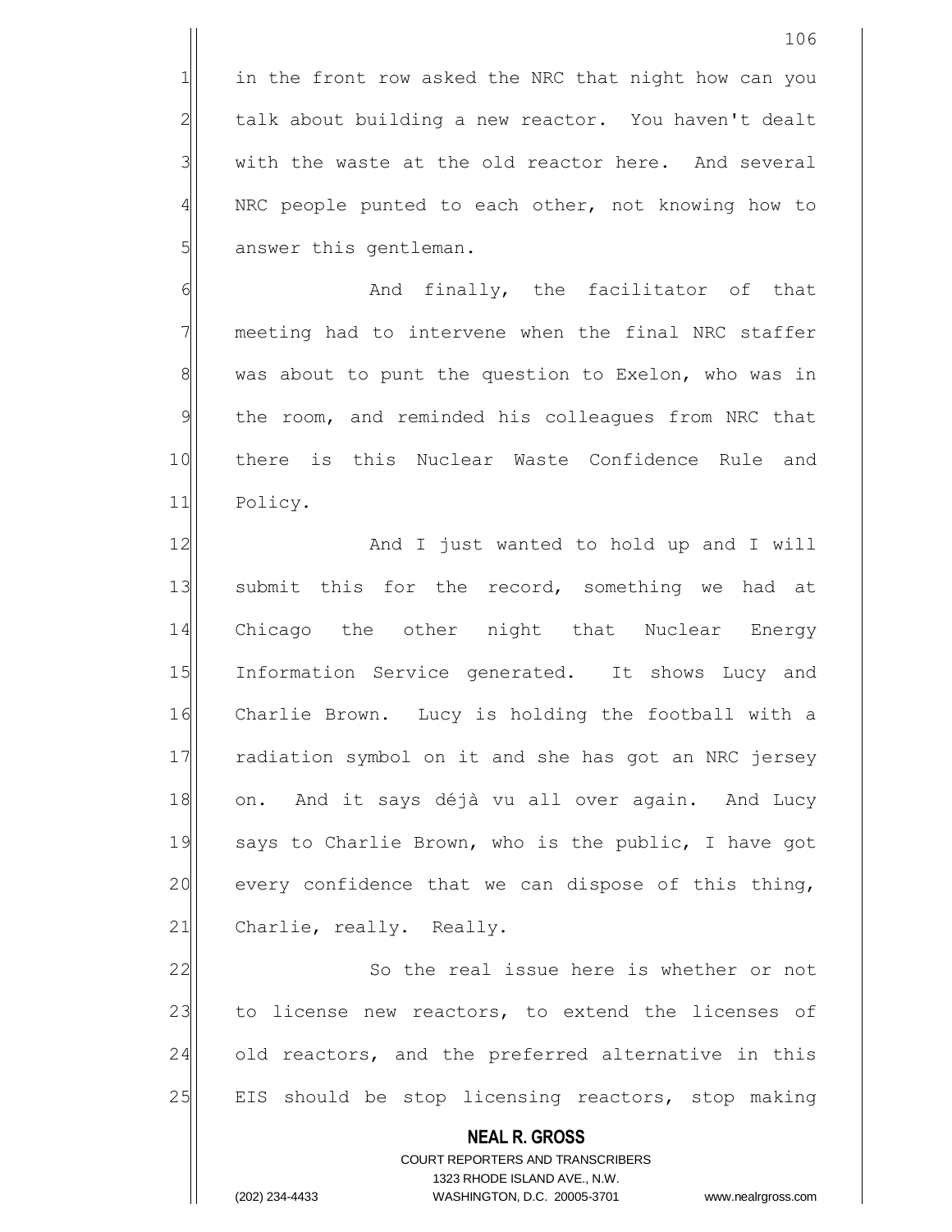in the front row asked the NRC that night how can you talk about building a new reactor. You haven't dealt with the waste at the old reactor here. And several NRC people punted to each other, not knowing how to answer this gentleman.

And finally, the facilitator of that meeting had to intervene when the final NRC staffer was about to punt the question to Exelon, who was in the room, and reminded his colleagues from NRC that there is this Nuclear Waste Confidence Rule and Policy.

And I just wanted to hold up and I will submit this for the record, something we had at Chicago the other night that Nuclear Energy Information Service generated. It shows Lucy and Charlie Brown. Lucy is holding the football with a radiation symbol on it and she has got an NRC jersey on. And it says déjà vu all over again. And Lucy says to Charlie Brown, who is the public, I have got every confidence that we can dispose of this thing, Charlie, really. Really.

So the real issue here is whether or not to license new reactors, to extend the licenses of old reactors, and the preferred alternative in this EIS should be stop licensing reactors, stop making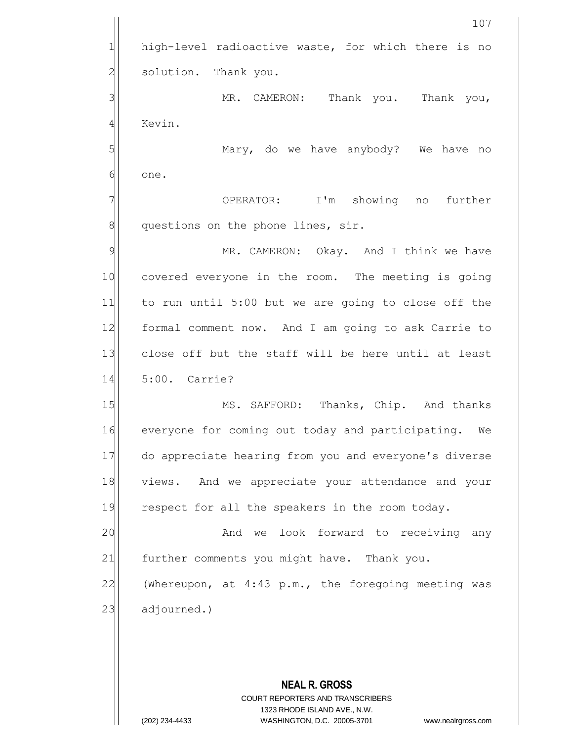high-level radioactive waste, for which there is no solution. Thank you.

MR. CAMERON: Thank you. Thank you, Kevin.

Mary, do we have anybody? We have no one.

OPERATOR: I'm showing no further questions on the phone lines, sir.

MR. CAMERON: Okay. And I think we have covered everyone in the room. The meeting is going to run until 5:00 but we are going to close off the formal comment now. And I am going to ask Carrie to close off but the staff will be here until at least 5:00. Carrie?

MS. SAFFORD: Thanks, Chip. And thanks everyone for coming out today and participating. We do appreciate hearing from you and everyone's diverse views. And we appreciate your attendance and your respect for all the speakers in the room today.

And we look forward to receiving any further comments you might have. Thank you.

(Whereupon, at 4:43 p.m., the foregoing meeting was adjourned.)